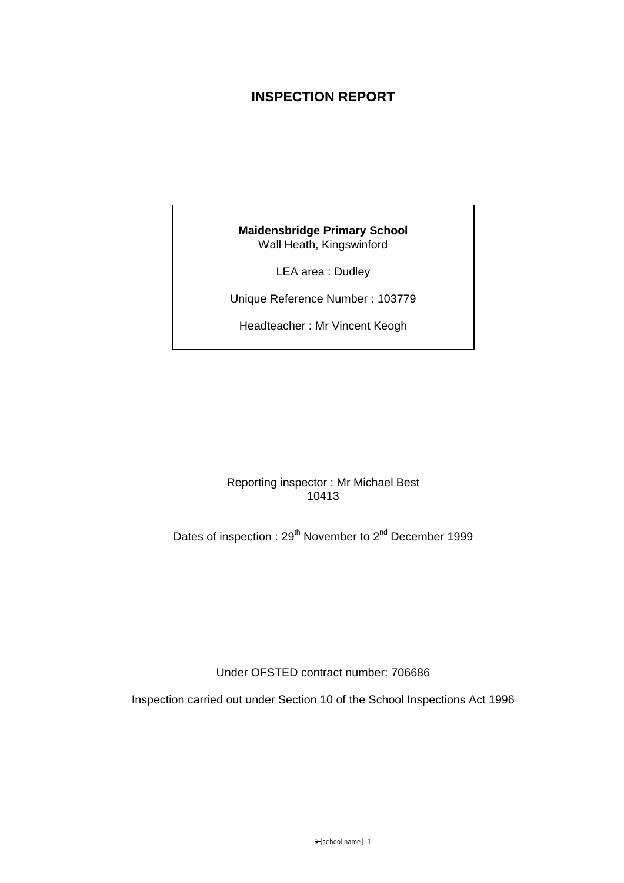# INSPECTION REPORT

**Maidensbridge Primary School**
Wall Heath, Kingswinford

LEA area : Dudley

Unique Reference Number : 103779

Headteacher : Mr Vincent Keogh

Reporting inspector : Mr Michael Best
10413

Dates of inspection : 29th November to 2nd December 1999

Under OFSTED contract number: 706686

Inspection carried out under Section 10 of the School Inspections Act 1996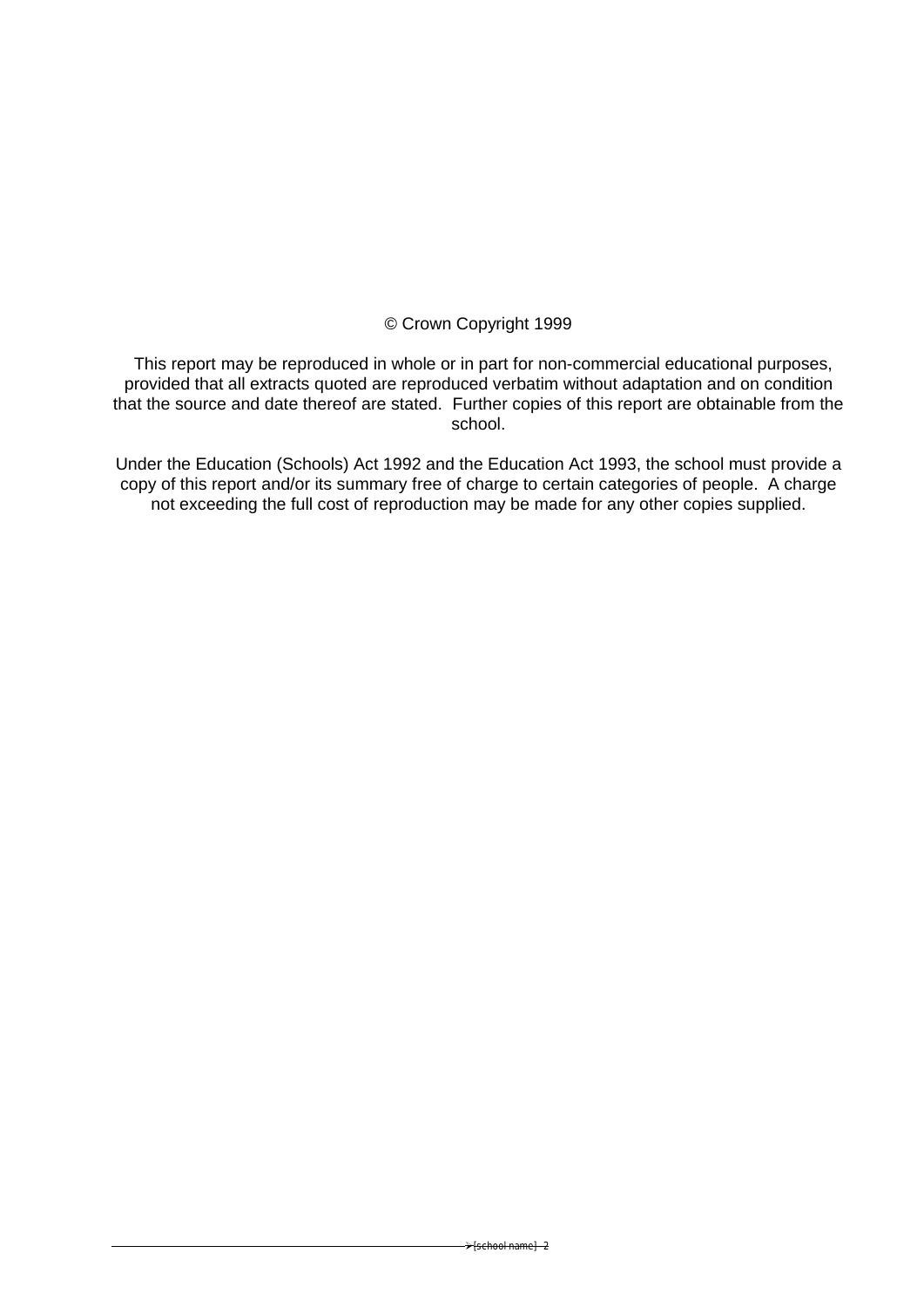© Crown Copyright 1999

This report may be reproduced in whole or in part for non-commercial educational purposes, provided that all extracts quoted are reproduced verbatim without adaptation and on condition that the source and date thereof are stated. Further copies of this report are obtainable from the school.

Under the Education (Schools) Act 1992 and the Education Act 1993, the school must provide a copy of this report and/or its summary free of charge to certain categories of people. A charge not exceeding the full cost of reproduction may be made for any other copies supplied.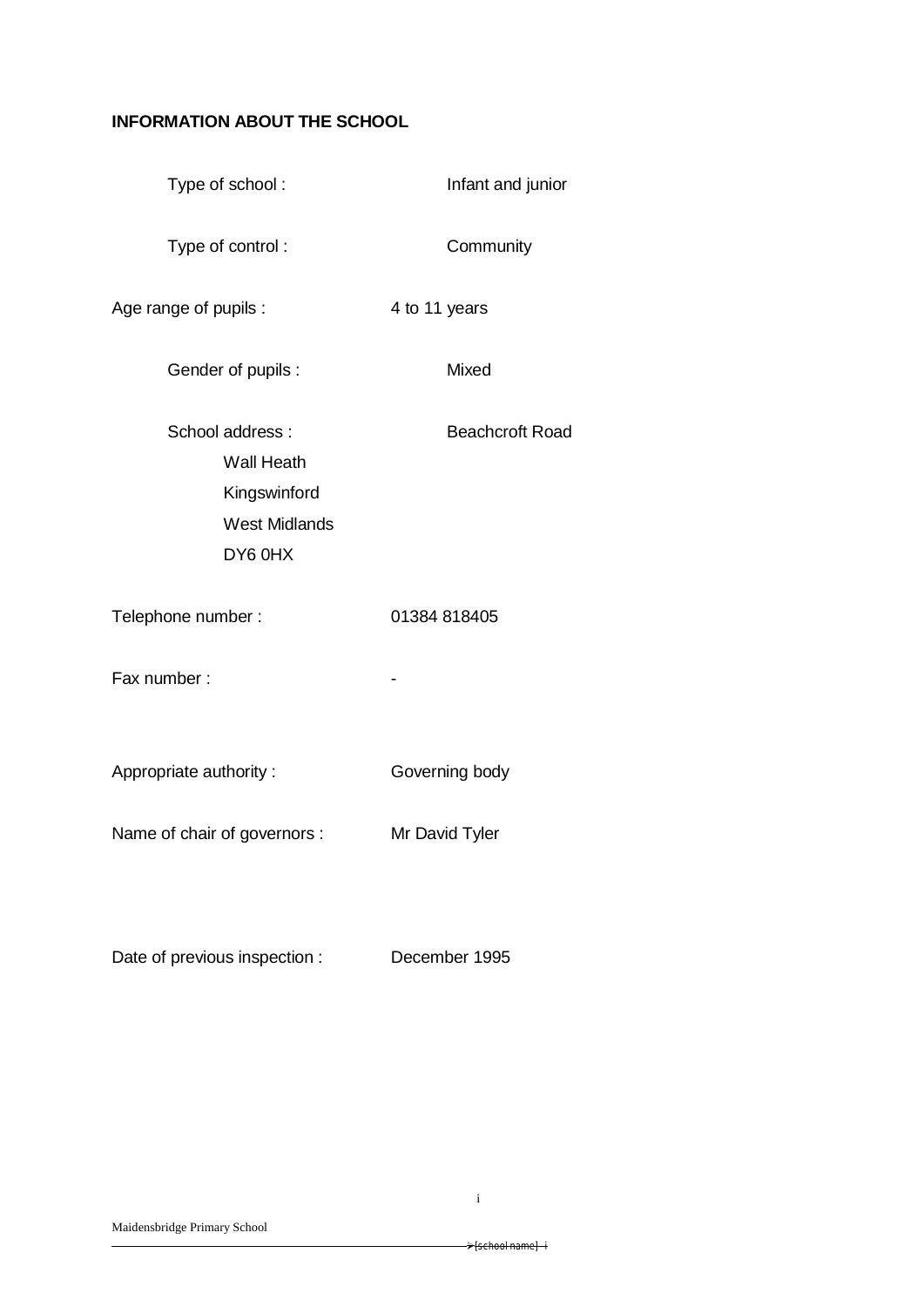**INFORMATION ABOUT THE SCHOOL**

| | |
|---|---|
| Type of school : | Infant and junior |
| Type of control : | Community |
| Age range of pupils : | 4 to 11 years |
| Gender of pupils : | Mixed |
| School address : | Beachcroft Road<br>Wall Heath<br>Kingswinford<br>West Midlands<br>DY6 0HX |
| Telephone number : | 01384 818405 |
| Fax number : | - |
| Appropriate authority : | Governing body |
| Name of chair of governors : | Mr David Tyler |
| Date of previous inspection : | December 1995 |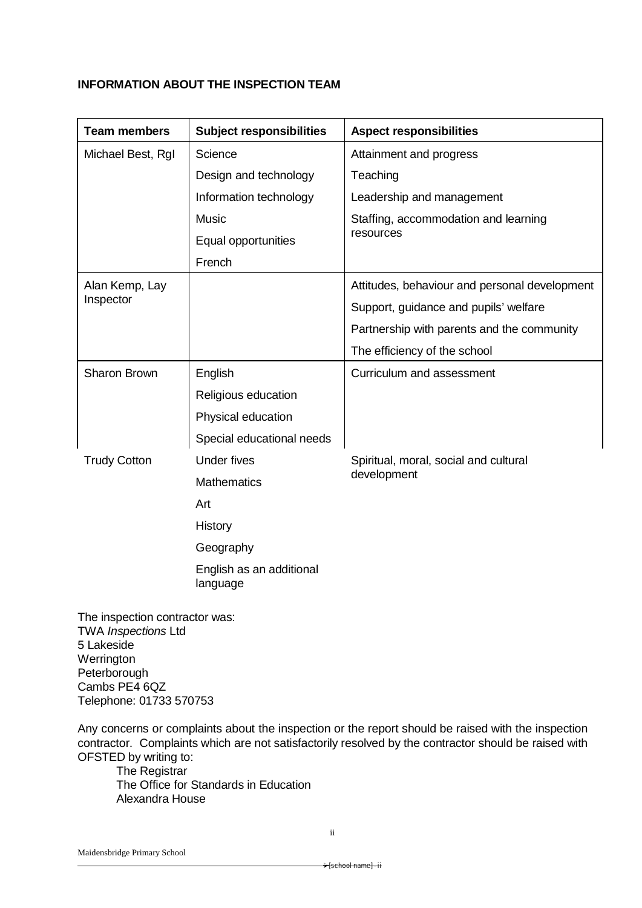**INFORMATION ABOUT THE INSPECTION TEAM**

| Team members | Subject responsibilities | Aspect responsibilities |
|---|---|---|
| Michael Best, RgI | Science<br>Design and technology<br>Information technology<br>Music<br>Equal opportunities<br>French | Attainment and progress<br>Teaching<br>Leadership and management<br>Staffing, accommodation and learning resources |
| Alan Kemp, Lay Inspector | | Attitudes, behaviour and personal development<br>Support, guidance and pupils' welfare<br>Partnership with parents and the community<br>The efficiency of the school |
| Sharon Brown | English<br>Religious education<br>Physical education<br>Special educational needs | Curriculum and assessment |
| Trudy Cotton | Under fives<br>Mathematics<br>Art<br>History<br>Geography<br>English as an additional language | Spiritual, moral, social and cultural development |

The inspection contractor was:
TWA *Inspections* Ltd
5 Lakeside
Werrington
Peterborough
Cambs PE4 6QZ
Telephone: 01733 570753

Any concerns or complaints about the inspection or the report should be raised with the inspection contractor. Complaints which are not satisfactorily resolved by the contractor should be raised with OFSTED by writing to:

The Registrar
The Office for Standards in Education
Alexandra House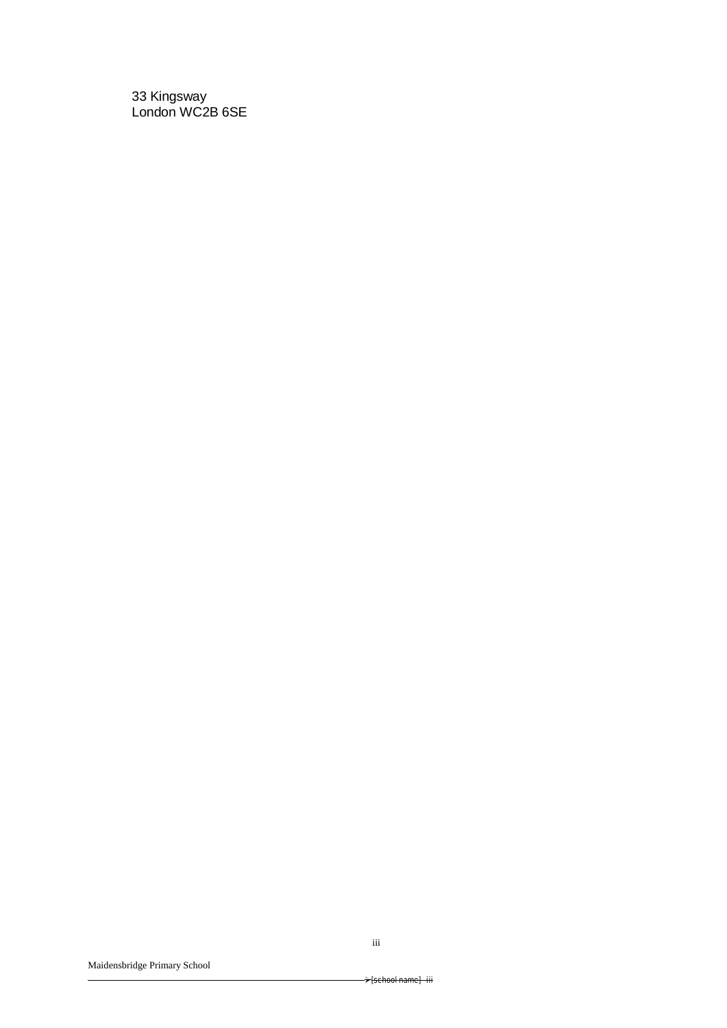33 Kingsway
London WC2B 6SE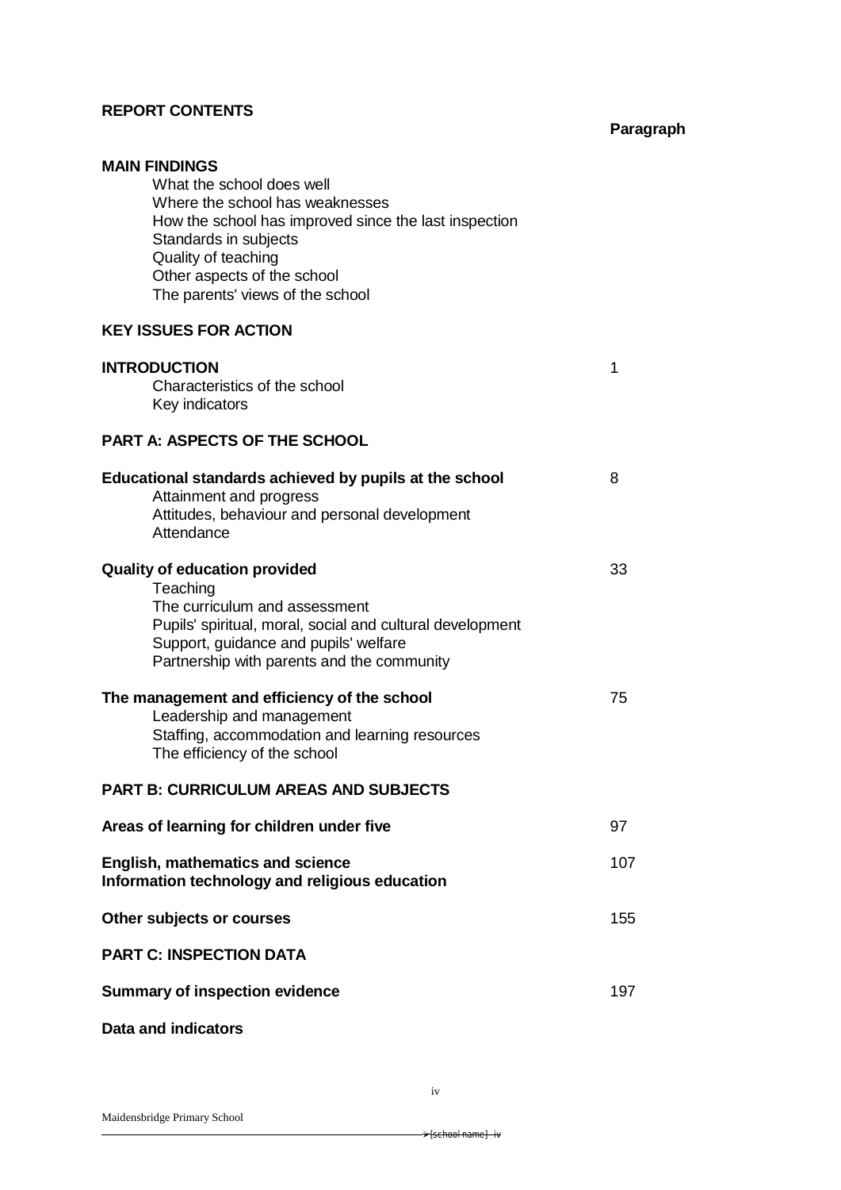## REPORT CONTENTS

| | Paragraph |
|---|---|
| **MAIN FINDINGS** | |
| What the school does well | |
| Where the school has weaknesses | |
| How the school has improved since the last inspection | |
| Standards in subjects | |
| Quality of teaching | |
| Other aspects of the school | |
| The parents' views of the school | |
| **KEY ISSUES FOR ACTION** | |
| **INTRODUCTION** | 1 |
| Characteristics of the school | |
| Key indicators | |
| **PART A: ASPECTS OF THE SCHOOL** | |
| **Educational standards achieved by pupils at the school** | 8 |
| Attainment and progress | |
| Attitudes, behaviour and personal development | |
| Attendance | |
| **Quality of education provided** | 33 |
| Teaching | |
| The curriculum and assessment | |
| Pupils' spiritual, moral, social and cultural development | |
| Support, guidance and pupils' welfare | |
| Partnership with parents and the community | |
| **The management and efficiency of the school** | 75 |
| Leadership and management | |
| Staffing, accommodation and learning resources | |
| The efficiency of the school | |
| **PART B: CURRICULUM AREAS AND SUBJECTS** | |
| **Areas of learning for children under five** | 97 |
| **English, mathematics and science** | 107 |
| **Information technology and religious education** | |
| **Other subjects or courses** | 155 |
| **PART C: INSPECTION DATA** | |
| **Summary of inspection evidence** | 197 |
| **Data and indicators** | |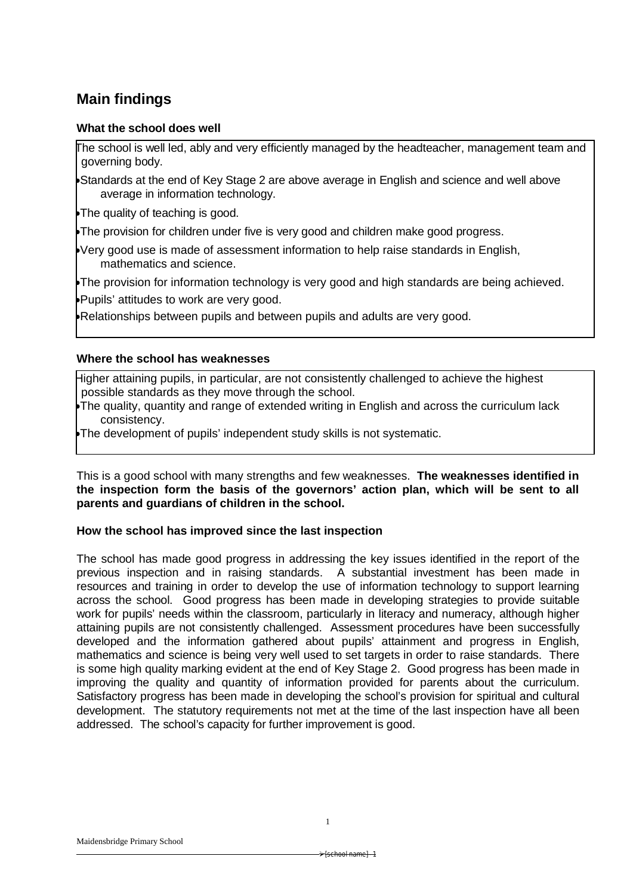## Main findings

### What the school does well

- The school is well led, ably and very efficiently managed by the headteacher, management team and governing body.
- Standards at the end of Key Stage 2 are above average in English and science and well above average in information technology.
- The quality of teaching is good.
- The provision for children under five is very good and children make good progress.
- Very good use is made of assessment information to help raise standards in English, mathematics and science.
- The provision for information technology is very good and high standards are being achieved.
- Pupils' attitudes to work are very good.
- Relationships between pupils and between pupils and adults are very good.

### Where the school has weaknesses

- Higher attaining pupils, in particular, are not consistently challenged to achieve the highest possible standards as they move through the school.
- The quality, quantity and range of extended writing in English and across the curriculum lack consistency.
- The development of pupils' independent study skills is not systematic.

This is a good school with many strengths and few weaknesses. **The weaknesses identified in the inspection form the basis of the governors' action plan, which will be sent to all parents and guardians of children in the school.**

### How the school has improved since the last inspection

The school has made good progress in addressing the key issues identified in the report of the previous inspection and in raising standards. A substantial investment has been made in resources and training in order to develop the use of information technology to support learning across the school. Good progress has been made in developing strategies to provide suitable work for pupils' needs within the classroom, particularly in literacy and numeracy, although higher attaining pupils are not consistently challenged. Assessment procedures have been successfully developed and the information gathered about pupils' attainment and progress in English, mathematics and science is being very well used to set targets in order to raise standards. There is some high quality marking evident at the end of Key Stage 2. Good progress has been made in improving the quality and quantity of information provided for parents about the curriculum. Satisfactory progress has been made in developing the school's provision for spiritual and cultural development. The statutory requirements not met at the time of the last inspection have all been addressed. The school's capacity for further improvement is good.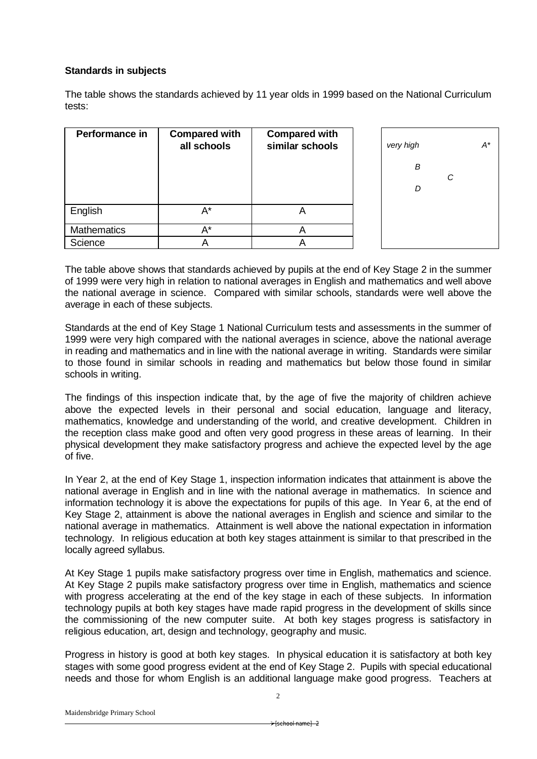### Standards in subjects

The table shows the standards achieved by 11 year olds in 1999 based on the National Curriculum tests:

| Performance in | Compared with all schools | Compared with similar schools |
|---|---|---|
| English | A* | A |
| Mathematics | A* | A |
| Science | A | A |

| | |
|---|---|
| *very high* | *A** |
| *B* | |
| *C* | |
| *D* | |

The table above shows that standards achieved by pupils at the end of Key Stage 2 in the summer of 1999 were very high in relation to national averages in English and mathematics and well above the national average in science. Compared with similar schools, standards were well above the average in each of these subjects.

Standards at the end of Key Stage 1 National Curriculum tests and assessments in the summer of 1999 were very high compared with the national averages in science, above the national average in reading and mathematics and in line with the national average in writing. Standards were similar to those found in similar schools in reading and mathematics but below those found in similar schools in writing.

The findings of this inspection indicate that, by the age of five the majority of children achieve above the expected levels in their personal and social education, language and literacy, mathematics, knowledge and understanding of the world, and creative development. Children in the reception class make good and often very good progress in these areas of learning. In their physical development they make satisfactory progress and achieve the expected level by the age of five.

In Year 2, at the end of Key Stage 1, inspection information indicates that attainment is above the national average in English and in line with the national average in mathematics. In science and information technology it is above the expectations for pupils of this age. In Year 6, at the end of Key Stage 2, attainment is above the national averages in English and science and similar to the national average in mathematics. Attainment is well above the national expectation in information technology. In religious education at both key stages attainment is similar to that prescribed in the locally agreed syllabus.

At Key Stage 1 pupils make satisfactory progress over time in English, mathematics and science. At Key Stage 2 pupils make satisfactory progress over time in English, mathematics and science with progress accelerating at the end of the key stage in each of these subjects. In information technology pupils at both key stages have made rapid progress in the development of skills since the commissioning of the new computer suite. At both key stages progress is satisfactory in religious education, art, design and technology, geography and music.

Progress in history is good at both key stages. In physical education it is satisfactory at both key stages with some good progress evident at the end of Key Stage 2. Pupils with special educational needs and those for whom English is an additional language make good progress. Teachers at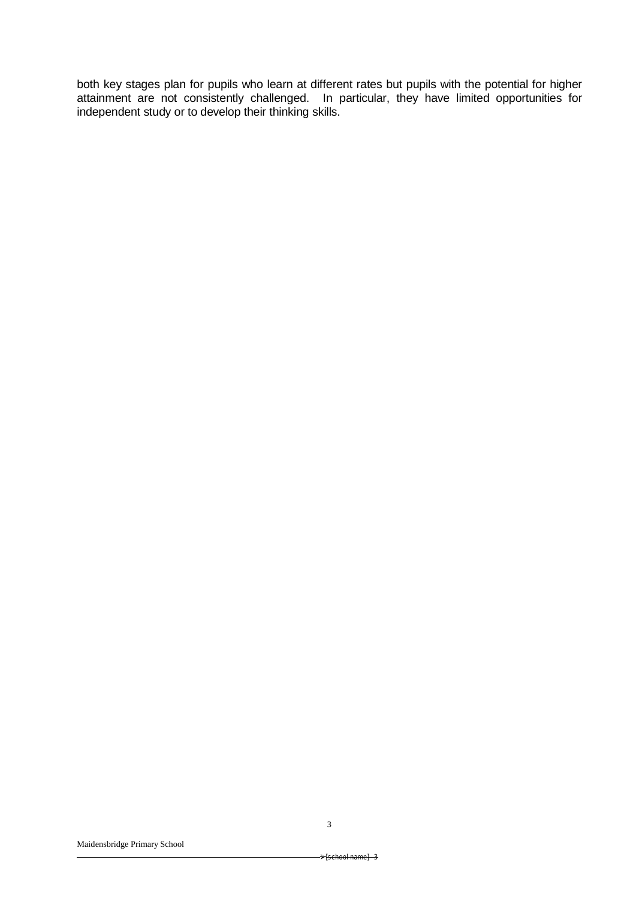both key stages plan for pupils who learn at different rates but pupils with the potential for higher attainment are not consistently challenged. In particular, they have limited opportunities for independent study or to develop their thinking skills.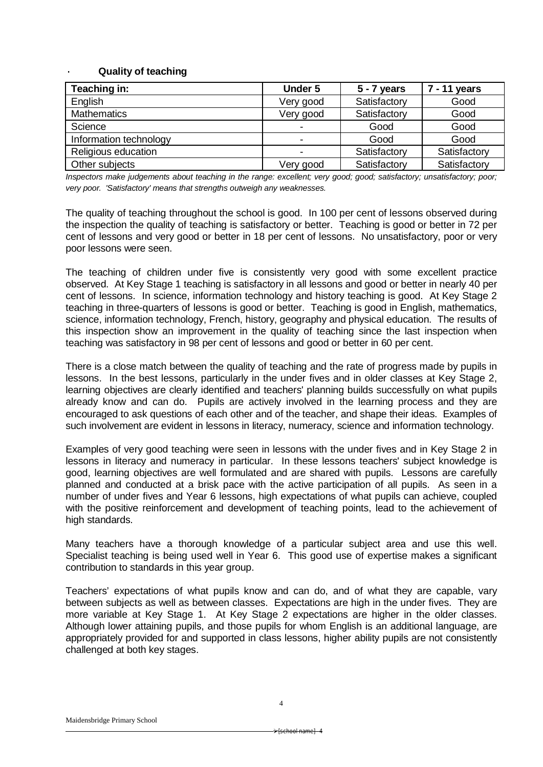### Quality of teaching

| Teaching in: | Under 5 | 5 - 7 years | 7 - 11 years |
|---|---|---|---|
| English | Very good | Satisfactory | Good |
| Mathematics | Very good | Satisfactory | Good |
| Science | - | Good | Good |
| Information technology | - | Good | Good |
| Religious education | - | Satisfactory | Satisfactory |
| Other subjects | Very good | Satisfactory | Satisfactory |

*Inspectors make judgements about teaching in the range: excellent; very good; good; satisfactory; unsatisfactory; poor; very poor. 'Satisfactory' means that strengths outweigh any weaknesses.*

The quality of teaching throughout the school is good. In 100 per cent of lessons observed during the inspection the quality of teaching is satisfactory or better. Teaching is good or better in 72 per cent of lessons and very good or better in 18 per cent of lessons. No unsatisfactory, poor or very poor lessons were seen.

The teaching of children under five is consistently very good with some excellent practice observed. At Key Stage 1 teaching is satisfactory in all lessons and good or better in nearly 40 per cent of lessons. In science, information technology and history teaching is good. At Key Stage 2 teaching in three-quarters of lessons is good or better. Teaching is good in English, mathematics, science, information technology, French, history, geography and physical education. The results of this inspection show an improvement in the quality of teaching since the last inspection when teaching was satisfactory in 98 per cent of lessons and good or better in 60 per cent.

There is a close match between the quality of teaching and the rate of progress made by pupils in lessons. In the best lessons, particularly in the under fives and in older classes at Key Stage 2, learning objectives are clearly identified and teachers' planning builds successfully on what pupils already know and can do. Pupils are actively involved in the learning process and they are encouraged to ask questions of each other and of the teacher, and shape their ideas. Examples of such involvement are evident in lessons in literacy, numeracy, science and information technology.

Examples of very good teaching were seen in lessons with the under fives and in Key Stage 2 in lessons in literacy and numeracy in particular. In these lessons teachers' subject knowledge is good, learning objectives are well formulated and are shared with pupils. Lessons are carefully planned and conducted at a brisk pace with the active participation of all pupils. As seen in a number of under fives and Year 6 lessons, high expectations of what pupils can achieve, coupled with the positive reinforcement and development of teaching points, lead to the achievement of high standards.

Many teachers have a thorough knowledge of a particular subject area and use this well. Specialist teaching is being used well in Year 6. This good use of expertise makes a significant contribution to standards in this year group.

Teachers' expectations of what pupils know and can do, and of what they are capable, vary between subjects as well as between classes. Expectations are high in the under fives. They are more variable at Key Stage 1. At Key Stage 2 expectations are higher in the older classes. Although lower attaining pupils, and those pupils for whom English is an additional language, are appropriately provided for and supported in class lessons, higher ability pupils are not consistently challenged at both key stages.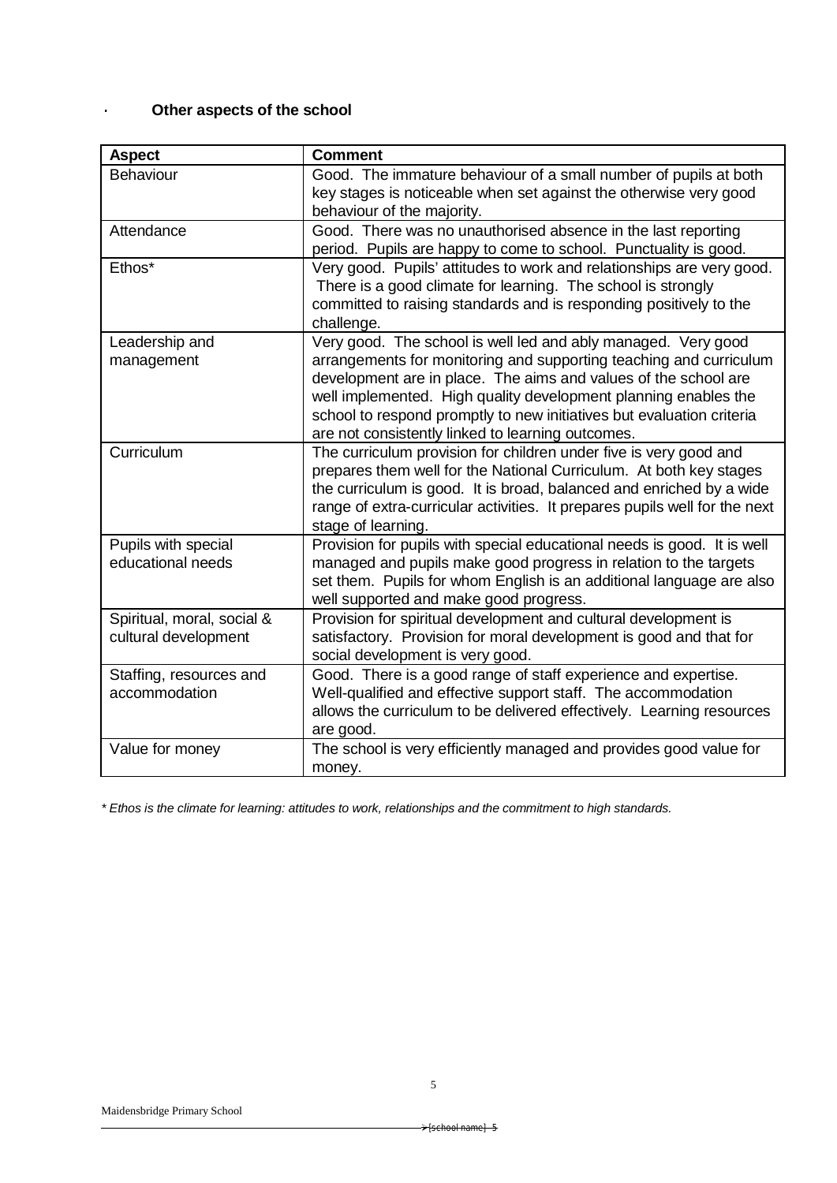### Other aspects of the school

| Aspect | Comment |
| --- | --- |
| Behaviour | Good. The immature behaviour of a small number of pupils at both key stages is noticeable when set against the otherwise very good behaviour of the majority. |
| Attendance | Good. There was no unauthorised absence in the last reporting period. Pupils are happy to come to school. Punctuality is good. |
| Ethos* | Very good. Pupils' attitudes to work and relationships are very good. There is a good climate for learning. The school is strongly committed to raising standards and is responding positively to the challenge. |
| Leadership and management | Very good. The school is well led and ably managed. Very good arrangements for monitoring and supporting teaching and curriculum development are in place. The aims and values of the school are well implemented. High quality development planning enables the school to respond promptly to new initiatives but evaluation criteria are not consistently linked to learning outcomes. |
| Curriculum | The curriculum provision for children under five is very good and prepares them well for the National Curriculum. At both key stages the curriculum is good. It is broad, balanced and enriched by a wide range of extra-curricular activities. It prepares pupils well for the next stage of learning. |
| Pupils with special educational needs | Provision for pupils with special educational needs is good. It is well managed and pupils make good progress in relation to the targets set them. Pupils for whom English is an additional language are also well supported and make good progress. |
| Spiritual, moral, social & cultural development | Provision for spiritual development and cultural development is satisfactory. Provision for moral development is good and that for social development is very good. |
| Staffing, resources and accommodation | Good. There is a good range of staff experience and expertise. Well-qualified and effective support staff. The accommodation allows the curriculum to be delivered effectively. Learning resources are good. |
| Value for money | The school is very efficiently managed and provides good value for money. |

*\* Ethos is the climate for learning: attitudes to work, relationships and the commitment to high standards.*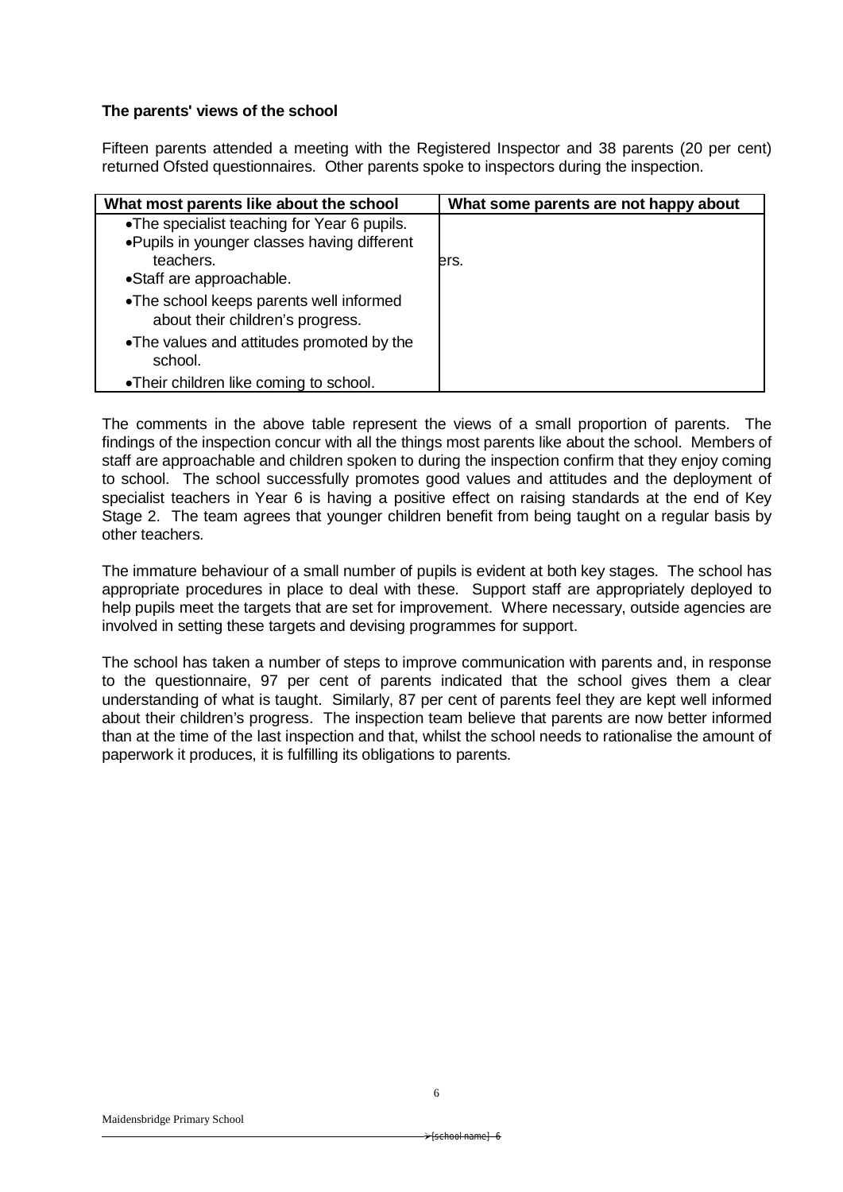**The parents' views of the school**

Fifteen parents attended a meeting with the Registered Inspector and 38 parents (20 per cent) returned Ofsted questionnaires. Other parents spoke to inspectors during the inspection.

| What most parents like about the school | What some parents are not happy about |
|---|---|
| • The specialist teaching for Year 6 pupils.<br>• Pupils in younger classes having different teachers.<br>• Staff are approachable.<br>• The school keeps parents well informed about their children's progress.<br>• The values and attitudes promoted by the school.<br>• Their children like coming to school. | ers. |

The comments in the above table represent the views of a small proportion of parents. The findings of the inspection concur with all the things most parents like about the school. Members of staff are approachable and children spoken to during the inspection confirm that they enjoy coming to school. The school successfully promotes good values and attitudes and the deployment of specialist teachers in Year 6 is having a positive effect on raising standards at the end of Key Stage 2. The team agrees that younger children benefit from being taught on a regular basis by other teachers.

The immature behaviour of a small number of pupils is evident at both key stages. The school has appropriate procedures in place to deal with these. Support staff are appropriately deployed to help pupils meet the targets that are set for improvement. Where necessary, outside agencies are involved in setting these targets and devising programmes for support.

The school has taken a number of steps to improve communication with parents and, in response to the questionnaire, 97 per cent of parents indicated that the school gives them a clear understanding of what is taught. Similarly, 87 per cent of parents feel they are kept well informed about their children's progress. The inspection team believe that parents are now better informed than at the time of the last inspection and that, whilst the school needs to rationalise the amount of paperwork it produces, it is fulfilling its obligations to parents.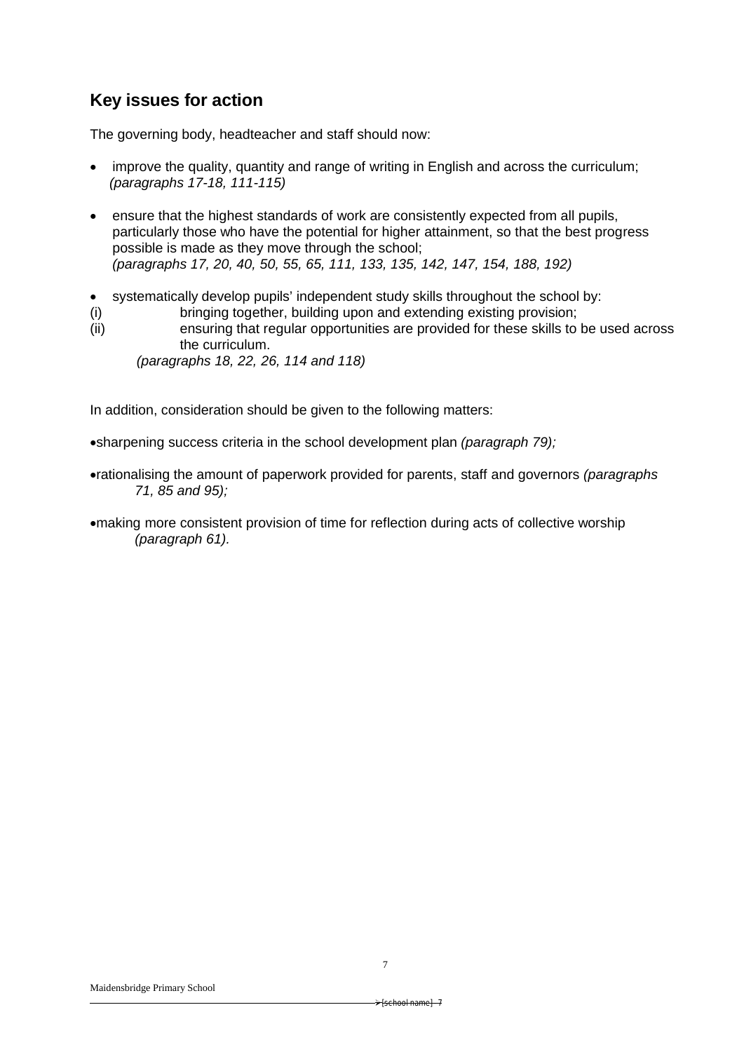## Key issues for action

The governing body, headteacher and staff should now:

- improve the quality, quantity and range of writing in English and across the curriculum; *(paragraphs 17-18, 111-115)*
- ensure that the highest standards of work are consistently expected from all pupils, particularly those who have the potential for higher attainment, so that the best progress possible is made as they move through the school; *(paragraphs 17, 20, 40, 50, 55, 65, 111, 133, 135, 142, 147, 154, 188, 192)*
- systematically develop pupils' independent study skills throughout the school by:

  (i) bringing together, building upon and extending existing provision;

  (ii) ensuring that regular opportunities are provided for these skills to be used across the curriculum.

  *(paragraphs 18, 22, 26, 114 and 118)*

In addition, consideration should be given to the following matters:

- sharpening success criteria in the school development plan *(paragraph 79);*
- rationalising the amount of paperwork provided for parents, staff and governors *(paragraphs 71, 85 and 95);*
- making more consistent provision of time for reflection during acts of collective worship *(paragraph 61).*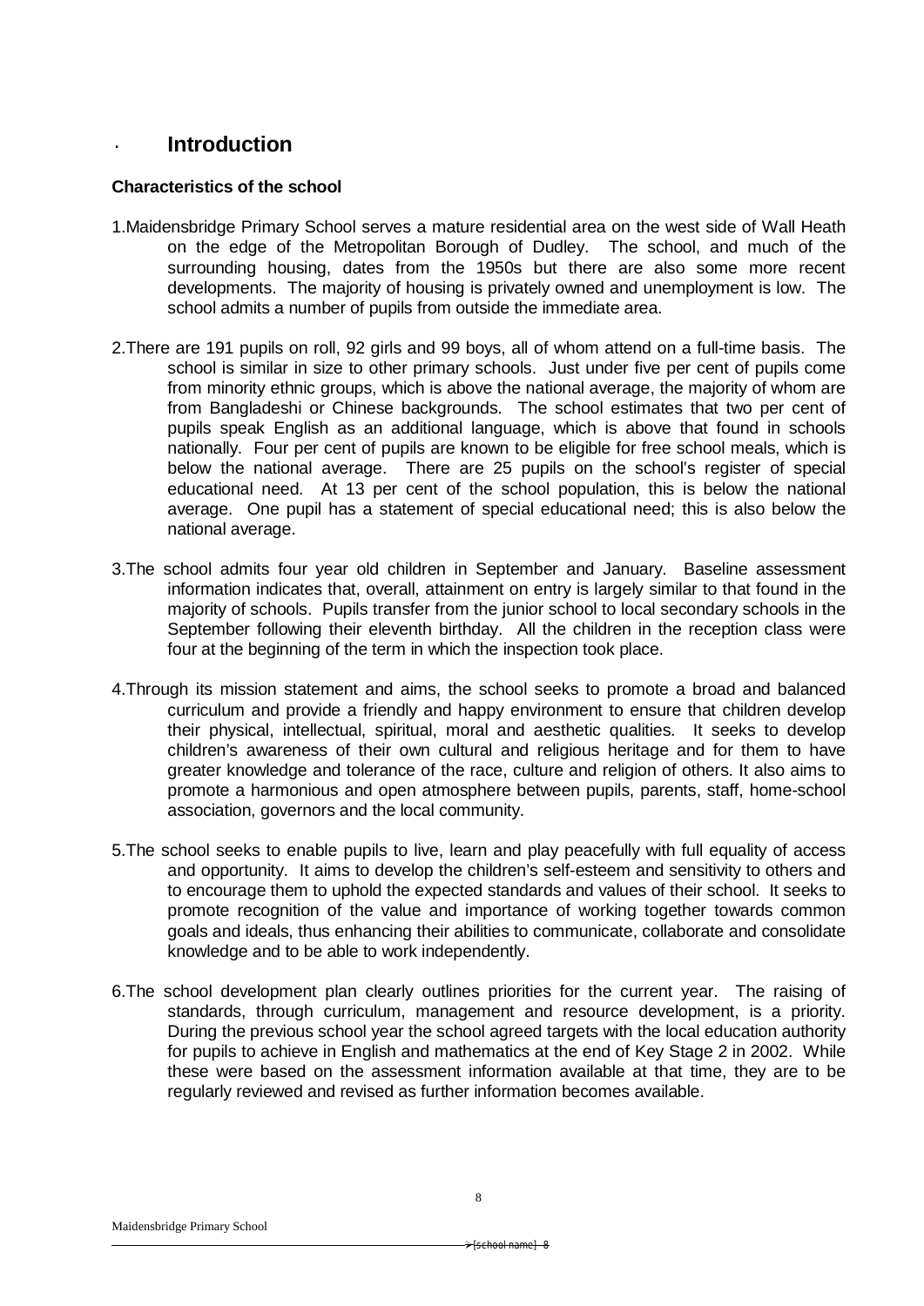# Introduction

**Characteristics of the school**

1. Maidensbridge Primary School serves a mature residential area on the west side of Wall Heath on the edge of the Metropolitan Borough of Dudley. The school, and much of the surrounding housing, dates from the 1950s but there are also some more recent developments. The majority of housing is privately owned and unemployment is low. The school admits a number of pupils from outside the immediate area.

2. There are 191 pupils on roll, 92 girls and 99 boys, all of whom attend on a full-time basis. The school is similar in size to other primary schools. Just under five per cent of pupils come from minority ethnic groups, which is above the national average, the majority of whom are from Bangladeshi or Chinese backgrounds. The school estimates that two per cent of pupils speak English as an additional language, which is above that found in schools nationally. Four per cent of pupils are known to be eligible for free school meals, which is below the national average. There are 25 pupils on the school's register of special educational need. At 13 per cent of the school population, this is below the national average. One pupil has a statement of special educational need; this is also below the national average.

3. The school admits four year old children in September and January. Baseline assessment information indicates that, overall, attainment on entry is largely similar to that found in the majority of schools. Pupils transfer from the junior school to local secondary schools in the September following their eleventh birthday. All the children in the reception class were four at the beginning of the term in which the inspection took place.

4. Through its mission statement and aims, the school seeks to promote a broad and balanced curriculum and provide a friendly and happy environment to ensure that children develop their physical, intellectual, spiritual, moral and aesthetic qualities. It seeks to develop children's awareness of their own cultural and religious heritage and for them to have greater knowledge and tolerance of the race, culture and religion of others. It also aims to promote a harmonious and open atmosphere between pupils, parents, staff, home-school association, governors and the local community.

5. The school seeks to enable pupils to live, learn and play peacefully with full equality of access and opportunity. It aims to develop the children's self-esteem and sensitivity to others and to encourage them to uphold the expected standards and values of their school. It seeks to promote recognition of the value and importance of working together towards common goals and ideals, thus enhancing their abilities to communicate, collaborate and consolidate knowledge and to be able to work independently.

6. The school development plan clearly outlines priorities for the current year. The raising of standards, through curriculum, management and resource development, is a priority. During the previous school year the school agreed targets with the local education authority for pupils to achieve in English and mathematics at the end of Key Stage 2 in 2002. While these were based on the assessment information available at that time, they are to be regularly reviewed and revised as further information becomes available.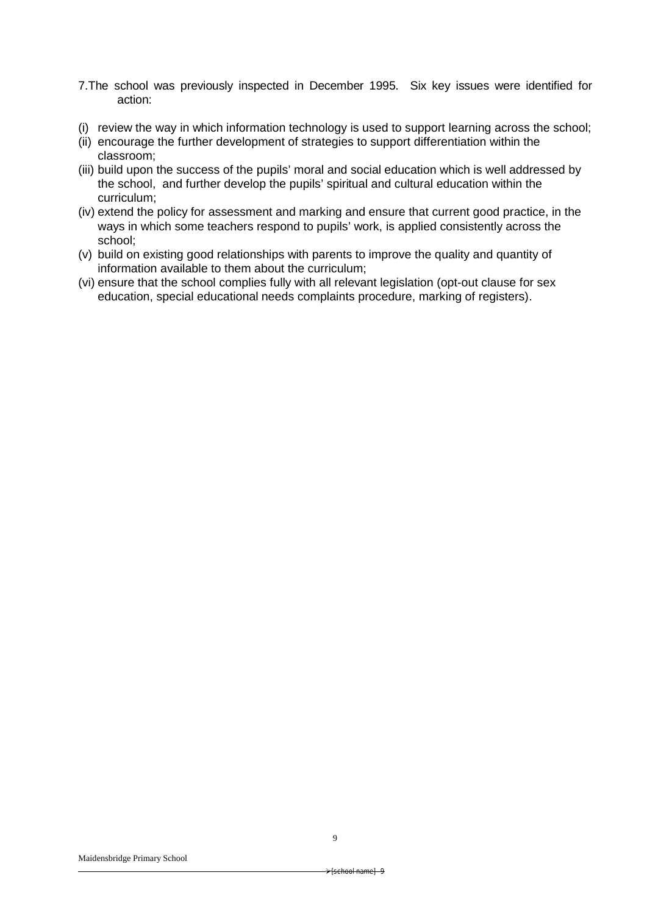7. The school was previously inspected in December 1995. Six key issues were identified for action:

(i) review the way in which information technology is used to support learning across the school;
(ii) encourage the further development of strategies to support differentiation within the classroom;
(iii) build upon the success of the pupils' moral and social education which is well addressed by the school, and further develop the pupils' spiritual and cultural education within the curriculum;
(iv) extend the policy for assessment and marking and ensure that current good practice, in the ways in which some teachers respond to pupils' work, is applied consistently across the school;
(v) build on existing good relationships with parents to improve the quality and quantity of information available to them about the curriculum;
(vi) ensure that the school complies fully with all relevant legislation (opt-out clause for sex education, special educational needs complaints procedure, marking of registers).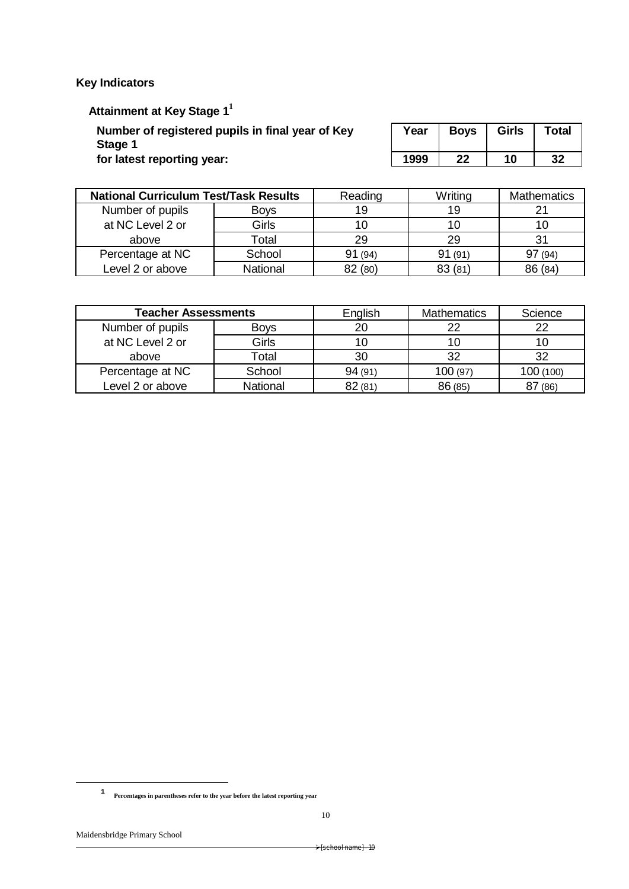**Key Indicators**

**Attainment at Key Stage 1[1]**

**Number of registered pupils in final year of Key Stage 1 for latest reporting year:**

| Year | Boys | Girls | Total |
|---|---|---|---|
| 1999 | 22 | 10 | 32 |

| National Curriculum Test/Task Results | | Reading | Writing | Mathematics |
|---|---|---|---|---|
| Number of pupils at NC Level 2 or above | Boys | 19 | 19 | 21 |
| | Girls | 10 | 10 | 10 |
| | Total | 29 | 29 | 31 |
| Percentage at NC Level 2 or above | School | 91 (94) | 91 (91) | 97 (94) |
| | National | 82 (80) | 83 (81) | 86 (84) |

| Teacher Assessments | | English | Mathematics | Science |
|---|---|---|---|---|
| Number of pupils at NC Level 2 or above | Boys | 20 | 22 | 22 |
| | Girls | 10 | 10 | 10 |
| | Total | 30 | 32 | 32 |
| Percentage at NC Level 2 or above | School | 94 (91) | 100 (97) | 100 (100) |
| | National | 82 (81) | 86 (85) | 87 (86) |

[1] Percentages in parentheses refer to the year before the latest reporting year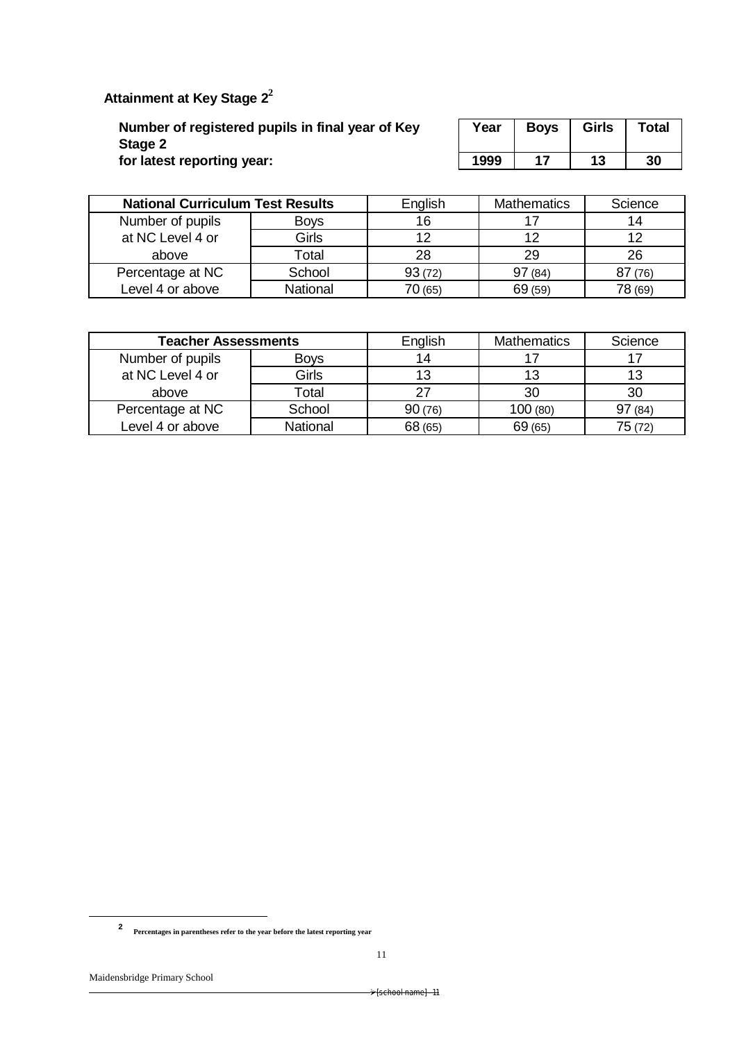## Attainment at Key Stage 2[2]

**Number of registered pupils in final year of Key Stage 2 for latest reporting year:**

| Year | Boys | Girls | Total |
|---|---|---|---|
| 1999 | 17 | 13 | 30 |

| National Curriculum Test Results | | English | Mathematics | Science |
|---|---|---|---|---|
| Number of pupils at NC Level 4 or above | Boys | 16 | 17 | 14 |
| | Girls | 12 | 12 | 12 |
| | Total | 28 | 29 | 26 |
| Percentage at NC Level 4 or above | School | 93 (72) | 97 (84) | 87 (76) |
| | National | 70 (65) | 69 (59) | 78 (69) |

| Teacher Assessments | | English | Mathematics | Science |
|---|---|---|---|---|
| Number of pupils at NC Level 4 or above | Boys | 14 | 17 | 17 |
| | Girls | 13 | 13 | 13 |
| | Total | 27 | 30 | 30 |
| Percentage at NC Level 4 or above | School | 90 (76) | 100 (80) | 97 (84) |
| | National | 68 (65) | 69 (65) | 75 (72) |

[2] Percentages in parentheses refer to the year before the latest reporting year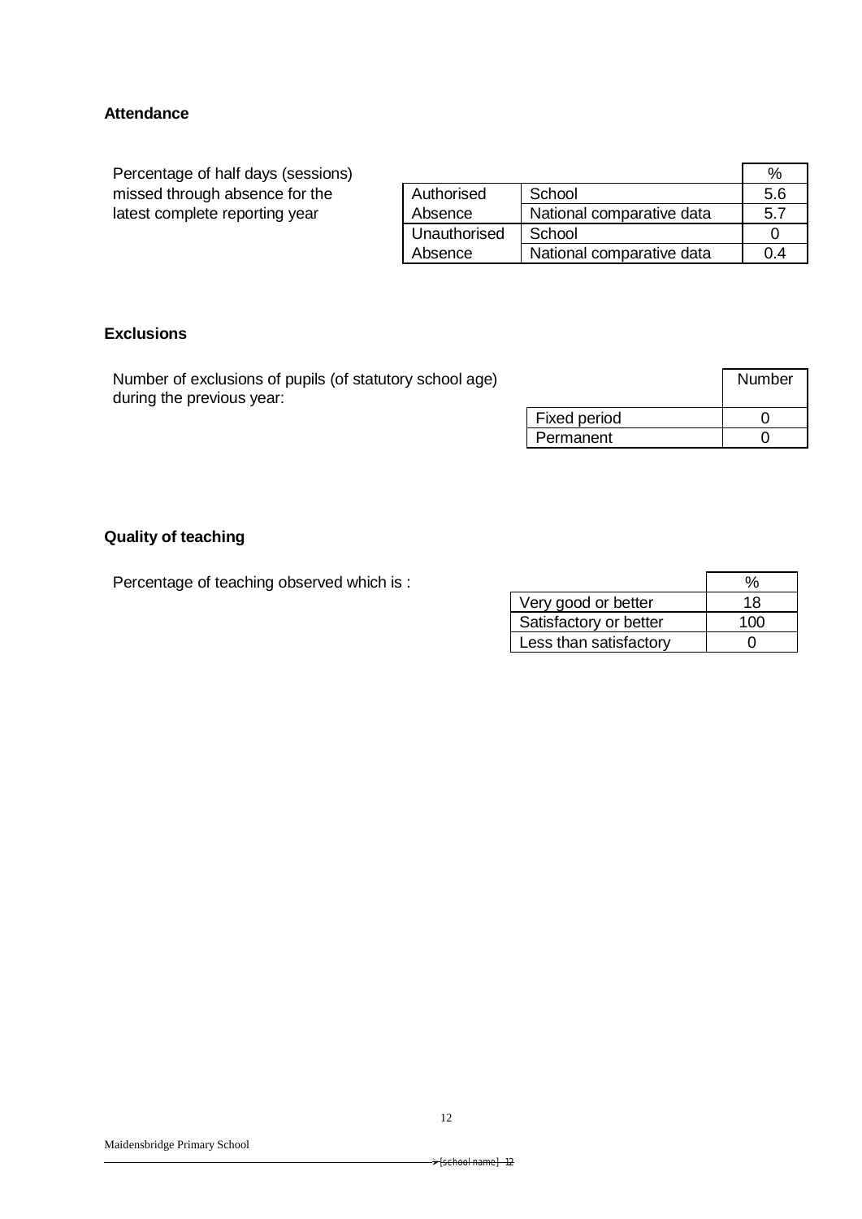### Attendance

Percentage of half days (sessions) missed through absence for the latest complete reporting year

| | | % |
|---|---|---|
| Authorised Absence | School | 5.6 |
| | National comparative data | 5.7 |
| Unauthorised Absence | School | 0 |
| | National comparative data | 0.4 |

### Exclusions

Number of exclusions of pupils (of statutory school age) during the previous year:

| | Number |
|---|---|
| Fixed period | 0 |
| Permanent | 0 |

### Quality of teaching

Percentage of teaching observed which is :

| | % |
|---|---|
| Very good or better | 18 |
| Satisfactory or better | 100 |
| Less than satisfactory | 0 |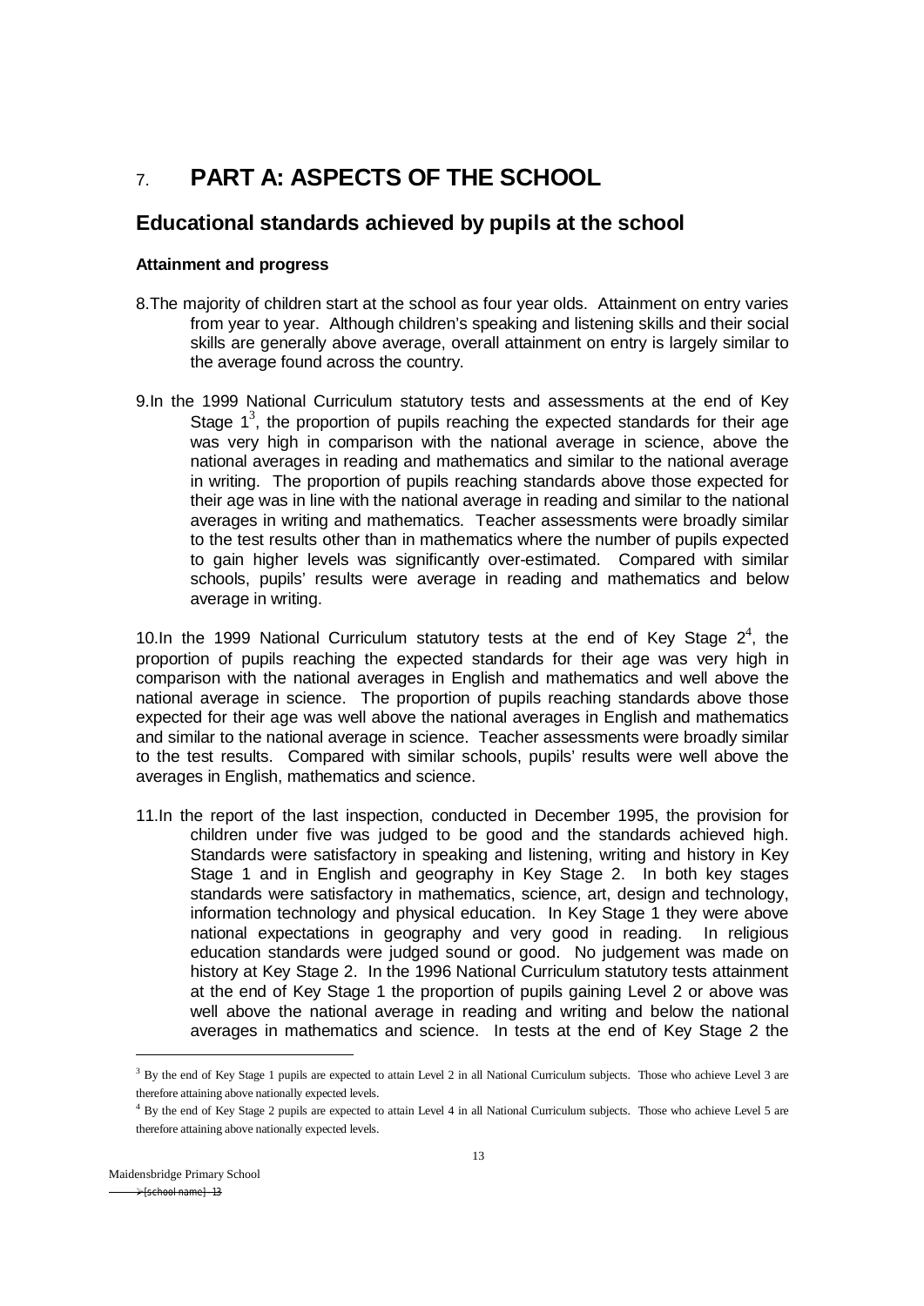# 7. PART A: ASPECTS OF THE SCHOOL

## Educational standards achieved by pupils at the school

### Attainment and progress

8.The majority of children start at the school as four year olds. Attainment on entry varies from year to year. Although children's speaking and listening skills and their social skills are generally above average, overall attainment on entry is largely similar to the average found across the country.

9.In the 1999 National Curriculum statutory tests and assessments at the end of Key Stage 1[3], the proportion of pupils reaching the expected standards for their age was very high in comparison with the national average in science, above the national averages in reading and mathematics and similar to the national average in writing. The proportion of pupils reaching standards above those expected for their age was in line with the national average in reading and similar to the national averages in writing and mathematics. Teacher assessments were broadly similar to the test results other than in mathematics where the number of pupils expected to gain higher levels was significantly over-estimated. Compared with similar schools, pupils' results were average in reading and mathematics and below average in writing.

10.In the 1999 National Curriculum statutory tests at the end of Key Stage 2[4], the proportion of pupils reaching the expected standards for their age was very high in comparison with the national averages in English and mathematics and well above the national average in science. The proportion of pupils reaching standards above those expected for their age was well above the national averages in English and mathematics and similar to the national average in science. Teacher assessments were broadly similar to the test results. Compared with similar schools, pupils' results were well above the averages in English, mathematics and science.

11.In the report of the last inspection, conducted in December 1995, the provision for children under five was judged to be good and the standards achieved high. Standards were satisfactory in speaking and listening, writing and history in Key Stage 1 and in English and geography in Key Stage 2. In both key stages standards were satisfactory in mathematics, science, art, design and technology, information technology and physical education. In Key Stage 1 they were above national expectations in geography and very good in reading. In religious education standards were judged sound or good. No judgement was made on history at Key Stage 2. In the 1996 National Curriculum statutory tests attainment at the end of Key Stage 1 the proportion of pupils gaining Level 2 or above was well above the national average in reading and writing and below the national averages in mathematics and science. In tests at the end of Key Stage 2 the

[3] By the end of Key Stage 1 pupils are expected to attain Level 2 in all National Curriculum subjects. Those who achieve Level 3 are therefore attaining above nationally expected levels.

[4] By the end of Key Stage 2 pupils are expected to attain Level 4 in all National Curriculum subjects. Those who achieve Level 5 are therefore attaining above nationally expected levels.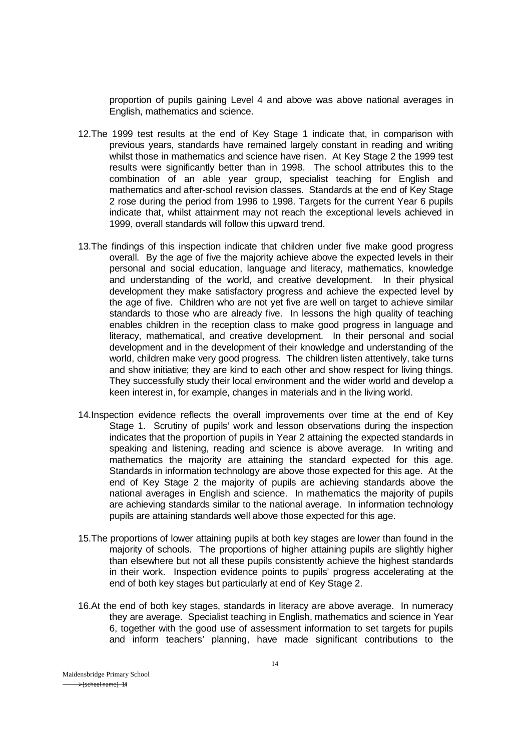proportion of pupils gaining Level 4 and above was above national averages in English, mathematics and science.

12. The 1999 test results at the end of Key Stage 1 indicate that, in comparison with previous years, standards have remained largely constant in reading and writing whilst those in mathematics and science have risen. At Key Stage 2 the 1999 test results were significantly better than in 1998. The school attributes this to the combination of an able year group, specialist teaching for English and mathematics and after-school revision classes. Standards at the end of Key Stage 2 rose during the period from 1996 to 1998. Targets for the current Year 6 pupils indicate that, whilst attainment may not reach the exceptional levels achieved in 1999, overall standards will follow this upward trend.

13. The findings of this inspection indicate that children under five make good progress overall. By the age of five the majority achieve above the expected levels in their personal and social education, language and literacy, mathematics, knowledge and understanding of the world, and creative development. In their physical development they make satisfactory progress and achieve the expected level by the age of five. Children who are not yet five are well on target to achieve similar standards to those who are already five. In lessons the high quality of teaching enables children in the reception class to make good progress in language and literacy, mathematical, and creative development. In their personal and social development and in the development of their knowledge and understanding of the world, children make very good progress. The children listen attentively, take turns and show initiative; they are kind to each other and show respect for living things. They successfully study their local environment and the wider world and develop a keen interest in, for example, changes in materials and in the living world.

14. Inspection evidence reflects the overall improvements over time at the end of Key Stage 1. Scrutiny of pupils' work and lesson observations during the inspection indicates that the proportion of pupils in Year 2 attaining the expected standards in speaking and listening, reading and science is above average. In writing and mathematics the majority are attaining the standard expected for this age. Standards in information technology are above those expected for this age. At the end of Key Stage 2 the majority of pupils are achieving standards above the national averages in English and science. In mathematics the majority of pupils are achieving standards similar to the national average. In information technology pupils are attaining standards well above those expected for this age.

15. The proportions of lower attaining pupils at both key stages are lower than found in the majority of schools. The proportions of higher attaining pupils are slightly higher than elsewhere but not all these pupils consistently achieve the highest standards in their work. Inspection evidence points to pupils' progress accelerating at the end of both key stages but particularly at end of Key Stage 2.

16. At the end of both key stages, standards in literacy are above average. In numeracy they are average. Specialist teaching in English, mathematics and science in Year 6, together with the good use of assessment information to set targets for pupils and inform teachers' planning, have made significant contributions to the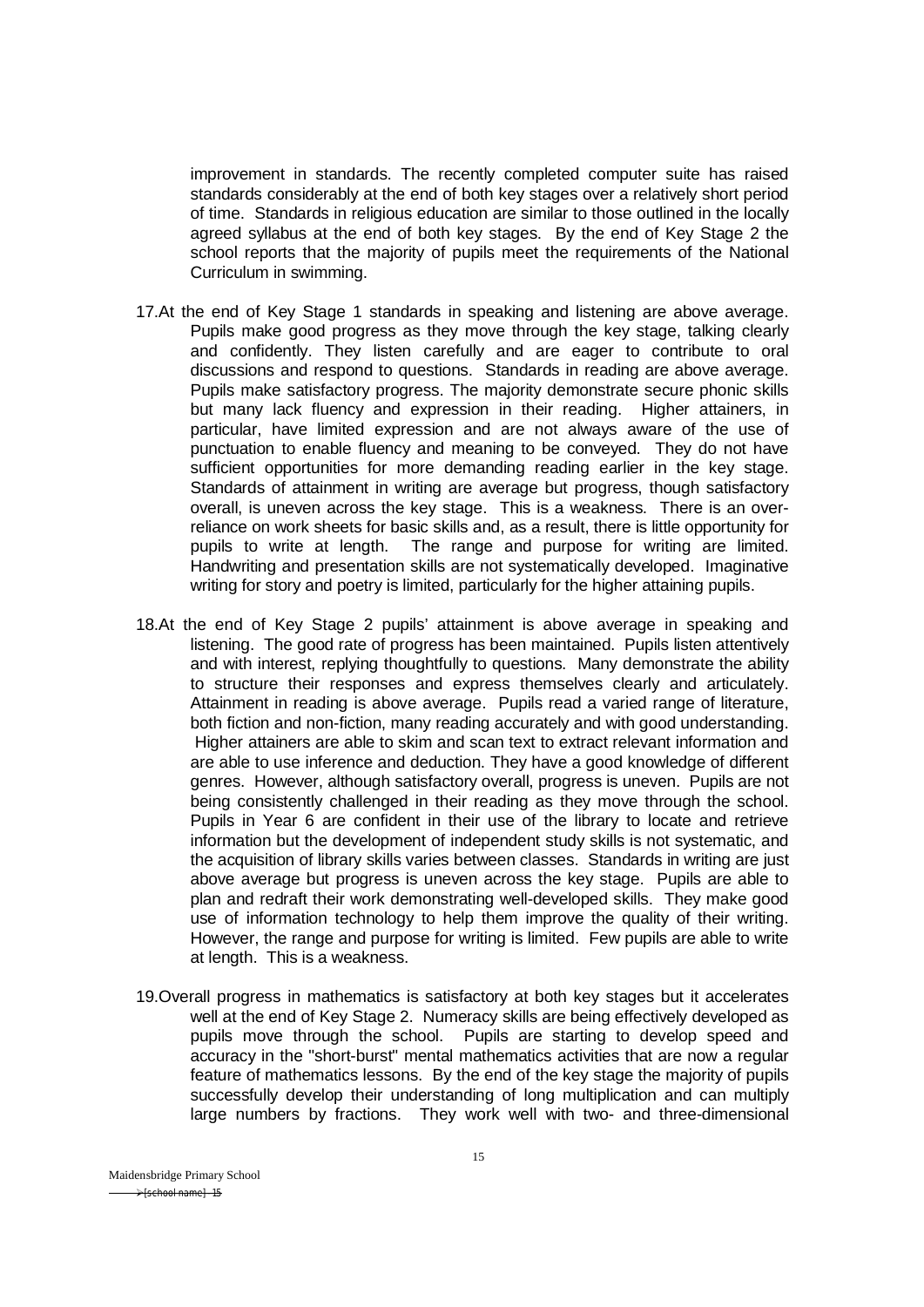improvement in standards. The recently completed computer suite has raised standards considerably at the end of both key stages over a relatively short period of time. Standards in religious education are similar to those outlined in the locally agreed syllabus at the end of both key stages. By the end of Key Stage 2 the school reports that the majority of pupils meet the requirements of the National Curriculum in swimming.

17. At the end of Key Stage 1 standards in speaking and listening are above average. Pupils make good progress as they move through the key stage, talking clearly and confidently. They listen carefully and are eager to contribute to oral discussions and respond to questions. Standards in reading are above average. Pupils make satisfactory progress. The majority demonstrate secure phonic skills but many lack fluency and expression in their reading. Higher attainers, in particular, have limited expression and are not always aware of the use of punctuation to enable fluency and meaning to be conveyed. They do not have sufficient opportunities for more demanding reading earlier in the key stage. Standards of attainment in writing are average but progress, though satisfactory overall, is uneven across the key stage. This is a weakness. There is an over-reliance on work sheets for basic skills and, as a result, there is little opportunity for pupils to write at length. The range and purpose for writing are limited. Handwriting and presentation skills are not systematically developed. Imaginative writing for story and poetry is limited, particularly for the higher attaining pupils.

18. At the end of Key Stage 2 pupils' attainment is above average in speaking and listening. The good rate of progress has been maintained. Pupils listen attentively and with interest, replying thoughtfully to questions. Many demonstrate the ability to structure their responses and express themselves clearly and articulately. Attainment in reading is above average. Pupils read a varied range of literature, both fiction and non-fiction, many reading accurately and with good understanding. Higher attainers are able to skim and scan text to extract relevant information and are able to use inference and deduction. They have a good knowledge of different genres. However, although satisfactory overall, progress is uneven. Pupils are not being consistently challenged in their reading as they move through the school. Pupils in Year 6 are confident in their use of the library to locate and retrieve information but the development of independent study skills is not systematic, and the acquisition of library skills varies between classes. Standards in writing are just above average but progress is uneven across the key stage. Pupils are able to plan and redraft their work demonstrating well-developed skills. They make good use of information technology to help them improve the quality of their writing. However, the range and purpose for writing is limited. Few pupils are able to write at length. This is a weakness.

19. Overall progress in mathematics is satisfactory at both key stages but it accelerates well at the end of Key Stage 2. Numeracy skills are being effectively developed as pupils move through the school. Pupils are starting to develop speed and accuracy in the "short-burst" mental mathematics activities that are now a regular feature of mathematics lessons. By the end of the key stage the majority of pupils successfully develop their understanding of long multiplication and can multiply large numbers by fractions. They work well with two- and three-dimensional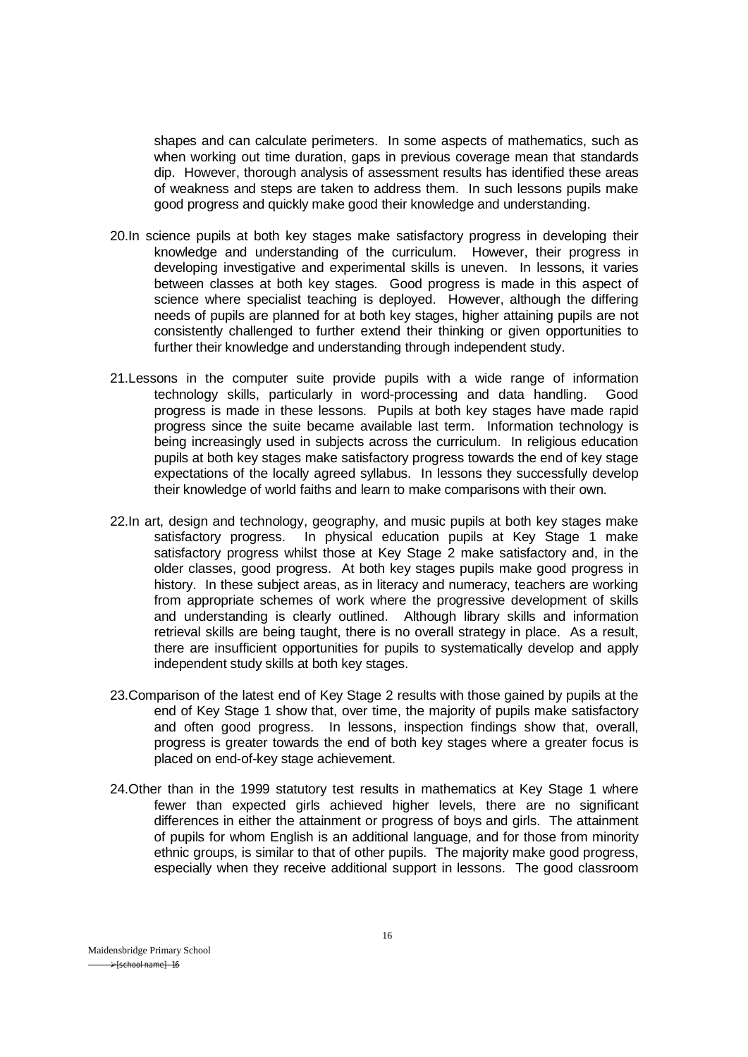shapes and can calculate perimeters. In some aspects of mathematics, such as when working out time duration, gaps in previous coverage mean that standards dip. However, thorough analysis of assessment results has identified these areas of weakness and steps are taken to address them. In such lessons pupils make good progress and quickly make good their knowledge and understanding.

20. In science pupils at both key stages make satisfactory progress in developing their knowledge and understanding of the curriculum. However, their progress in developing investigative and experimental skills is uneven. In lessons, it varies between classes at both key stages. Good progress is made in this aspect of science where specialist teaching is deployed. However, although the differing needs of pupils are planned for at both key stages, higher attaining pupils are not consistently challenged to further extend their thinking or given opportunities to further their knowledge and understanding through independent study.

21. Lessons in the computer suite provide pupils with a wide range of information technology skills, particularly in word-processing and data handling. Good progress is made in these lessons. Pupils at both key stages have made rapid progress since the suite became available last term. Information technology is being increasingly used in subjects across the curriculum. In religious education pupils at both key stages make satisfactory progress towards the end of key stage expectations of the locally agreed syllabus. In lessons they successfully develop their knowledge of world faiths and learn to make comparisons with their own.

22. In art, design and technology, geography, and music pupils at both key stages make satisfactory progress. In physical education pupils at Key Stage 1 make satisfactory progress whilst those at Key Stage 2 make satisfactory and, in the older classes, good progress. At both key stages pupils make good progress in history. In these subject areas, as in literacy and numeracy, teachers are working from appropriate schemes of work where the progressive development of skills and understanding is clearly outlined. Although library skills and information retrieval skills are being taught, there is no overall strategy in place. As a result, there are insufficient opportunities for pupils to systematically develop and apply independent study skills at both key stages.

23. Comparison of the latest end of Key Stage 2 results with those gained by pupils at the end of Key Stage 1 show that, over time, the majority of pupils make satisfactory and often good progress. In lessons, inspection findings show that, overall, progress is greater towards the end of both key stages where a greater focus is placed on end-of-key stage achievement.

24. Other than in the 1999 statutory test results in mathematics at Key Stage 1 where fewer than expected girls achieved higher levels, there are no significant differences in either the attainment or progress of boys and girls. The attainment of pupils for whom English is an additional language, and for those from minority ethnic groups, is similar to that of other pupils. The majority make good progress, especially when they receive additional support in lessons. The good classroom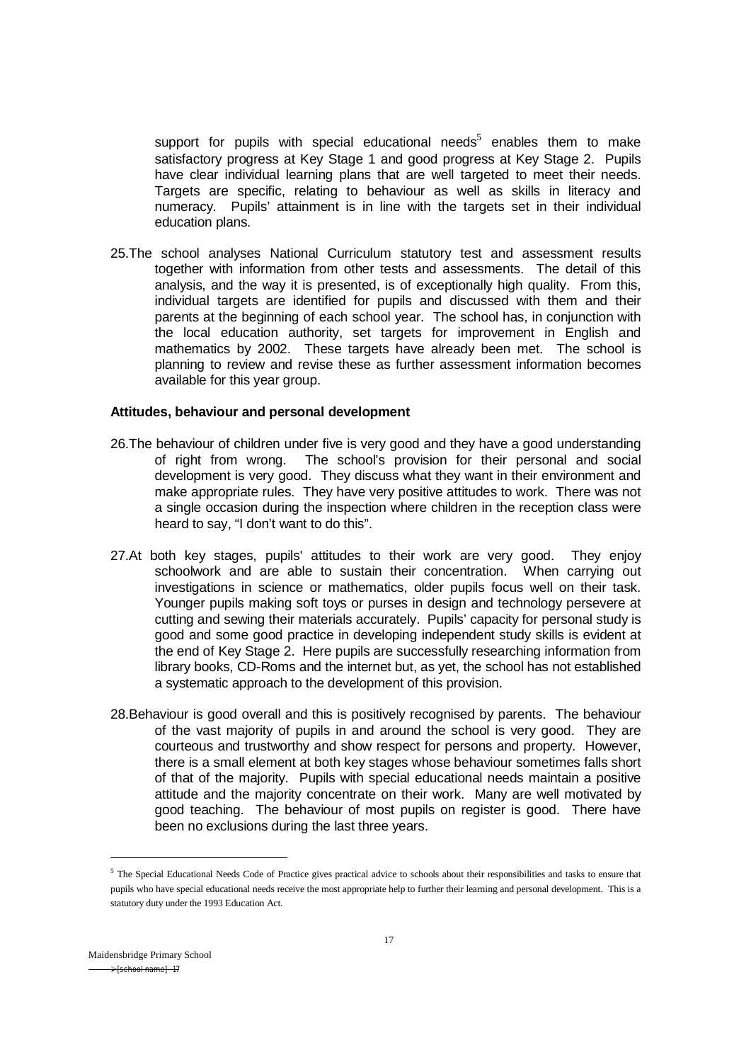support for pupils with special educational needs[5] enables them to make satisfactory progress at Key Stage 1 and good progress at Key Stage 2. Pupils have clear individual learning plans that are well targeted to meet their needs. Targets are specific, relating to behaviour as well as skills in literacy and numeracy. Pupils' attainment is in line with the targets set in their individual education plans.

25. The school analyses National Curriculum statutory test and assessment results together with information from other tests and assessments. The detail of this analysis, and the way it is presented, is of exceptionally high quality. From this, individual targets are identified for pupils and discussed with them and their parents at the beginning of each school year. The school has, in conjunction with the local education authority, set targets for improvement in English and mathematics by 2002. These targets have already been met. The school is planning to review and revise these as further assessment information becomes available for this year group.

**Attitudes, behaviour and personal development**

26. The behaviour of children under five is very good and they have a good understanding of right from wrong. The school's provision for their personal and social development is very good. They discuss what they want in their environment and make appropriate rules. They have very positive attitudes to work. There was not a single occasion during the inspection where children in the reception class were heard to say, "I don't want to do this".

27. At both key stages, pupils' attitudes to their work are very good. They enjoy schoolwork and are able to sustain their concentration. When carrying out investigations in science or mathematics, older pupils focus well on their task. Younger pupils making soft toys or purses in design and technology persevere at cutting and sewing their materials accurately. Pupils' capacity for personal study is good and some good practice in developing independent study skills is evident at the end of Key Stage 2. Here pupils are successfully researching information from library books, CD-Roms and the internet but, as yet, the school has not established a systematic approach to the development of this provision.

28. Behaviour is good overall and this is positively recognised by parents. The behaviour of the vast majority of pupils in and around the school is very good. They are courteous and trustworthy and show respect for persons and property. However, there is a small element at both key stages whose behaviour sometimes falls short of that of the majority. Pupils with special educational needs maintain a positive attitude and the majority concentrate on their work. Many are well motivated by good teaching. The behaviour of most pupils on register is good. There have been no exclusions during the last three years.

[5] The Special Educational Needs Code of Practice gives practical advice to schools about their responsibilities and tasks to ensure that pupils who have special educational needs receive the most appropriate help to further their learning and personal development. This is a statutory duty under the 1993 Education Act.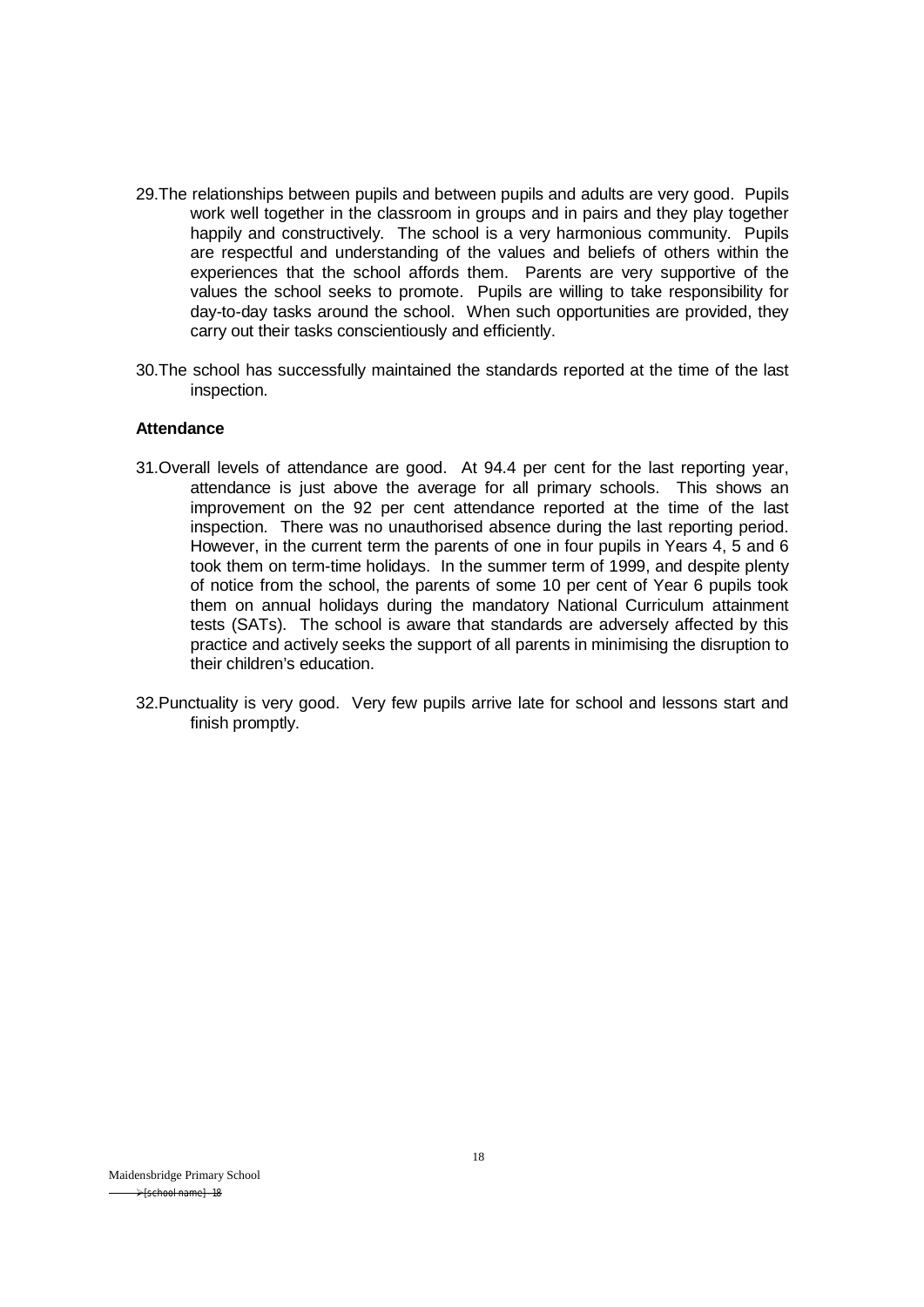29. The relationships between pupils and between pupils and adults are very good. Pupils work well together in the classroom in groups and in pairs and they play together happily and constructively. The school is a very harmonious community. Pupils are respectful and understanding of the values and beliefs of others within the experiences that the school affords them. Parents are very supportive of the values the school seeks to promote. Pupils are willing to take responsibility for day-to-day tasks around the school. When such opportunities are provided, they carry out their tasks conscientiously and efficiently.

30. The school has successfully maintained the standards reported at the time of the last inspection.

**Attendance**

31. Overall levels of attendance are good. At 94.4 per cent for the last reporting year, attendance is just above the average for all primary schools. This shows an improvement on the 92 per cent attendance reported at the time of the last inspection. There was no unauthorised absence during the last reporting period. However, in the current term the parents of one in four pupils in Years 4, 5 and 6 took them on term-time holidays. In the summer term of 1999, and despite plenty of notice from the school, the parents of some 10 per cent of Year 6 pupils took them on annual holidays during the mandatory National Curriculum attainment tests (SATs). The school is aware that standards are adversely affected by this practice and actively seeks the support of all parents in minimising the disruption to their children's education.

32. Punctuality is very good. Very few pupils arrive late for school and lessons start and finish promptly.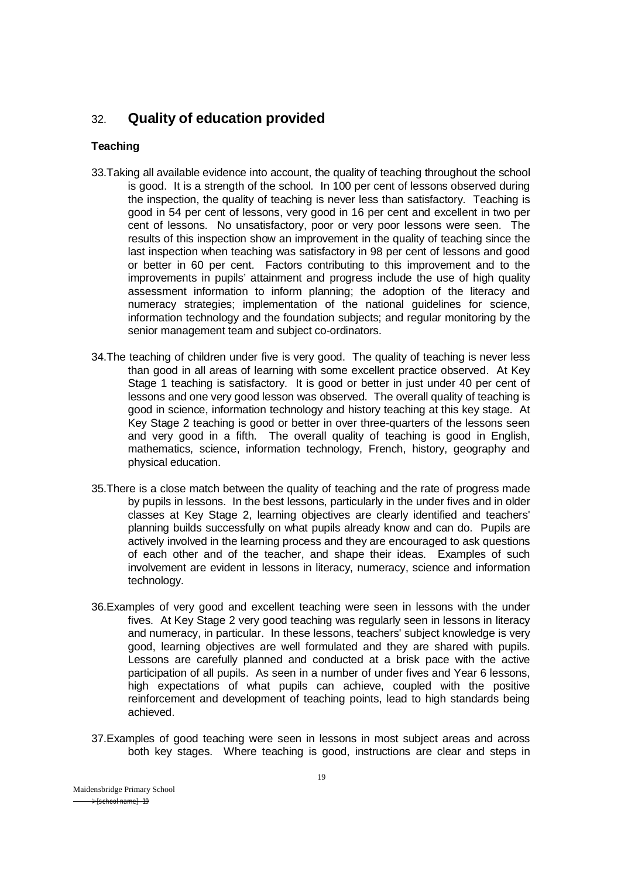## 32. Quality of education provided

### Teaching

33.Taking all available evidence into account, the quality of teaching throughout the school is good. It is a strength of the school. In 100 per cent of lessons observed during the inspection, the quality of teaching is never less than satisfactory. Teaching is good in 54 per cent of lessons, very good in 16 per cent and excellent in two per cent of lessons. No unsatisfactory, poor or very poor lessons were seen. The results of this inspection show an improvement in the quality of teaching since the last inspection when teaching was satisfactory in 98 per cent of lessons and good or better in 60 per cent. Factors contributing to this improvement and to the improvements in pupils' attainment and progress include the use of high quality assessment information to inform planning; the adoption of the literacy and numeracy strategies; implementation of the national guidelines for science, information technology and the foundation subjects; and regular monitoring by the senior management team and subject co-ordinators.

34.The teaching of children under five is very good. The quality of teaching is never less than good in all areas of learning with some excellent practice observed. At Key Stage 1 teaching is satisfactory. It is good or better in just under 40 per cent of lessons and one very good lesson was observed. The overall quality of teaching is good in science, information technology and history teaching at this key stage. At Key Stage 2 teaching is good or better in over three-quarters of the lessons seen and very good in a fifth. The overall quality of teaching is good in English, mathematics, science, information technology, French, history, geography and physical education.

35.There is a close match between the quality of teaching and the rate of progress made by pupils in lessons. In the best lessons, particularly in the under fives and in older classes at Key Stage 2, learning objectives are clearly identified and teachers' planning builds successfully on what pupils already know and can do. Pupils are actively involved in the learning process and they are encouraged to ask questions of each other and of the teacher, and shape their ideas. Examples of such involvement are evident in lessons in literacy, numeracy, science and information technology.

36.Examples of very good and excellent teaching were seen in lessons with the under fives. At Key Stage 2 very good teaching was regularly seen in lessons in literacy and numeracy, in particular. In these lessons, teachers' subject knowledge is very good, learning objectives are well formulated and they are shared with pupils. Lessons are carefully planned and conducted at a brisk pace with the active participation of all pupils. As seen in a number of under fives and Year 6 lessons, high expectations of what pupils can achieve, coupled with the positive reinforcement and development of teaching points, lead to high standards being achieved.

37.Examples of good teaching were seen in lessons in most subject areas and across both key stages. Where teaching is good, instructions are clear and steps in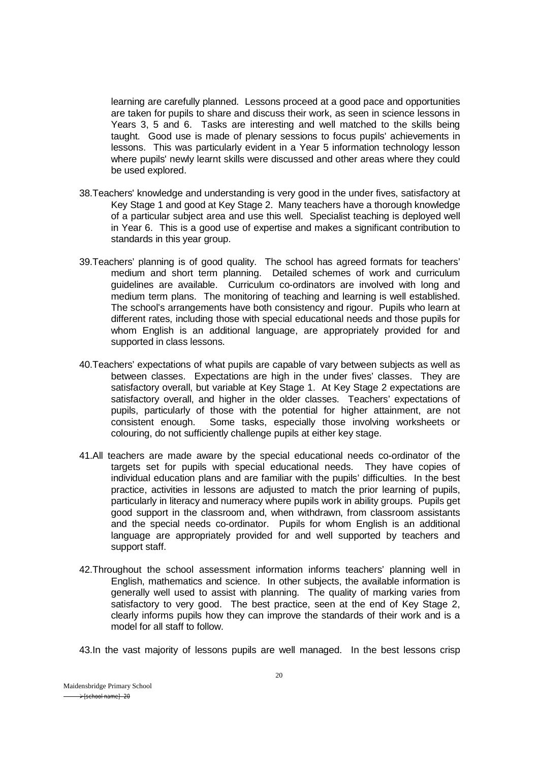learning are carefully planned. Lessons proceed at a good pace and opportunities are taken for pupils to share and discuss their work, as seen in science lessons in Years 3, 5 and 6. Tasks are interesting and well matched to the skills being taught. Good use is made of plenary sessions to focus pupils' achievements in lessons. This was particularly evident in a Year 5 information technology lesson where pupils' newly learnt skills were discussed and other areas where they could be used explored.

38. Teachers' knowledge and understanding is very good in the under fives, satisfactory at Key Stage 1 and good at Key Stage 2. Many teachers have a thorough knowledge of a particular subject area and use this well. Specialist teaching is deployed well in Year 6. This is a good use of expertise and makes a significant contribution to standards in this year group.

39. Teachers' planning is of good quality. The school has agreed formats for teachers' medium and short term planning. Detailed schemes of work and curriculum guidelines are available. Curriculum co-ordinators are involved with long and medium term plans. The monitoring of teaching and learning is well established. The school's arrangements have both consistency and rigour. Pupils who learn at different rates, including those with special educational needs and those pupils for whom English is an additional language, are appropriately provided for and supported in class lessons.

40. Teachers' expectations of what pupils are capable of vary between subjects as well as between classes. Expectations are high in the under fives' classes. They are satisfactory overall, but variable at Key Stage 1. At Key Stage 2 expectations are satisfactory overall, and higher in the older classes. Teachers' expectations of pupils, particularly of those with the potential for higher attainment, are not consistent enough. Some tasks, especially those involving worksheets or colouring, do not sufficiently challenge pupils at either key stage.

41. All teachers are made aware by the special educational needs co-ordinator of the targets set for pupils with special educational needs. They have copies of individual education plans and are familiar with the pupils' difficulties. In the best practice, activities in lessons are adjusted to match the prior learning of pupils, particularly in literacy and numeracy where pupils work in ability groups. Pupils get good support in the classroom and, when withdrawn, from classroom assistants and the special needs co-ordinator. Pupils for whom English is an additional language are appropriately provided for and well supported by teachers and support staff.

42. Throughout the school assessment information informs teachers' planning well in English, mathematics and science. In other subjects, the available information is generally well used to assist with planning. The quality of marking varies from satisfactory to very good. The best practice, seen at the end of Key Stage 2, clearly informs pupils how they can improve the standards of their work and is a model for all staff to follow.

43. In the vast majority of lessons pupils are well managed. In the best lessons crisp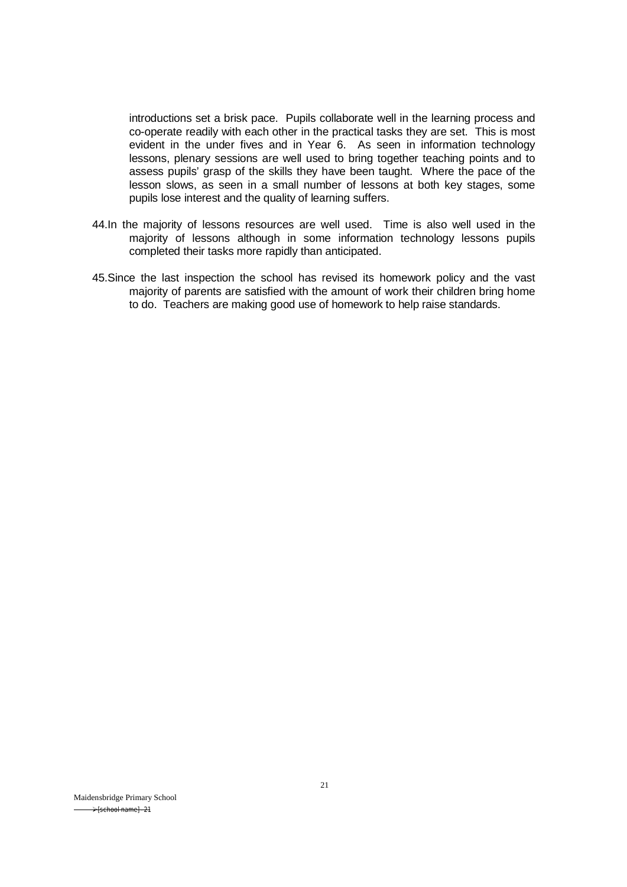introductions set a brisk pace. Pupils collaborate well in the learning process and co-operate readily with each other in the practical tasks they are set. This is most evident in the under fives and in Year 6. As seen in information technology lessons, plenary sessions are well used to bring together teaching points and to assess pupils' grasp of the skills they have been taught. Where the pace of the lesson slows, as seen in a small number of lessons at both key stages, some pupils lose interest and the quality of learning suffers.

44. In the majority of lessons resources are well used. Time is also well used in the majority of lessons although in some information technology lessons pupils completed their tasks more rapidly than anticipated.

45. Since the last inspection the school has revised its homework policy and the vast majority of parents are satisfied with the amount of work their children bring home to do. Teachers are making good use of homework to help raise standards.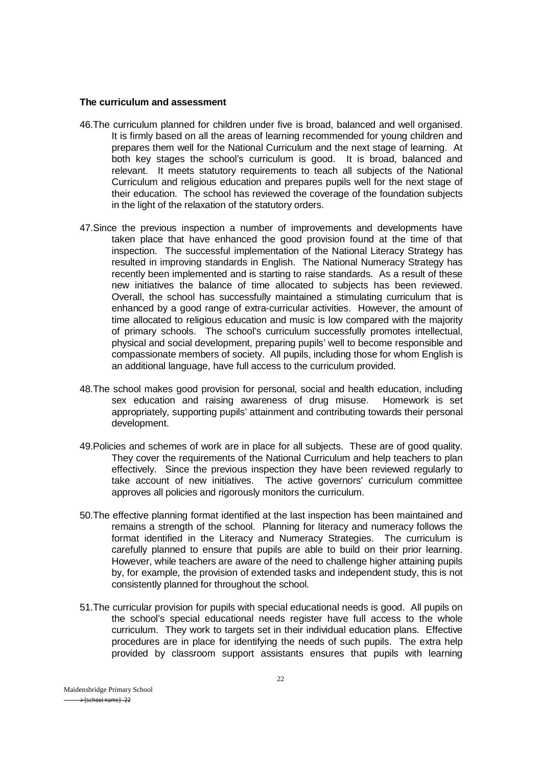**The curriculum and assessment**

46.The curriculum planned for children under five is broad, balanced and well organised. It is firmly based on all the areas of learning recommended for young children and prepares them well for the National Curriculum and the next stage of learning. At both key stages the school's curriculum is good. It is broad, balanced and relevant. It meets statutory requirements to teach all subjects of the National Curriculum and religious education and prepares pupils well for the next stage of their education. The school has reviewed the coverage of the foundation subjects in the light of the relaxation of the statutory orders.

47.Since the previous inspection a number of improvements and developments have taken place that have enhanced the good provision found at the time of that inspection. The successful implementation of the National Literacy Strategy has resulted in improving standards in English. The National Numeracy Strategy has recently been implemented and is starting to raise standards. As a result of these new initiatives the balance of time allocated to subjects has been reviewed. Overall, the school has successfully maintained a stimulating curriculum that is enhanced by a good range of extra-curricular activities. However, the amount of time allocated to religious education and music is low compared with the majority of primary schools. The school's curriculum successfully promotes intellectual, physical and social development, preparing pupils' well to become responsible and compassionate members of society. All pupils, including those for whom English is an additional language, have full access to the curriculum provided.

48.The school makes good provision for personal, social and health education, including sex education and raising awareness of drug misuse. Homework is set appropriately, supporting pupils' attainment and contributing towards their personal development.

49.Policies and schemes of work are in place for all subjects. These are of good quality. They cover the requirements of the National Curriculum and help teachers to plan effectively. Since the previous inspection they have been reviewed regularly to take account of new initiatives. The active governors' curriculum committee approves all policies and rigorously monitors the curriculum.

50.The effective planning format identified at the last inspection has been maintained and remains a strength of the school. Planning for literacy and numeracy follows the format identified in the Literacy and Numeracy Strategies. The curriculum is carefully planned to ensure that pupils are able to build on their prior learning. However, while teachers are aware of the need to challenge higher attaining pupils by, for example, the provision of extended tasks and independent study, this is not consistently planned for throughout the school.

51.The curricular provision for pupils with special educational needs is good. All pupils on the school's special educational needs register have full access to the whole curriculum. They work to targets set in their individual education plans. Effective procedures are in place for identifying the needs of such pupils. The extra help provided by classroom support assistants ensures that pupils with learning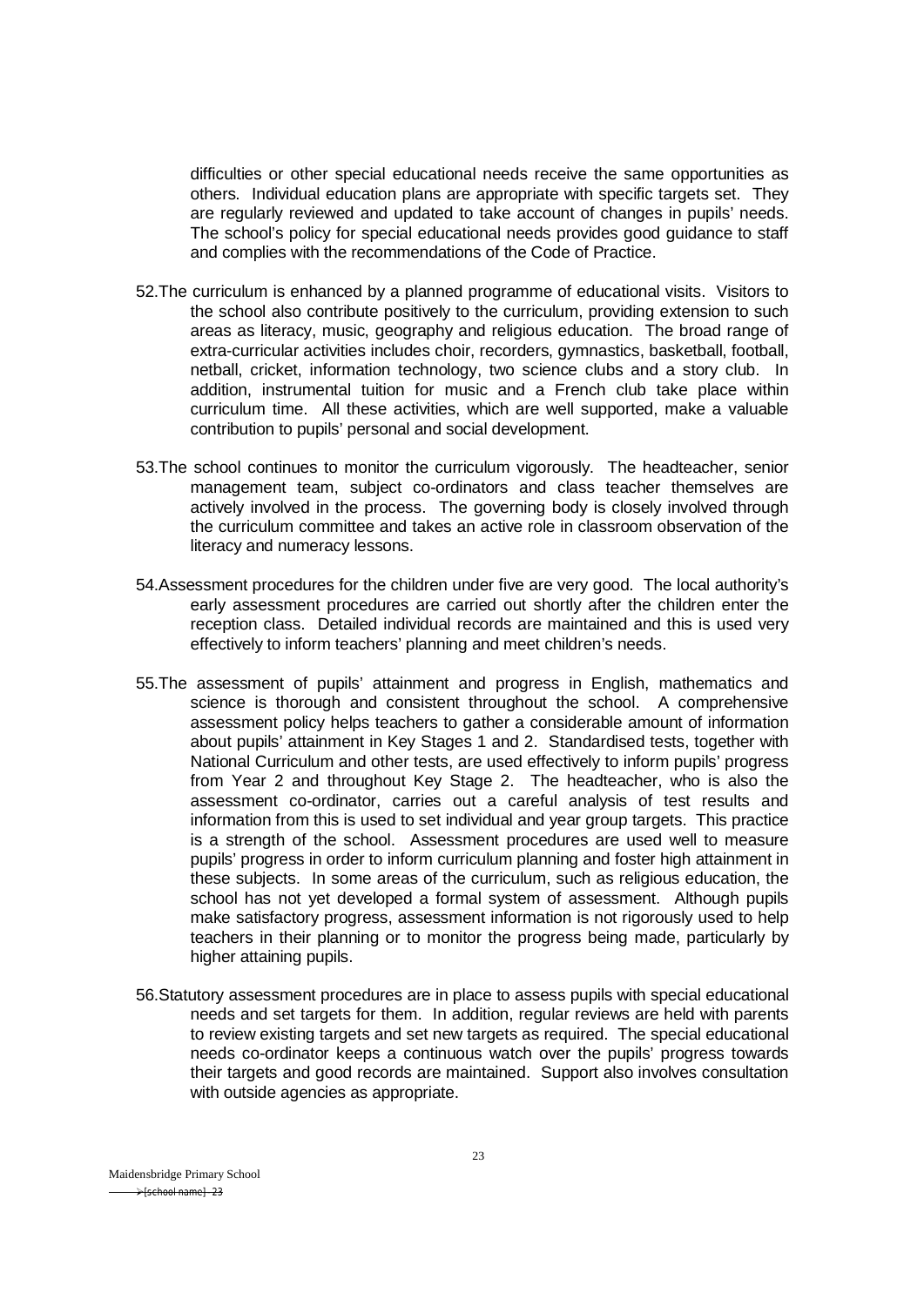difficulties or other special educational needs receive the same opportunities as others. Individual education plans are appropriate with specific targets set. They are regularly reviewed and updated to take account of changes in pupils' needs. The school's policy for special educational needs provides good guidance to staff and complies with the recommendations of the Code of Practice.

52. The curriculum is enhanced by a planned programme of educational visits. Visitors to the school also contribute positively to the curriculum, providing extension to such areas as literacy, music, geography and religious education. The broad range of extra-curricular activities includes choir, recorders, gymnastics, basketball, football, netball, cricket, information technology, two science clubs and a story club. In addition, instrumental tuition for music and a French club take place within curriculum time. All these activities, which are well supported, make a valuable contribution to pupils' personal and social development.

53. The school continues to monitor the curriculum vigorously. The headteacher, senior management team, subject co-ordinators and class teacher themselves are actively involved in the process. The governing body is closely involved through the curriculum committee and takes an active role in classroom observation of the literacy and numeracy lessons.

54. Assessment procedures for the children under five are very good. The local authority's early assessment procedures are carried out shortly after the children enter the reception class. Detailed individual records are maintained and this is used very effectively to inform teachers' planning and meet children's needs.

55. The assessment of pupils' attainment and progress in English, mathematics and science is thorough and consistent throughout the school. A comprehensive assessment policy helps teachers to gather a considerable amount of information about pupils' attainment in Key Stages 1 and 2. Standardised tests, together with National Curriculum and other tests, are used effectively to inform pupils' progress from Year 2 and throughout Key Stage 2. The headteacher, who is also the assessment co-ordinator, carries out a careful analysis of test results and information from this is used to set individual and year group targets. This practice is a strength of the school. Assessment procedures are used well to measure pupils' progress in order to inform curriculum planning and foster high attainment in these subjects. In some areas of the curriculum, such as religious education, the school has not yet developed a formal system of assessment. Although pupils make satisfactory progress, assessment information is not rigorously used to help teachers in their planning or to monitor the progress being made, particularly by higher attaining pupils.

56. Statutory assessment procedures are in place to assess pupils with special educational needs and set targets for them. In addition, regular reviews are held with parents to review existing targets and set new targets as required. The special educational needs co-ordinator keeps a continuous watch over the pupils' progress towards their targets and good records are maintained. Support also involves consultation with outside agencies as appropriate.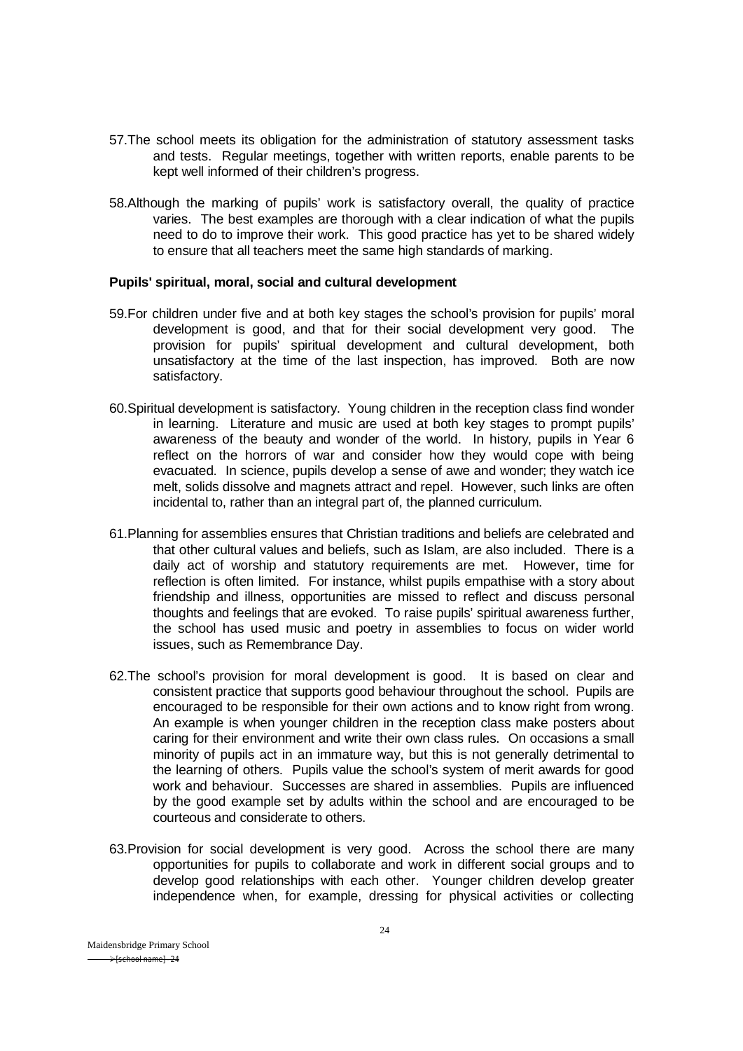57. The school meets its obligation for the administration of statutory assessment tasks and tests. Regular meetings, together with written reports, enable parents to be kept well informed of their children's progress.

58. Although the marking of pupils' work is satisfactory overall, the quality of practice varies. The best examples are thorough with a clear indication of what the pupils need to do to improve their work. This good practice has yet to be shared widely to ensure that all teachers meet the same high standards of marking.

**Pupils' spiritual, moral, social and cultural development**

59. For children under five and at both key stages the school's provision for pupils' moral development is good, and that for their social development very good. The provision for pupils' spiritual development and cultural development, both unsatisfactory at the time of the last inspection, has improved. Both are now satisfactory.

60. Spiritual development is satisfactory. Young children in the reception class find wonder in learning. Literature and music are used at both key stages to prompt pupils' awareness of the beauty and wonder of the world. In history, pupils in Year 6 reflect on the horrors of war and consider how they would cope with being evacuated. In science, pupils develop a sense of awe and wonder; they watch ice melt, solids dissolve and magnets attract and repel. However, such links are often incidental to, rather than an integral part of, the planned curriculum.

61. Planning for assemblies ensures that Christian traditions and beliefs are celebrated and that other cultural values and beliefs, such as Islam, are also included. There is a daily act of worship and statutory requirements are met. However, time for reflection is often limited. For instance, whilst pupils empathise with a story about friendship and illness, opportunities are missed to reflect and discuss personal thoughts and feelings that are evoked. To raise pupils' spiritual awareness further, the school has used music and poetry in assemblies to focus on wider world issues, such as Remembrance Day.

62. The school's provision for moral development is good. It is based on clear and consistent practice that supports good behaviour throughout the school. Pupils are encouraged to be responsible for their own actions and to know right from wrong. An example is when younger children in the reception class make posters about caring for their environment and write their own class rules. On occasions a small minority of pupils act in an immature way, but this is not generally detrimental to the learning of others. Pupils value the school's system of merit awards for good work and behaviour. Successes are shared in assemblies. Pupils are influenced by the good example set by adults within the school and are encouraged to be courteous and considerate to others.

63. Provision for social development is very good. Across the school there are many opportunities for pupils to collaborate and work in different social groups and to develop good relationships with each other. Younger children develop greater independence when, for example, dressing for physical activities or collecting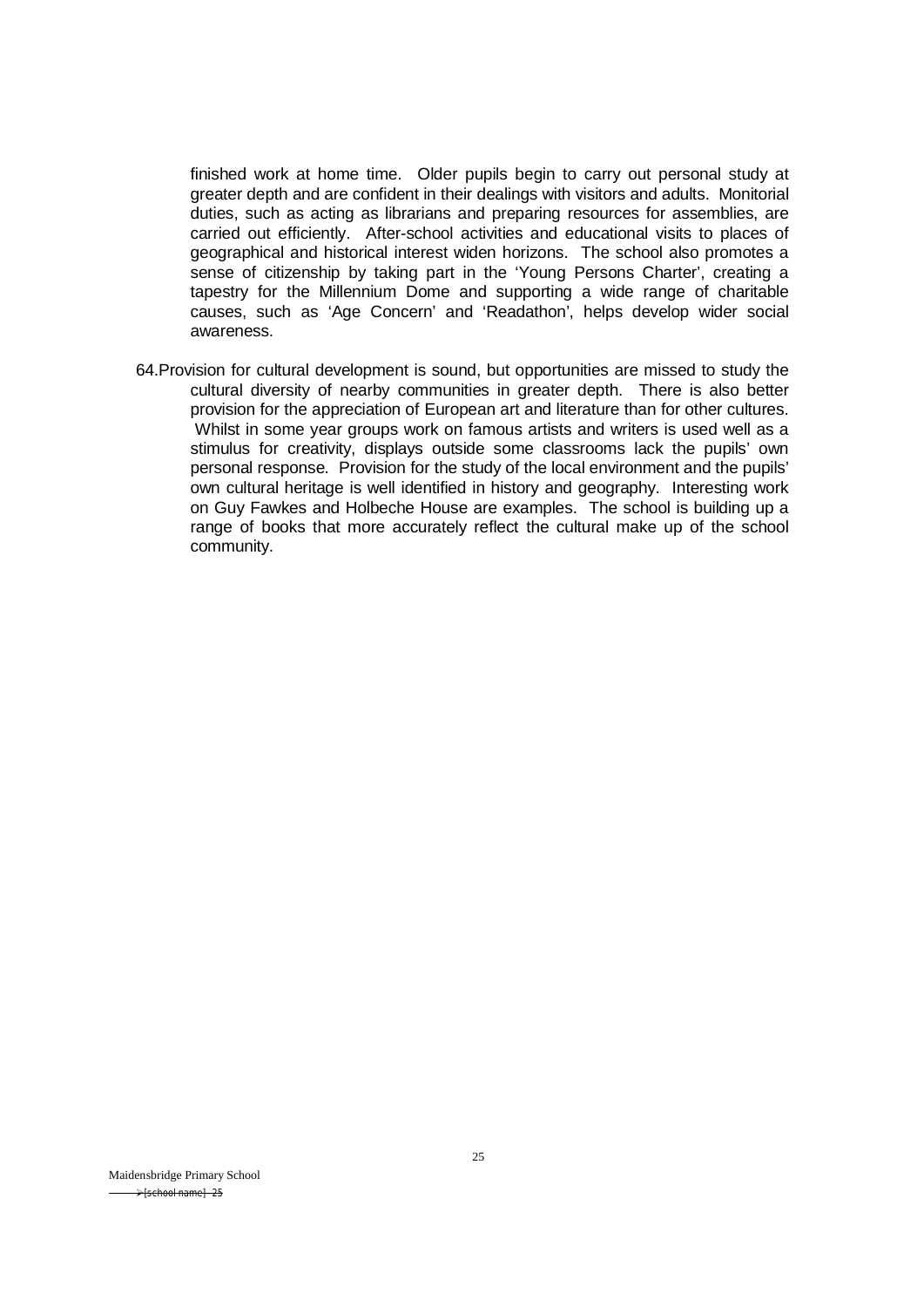finished work at home time. Older pupils begin to carry out personal study at greater depth and are confident in their dealings with visitors and adults. Monitorial duties, such as acting as librarians and preparing resources for assemblies, are carried out efficiently. After-school activities and educational visits to places of geographical and historical interest widen horizons. The school also promotes a sense of citizenship by taking part in the 'Young Persons Charter', creating a tapestry for the Millennium Dome and supporting a wide range of charitable causes, such as 'Age Concern' and 'Readathon', helps develop wider social awareness.

64. Provision for cultural development is sound, but opportunities are missed to study the cultural diversity of nearby communities in greater depth. There is also better provision for the appreciation of European art and literature than for other cultures. Whilst in some year groups work on famous artists and writers is used well as a stimulus for creativity, displays outside some classrooms lack the pupils' own personal response. Provision for the study of the local environment and the pupils' own cultural heritage is well identified in history and geography. Interesting work on Guy Fawkes and Holbeche House are examples. The school is building up a range of books that more accurately reflect the cultural make up of the school community.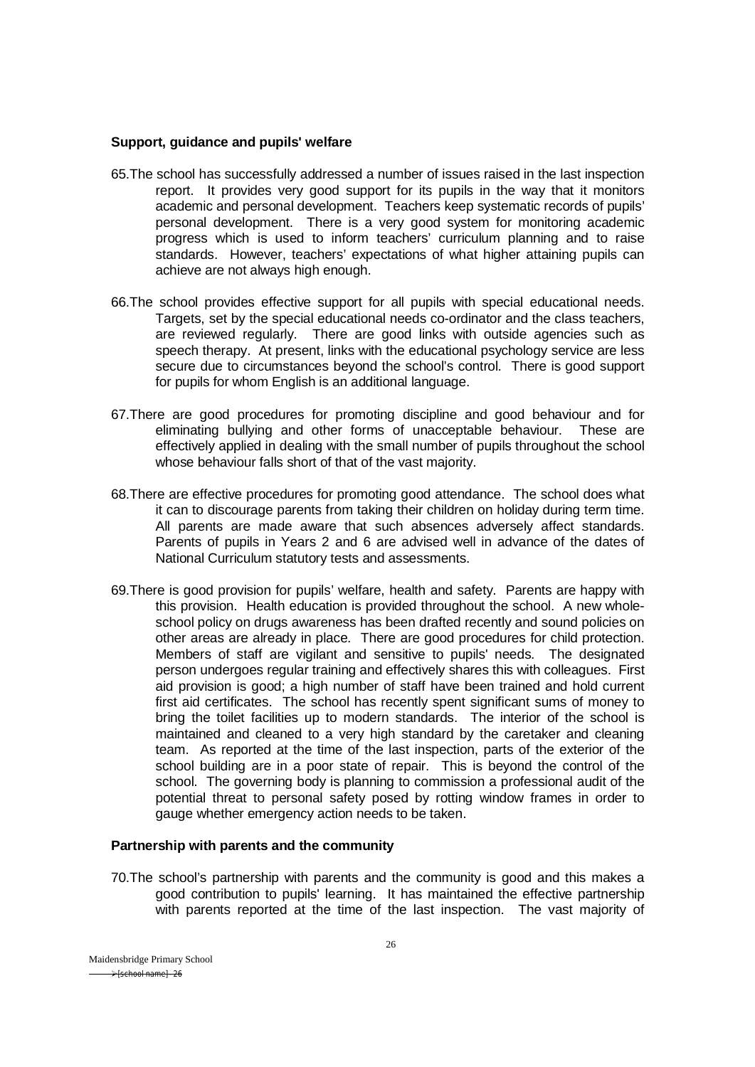**Support, guidance and pupils' welfare**

65. The school has successfully addressed a number of issues raised in the last inspection report. It provides very good support for its pupils in the way that it monitors academic and personal development. Teachers keep systematic records of pupils' personal development. There is a very good system for monitoring academic progress which is used to inform teachers' curriculum planning and to raise standards. However, teachers' expectations of what higher attaining pupils can achieve are not always high enough.

66. The school provides effective support for all pupils with special educational needs. Targets, set by the special educational needs co-ordinator and the class teachers, are reviewed regularly. There are good links with outside agencies such as speech therapy. At present, links with the educational psychology service are less secure due to circumstances beyond the school's control. There is good support for pupils for whom English is an additional language.

67. There are good procedures for promoting discipline and good behaviour and for eliminating bullying and other forms of unacceptable behaviour. These are effectively applied in dealing with the small number of pupils throughout the school whose behaviour falls short of that of the vast majority.

68. There are effective procedures for promoting good attendance. The school does what it can to discourage parents from taking their children on holiday during term time. All parents are made aware that such absences adversely affect standards. Parents of pupils in Years 2 and 6 are advised well in advance of the dates of National Curriculum statutory tests and assessments.

69. There is good provision for pupils' welfare, health and safety. Parents are happy with this provision. Health education is provided throughout the school. A new whole-school policy on drugs awareness has been drafted recently and sound policies on other areas are already in place. There are good procedures for child protection. Members of staff are vigilant and sensitive to pupils' needs. The designated person undergoes regular training and effectively shares this with colleagues. First aid provision is good; a high number of staff have been trained and hold current first aid certificates. The school has recently spent significant sums of money to bring the toilet facilities up to modern standards. The interior of the school is maintained and cleaned to a very high standard by the caretaker and cleaning team. As reported at the time of the last inspection, parts of the exterior of the school building are in a poor state of repair. This is beyond the control of the school. The governing body is planning to commission a professional audit of the potential threat to personal safety posed by rotting window frames in order to gauge whether emergency action needs to be taken.

**Partnership with parents and the community**

70. The school's partnership with parents and the community is good and this makes a good contribution to pupils' learning. It has maintained the effective partnership with parents reported at the time of the last inspection. The vast majority of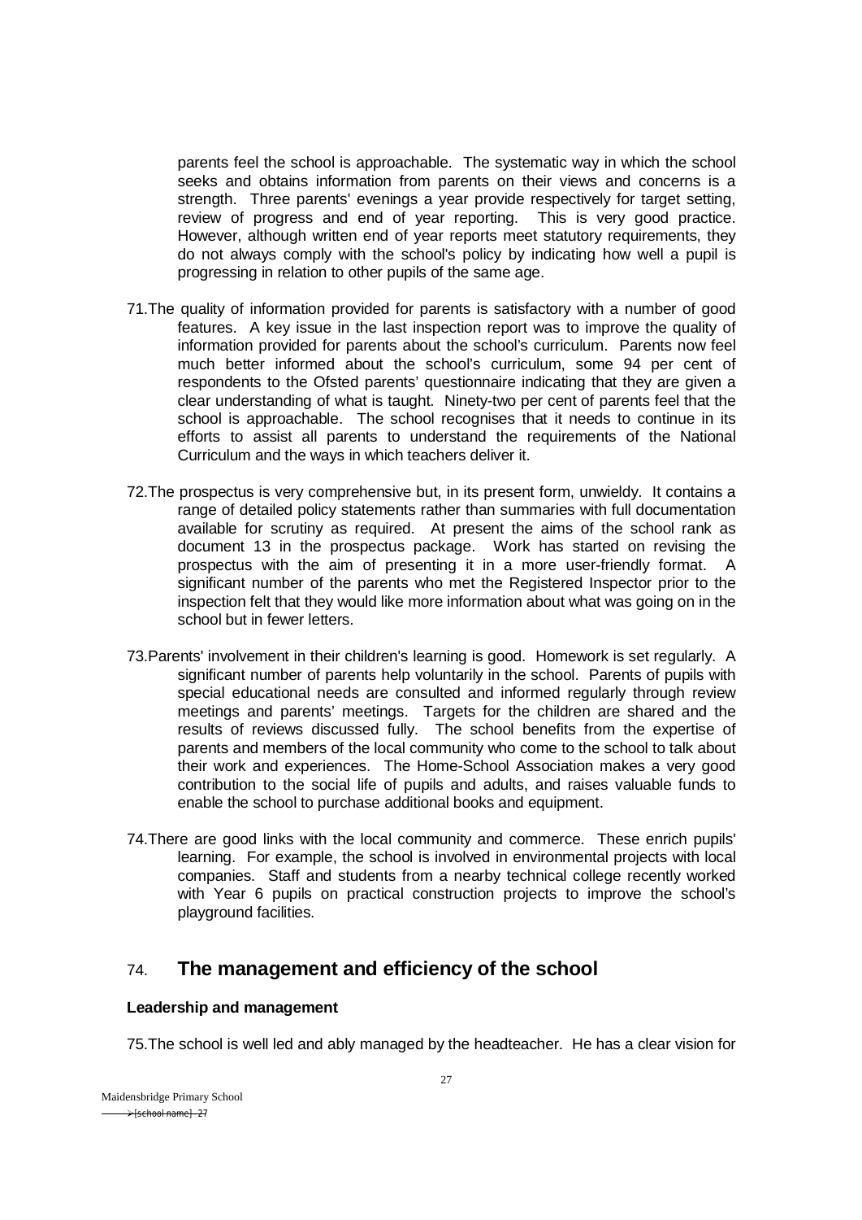parents feel the school is approachable. The systematic way in which the school seeks and obtains information from parents on their views and concerns is a strength. Three parents' evenings a year provide respectively for target setting, review of progress and end of year reporting. This is very good practice. However, although written end of year reports meet statutory requirements, they do not always comply with the school's policy by indicating how well a pupil is progressing in relation to other pupils of the same age.

71. The quality of information provided for parents is satisfactory with a number of good features. A key issue in the last inspection report was to improve the quality of information provided for parents about the school's curriculum. Parents now feel much better informed about the school's curriculum, some 94 per cent of respondents to the Ofsted parents' questionnaire indicating that they are given a clear understanding of what is taught. Ninety-two per cent of parents feel that the school is approachable. The school recognises that it needs to continue in its efforts to assist all parents to understand the requirements of the National Curriculum and the ways in which teachers deliver it.

72. The prospectus is very comprehensive but, in its present form, unwieldy. It contains a range of detailed policy statements rather than summaries with full documentation available for scrutiny as required. At present the aims of the school rank as document 13 in the prospectus package. Work has started on revising the prospectus with the aim of presenting it in a more user-friendly format. A significant number of the parents who met the Registered Inspector prior to the inspection felt that they would like more information about what was going on in the school but in fewer letters.

73. Parents' involvement in their children's learning is good. Homework is set regularly. A significant number of parents help voluntarily in the school. Parents of pupils with special educational needs are consulted and informed regularly through review meetings and parents' meetings. Targets for the children are shared and the results of reviews discussed fully. The school benefits from the expertise of parents and members of the local community who come to the school to talk about their work and experiences. The Home-School Association makes a very good contribution to the social life of pupils and adults, and raises valuable funds to enable the school to purchase additional books and equipment.

74. There are good links with the local community and commerce. These enrich pupils' learning. For example, the school is involved in environmental projects with local companies. Staff and students from a nearby technical college recently worked with Year 6 pupils on practical construction projects to improve the school's playground facilities.

## 74. The management and efficiency of the school

**Leadership and management**

75. The school is well led and ably managed by the headteacher. He has a clear vision for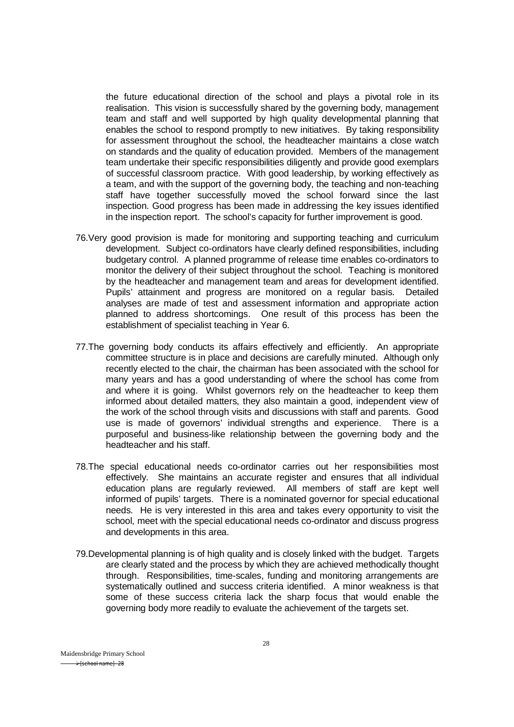the future educational direction of the school and plays a pivotal role in its realisation. This vision is successfully shared by the governing body, management team and staff and well supported by high quality developmental planning that enables the school to respond promptly to new initiatives. By taking responsibility for assessment throughout the school, the headteacher maintains a close watch on standards and the quality of education provided. Members of the management team undertake their specific responsibilities diligently and provide good exemplars of successful classroom practice. With good leadership, by working effectively as a team, and with the support of the governing body, the teaching and non-teaching staff have together successfully moved the school forward since the last inspection. Good progress has been made in addressing the key issues identified in the inspection report. The school's capacity for further improvement is good.

76. Very good provision is made for monitoring and supporting teaching and curriculum development. Subject co-ordinators have clearly defined responsibilities, including budgetary control. A planned programme of release time enables co-ordinators to monitor the delivery of their subject throughout the school. Teaching is monitored by the headteacher and management team and areas for development identified. Pupils' attainment and progress are monitored on a regular basis. Detailed analyses are made of test and assessment information and appropriate action planned to address shortcomings. One result of this process has been the establishment of specialist teaching in Year 6.

77. The governing body conducts its affairs effectively and efficiently. An appropriate committee structure is in place and decisions are carefully minuted. Although only recently elected to the chair, the chairman has been associated with the school for many years and has a good understanding of where the school has come from and where it is going. Whilst governors rely on the headteacher to keep them informed about detailed matters, they also maintain a good, independent view of the work of the school through visits and discussions with staff and parents. Good use is made of governors' individual strengths and experience. There is a purposeful and business-like relationship between the governing body and the headteacher and his staff.

78. The special educational needs co-ordinator carries out her responsibilities most effectively. She maintains an accurate register and ensures that all individual education plans are regularly reviewed. All members of staff are kept well informed of pupils' targets. There is a nominated governor for special educational needs. He is very interested in this area and takes every opportunity to visit the school, meet with the special educational needs co-ordinator and discuss progress and developments in this area.

79. Developmental planning is of high quality and is closely linked with the budget. Targets are clearly stated and the process by which they are achieved methodically thought through. Responsibilities, time-scales, funding and monitoring arrangements are systematically outlined and success criteria identified. A minor weakness is that some of these success criteria lack the sharp focus that would enable the governing body more readily to evaluate the achievement of the targets set.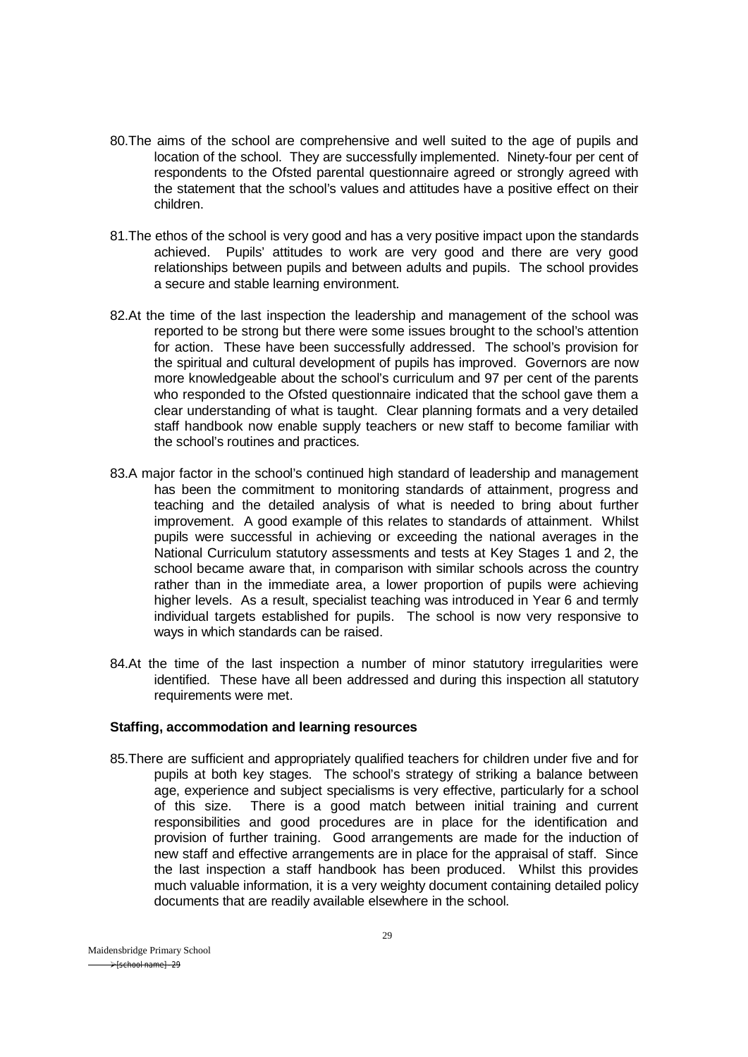80. The aims of the school are comprehensive and well suited to the age of pupils and location of the school. They are successfully implemented. Ninety-four per cent of respondents to the Ofsted parental questionnaire agreed or strongly agreed with the statement that the school's values and attitudes have a positive effect on their children.

81. The ethos of the school is very good and has a very positive impact upon the standards achieved. Pupils' attitudes to work are very good and there are very good relationships between pupils and between adults and pupils. The school provides a secure and stable learning environment.

82. At the time of the last inspection the leadership and management of the school was reported to be strong but there were some issues brought to the school's attention for action. These have been successfully addressed. The school's provision for the spiritual and cultural development of pupils has improved. Governors are now more knowledgeable about the school's curriculum and 97 per cent of the parents who responded to the Ofsted questionnaire indicated that the school gave them a clear understanding of what is taught. Clear planning formats and a very detailed staff handbook now enable supply teachers or new staff to become familiar with the school's routines and practices.

83. A major factor in the school's continued high standard of leadership and management has been the commitment to monitoring standards of attainment, progress and teaching and the detailed analysis of what is needed to bring about further improvement. A good example of this relates to standards of attainment. Whilst pupils were successful in achieving or exceeding the national averages in the National Curriculum statutory assessments and tests at Key Stages 1 and 2, the school became aware that, in comparison with similar schools across the country rather than in the immediate area, a lower proportion of pupils were achieving higher levels. As a result, specialist teaching was introduced in Year 6 and termly individual targets established for pupils. The school is now very responsive to ways in which standards can be raised.

84. At the time of the last inspection a number of minor statutory irregularities were identified. These have all been addressed and during this inspection all statutory requirements were met.

**Staffing, accommodation and learning resources**

85. There are sufficient and appropriately qualified teachers for children under five and for pupils at both key stages. The school's strategy of striking a balance between age, experience and subject specialisms is very effective, particularly for a school of this size. There is a good match between initial training and current responsibilities and good procedures are in place for the identification and provision of further training. Good arrangements are made for the induction of new staff and effective arrangements are in place for the appraisal of staff. Since the last inspection a staff handbook has been produced. Whilst this provides much valuable information, it is a very weighty document containing detailed policy documents that are readily available elsewhere in the school.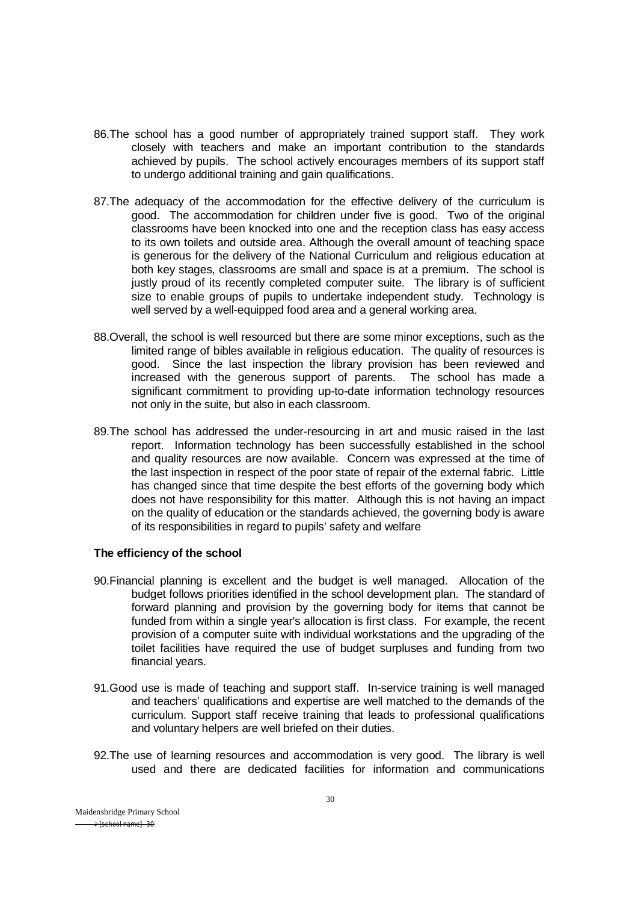86. The school has a good number of appropriately trained support staff. They work closely with teachers and make an important contribution to the standards achieved by pupils. The school actively encourages members of its support staff to undergo additional training and gain qualifications.

87. The adequacy of the accommodation for the effective delivery of the curriculum is good. The accommodation for children under five is good. Two of the original classrooms have been knocked into one and the reception class has easy access to its own toilets and outside area. Although the overall amount of teaching space is generous for the delivery of the National Curriculum and religious education at both key stages, classrooms are small and space is at a premium. The school is justly proud of its recently completed computer suite. The library is of sufficient size to enable groups of pupils to undertake independent study. Technology is well served by a well-equipped food area and a general working area.

88. Overall, the school is well resourced but there are some minor exceptions, such as the limited range of bibles available in religious education. The quality of resources is good. Since the last inspection the library provision has been reviewed and increased with the generous support of parents. The school has made a significant commitment to providing up-to-date information technology resources not only in the suite, but also in each classroom.

89. The school has addressed the under-resourcing in art and music raised in the last report. Information technology has been successfully established in the school and quality resources are now available. Concern was expressed at the time of the last inspection in respect of the poor state of repair of the external fabric. Little has changed since that time despite the best efforts of the governing body which does not have responsibility for this matter. Although this is not having an impact on the quality of education or the standards achieved, the governing body is aware of its responsibilities in regard to pupils' safety and welfare

**The efficiency of the school**

90. Financial planning is excellent and the budget is well managed. Allocation of the budget follows priorities identified in the school development plan. The standard of forward planning and provision by the governing body for items that cannot be funded from within a single year's allocation is first class. For example, the recent provision of a computer suite with individual workstations and the upgrading of the toilet facilities have required the use of budget surpluses and funding from two financial years.

91. Good use is made of teaching and support staff. In-service training is well managed and teachers' qualifications and expertise are well matched to the demands of the curriculum. Support staff receive training that leads to professional qualifications and voluntary helpers are well briefed on their duties.

92. The use of learning resources and accommodation is very good. The library is well used and there are dedicated facilities for information and communications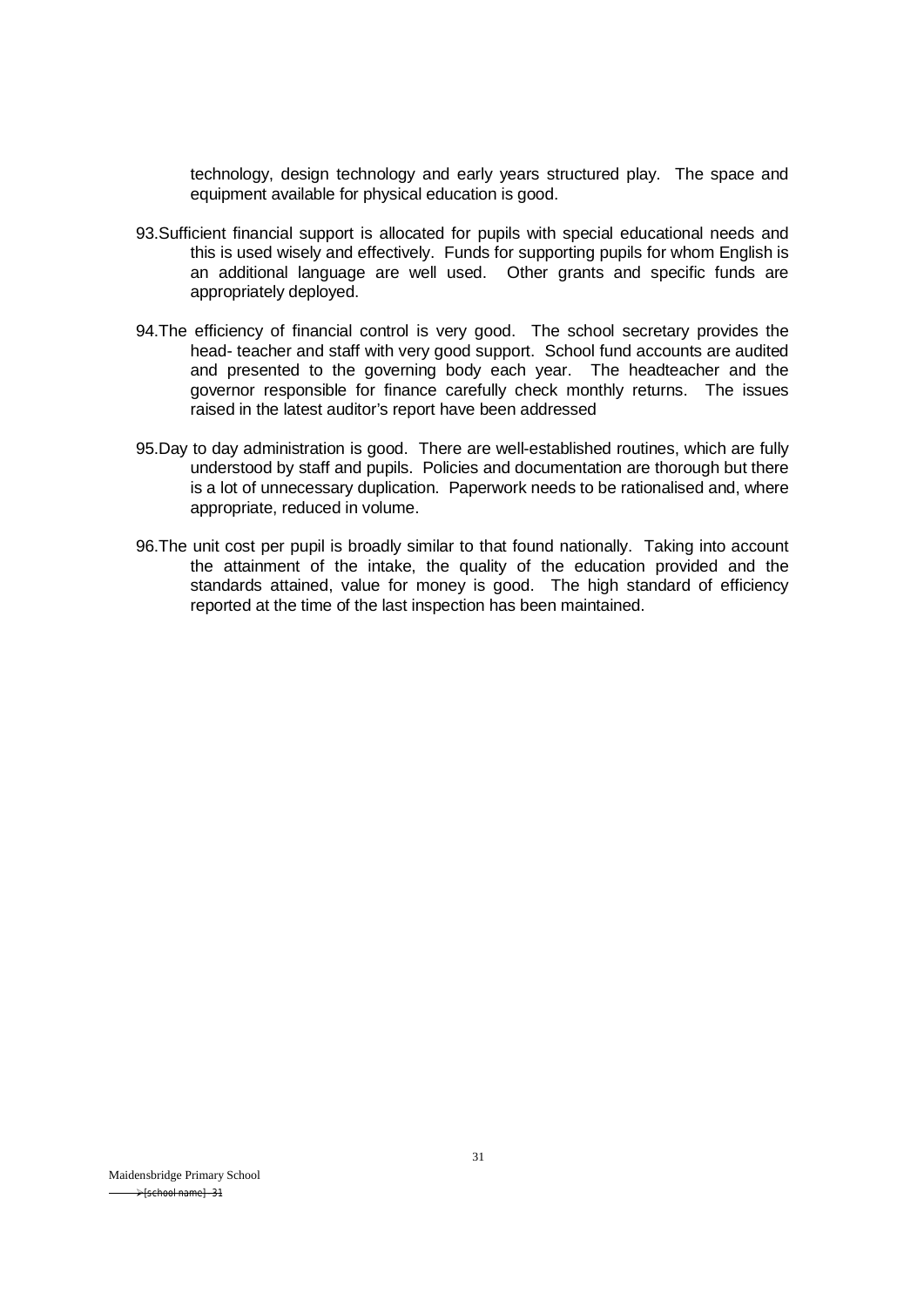technology, design technology and early years structured play. The space and equipment available for physical education is good.

93. Sufficient financial support is allocated for pupils with special educational needs and this is used wisely and effectively. Funds for supporting pupils for whom English is an additional language are well used. Other grants and specific funds are appropriately deployed.

94. The efficiency of financial control is very good. The school secretary provides the head- teacher and staff with very good support. School fund accounts are audited and presented to the governing body each year. The headteacher and the governor responsible for finance carefully check monthly returns. The issues raised in the latest auditor's report have been addressed

95. Day to day administration is good. There are well-established routines, which are fully understood by staff and pupils. Policies and documentation are thorough but there is a lot of unnecessary duplication. Paperwork needs to be rationalised and, where appropriate, reduced in volume.

96. The unit cost per pupil is broadly similar to that found nationally. Taking into account the attainment of the intake, the quality of the education provided and the standards attained, value for money is good. The high standard of efficiency reported at the time of the last inspection has been maintained.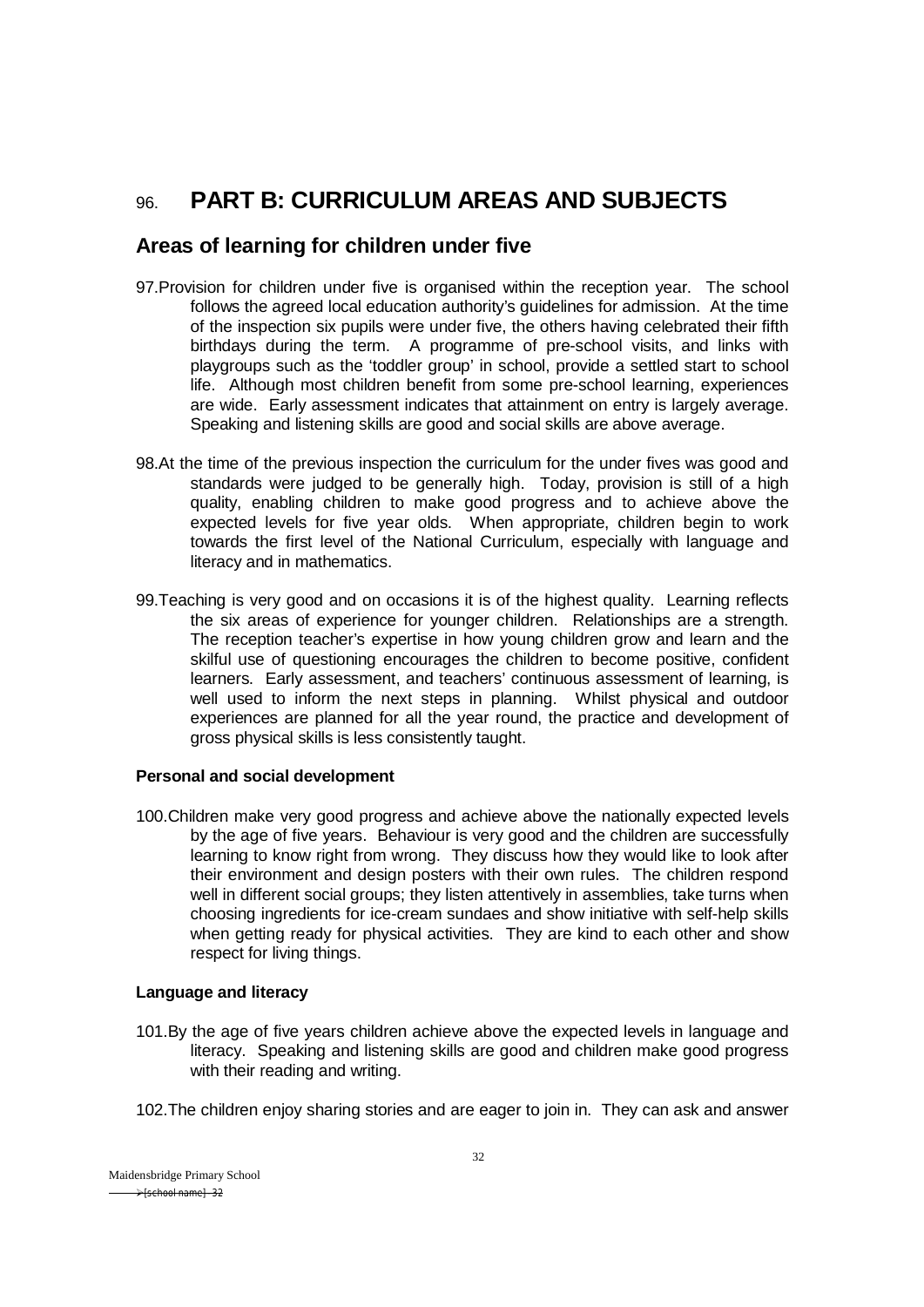# 96. PART B: CURRICULUM AREAS AND SUBJECTS

## Areas of learning for children under five

97. Provision for children under five is organised within the reception year. The school follows the agreed local education authority's guidelines for admission. At the time of the inspection six pupils were under five, the others having celebrated their fifth birthdays during the term. A programme of pre-school visits, and links with playgroups such as the 'toddler group' in school, provide a settled start to school life. Although most children benefit from some pre-school learning, experiences are wide. Early assessment indicates that attainment on entry is largely average. Speaking and listening skills are good and social skills are above average.

98. At the time of the previous inspection the curriculum for the under fives was good and standards were judged to be generally high. Today, provision is still of a high quality, enabling children to make good progress and to achieve above the expected levels for five year olds. When appropriate, children begin to work towards the first level of the National Curriculum, especially with language and literacy and in mathematics.

99. Teaching is very good and on occasions it is of the highest quality. Learning reflects the six areas of experience for younger children. Relationships are a strength. The reception teacher's expertise in how young children grow and learn and the skilful use of questioning encourages the children to become positive, confident learners. Early assessment, and teachers' continuous assessment of learning, is well used to inform the next steps in planning. Whilst physical and outdoor experiences are planned for all the year round, the practice and development of gross physical skills is less consistently taught.

### Personal and social development

100. Children make very good progress and achieve above the nationally expected levels by the age of five years. Behaviour is very good and the children are successfully learning to know right from wrong. They discuss how they would like to look after their environment and design posters with their own rules. The children respond well in different social groups; they listen attentively in assemblies, take turns when choosing ingredients for ice-cream sundaes and show initiative with self-help skills when getting ready for physical activities. They are kind to each other and show respect for living things.

### Language and literacy

101. By the age of five years children achieve above the expected levels in language and literacy. Speaking and listening skills are good and children make good progress with their reading and writing.

102. The children enjoy sharing stories and are eager to join in. They can ask and answer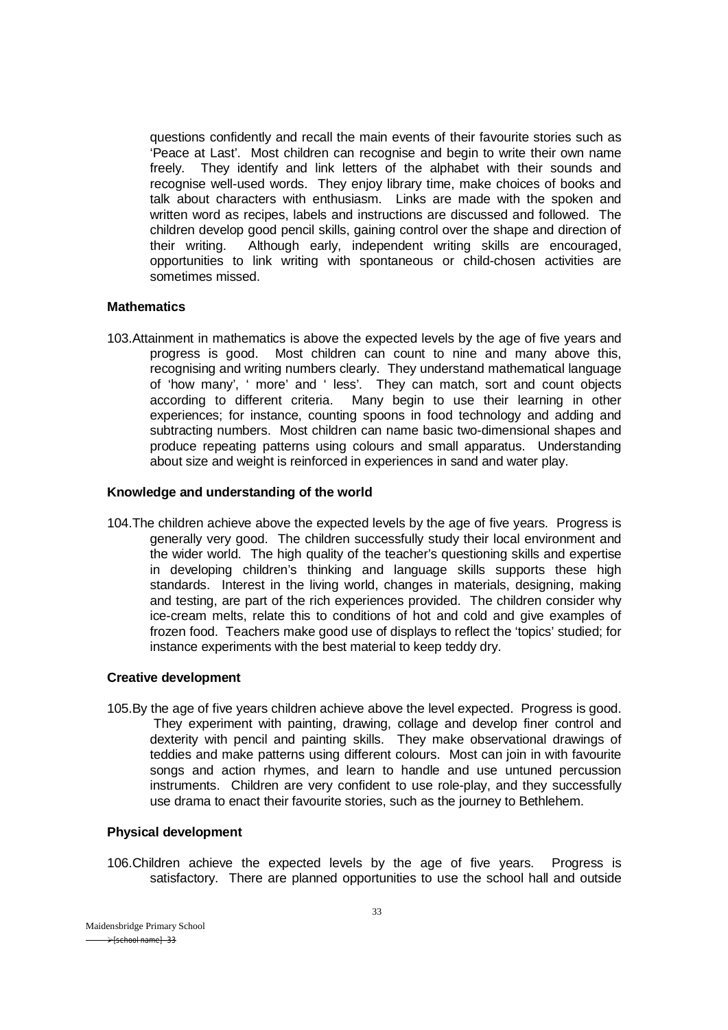questions confidently and recall the main events of their favourite stories such as 'Peace at Last'. Most children can recognise and begin to write their own name freely. They identify and link letters of the alphabet with their sounds and recognise well-used words. They enjoy library time, make choices of books and talk about characters with enthusiasm. Links are made with the spoken and written word as recipes, labels and instructions are discussed and followed. The children develop good pencil skills, gaining control over the shape and direction of their writing. Although early, independent writing skills are encouraged, opportunities to link writing with spontaneous or child-chosen activities are sometimes missed.

**Mathematics**

103. Attainment in mathematics is above the expected levels by the age of five years and progress is good. Most children can count to nine and many above this, recognising and writing numbers clearly. They understand mathematical language of 'how many', ' more' and ' less'. They can match, sort and count objects according to different criteria. Many begin to use their learning in other experiences; for instance, counting spoons in food technology and adding and subtracting numbers. Most children can name basic two-dimensional shapes and produce repeating patterns using colours and small apparatus. Understanding about size and weight is reinforced in experiences in sand and water play.

**Knowledge and understanding of the world**

104. The children achieve above the expected levels by the age of five years. Progress is generally very good. The children successfully study their local environment and the wider world. The high quality of the teacher's questioning skills and expertise in developing children's thinking and language skills supports these high standards. Interest in the living world, changes in materials, designing, making and testing, are part of the rich experiences provided. The children consider why ice-cream melts, relate this to conditions of hot and cold and give examples of frozen food. Teachers make good use of displays to reflect the 'topics' studied; for instance experiments with the best material to keep teddy dry.

**Creative development**

105. By the age of five years children achieve above the level expected. Progress is good. They experiment with painting, drawing, collage and develop finer control and dexterity with pencil and painting skills. They make observational drawings of teddies and make patterns using different colours. Most can join in with favourite songs and action rhymes, and learn to handle and use untuned percussion instruments. Children are very confident to use role-play, and they successfully use drama to enact their favourite stories, such as the journey to Bethlehem.

**Physical development**

106. Children achieve the expected levels by the age of five years. Progress is satisfactory. There are planned opportunities to use the school hall and outside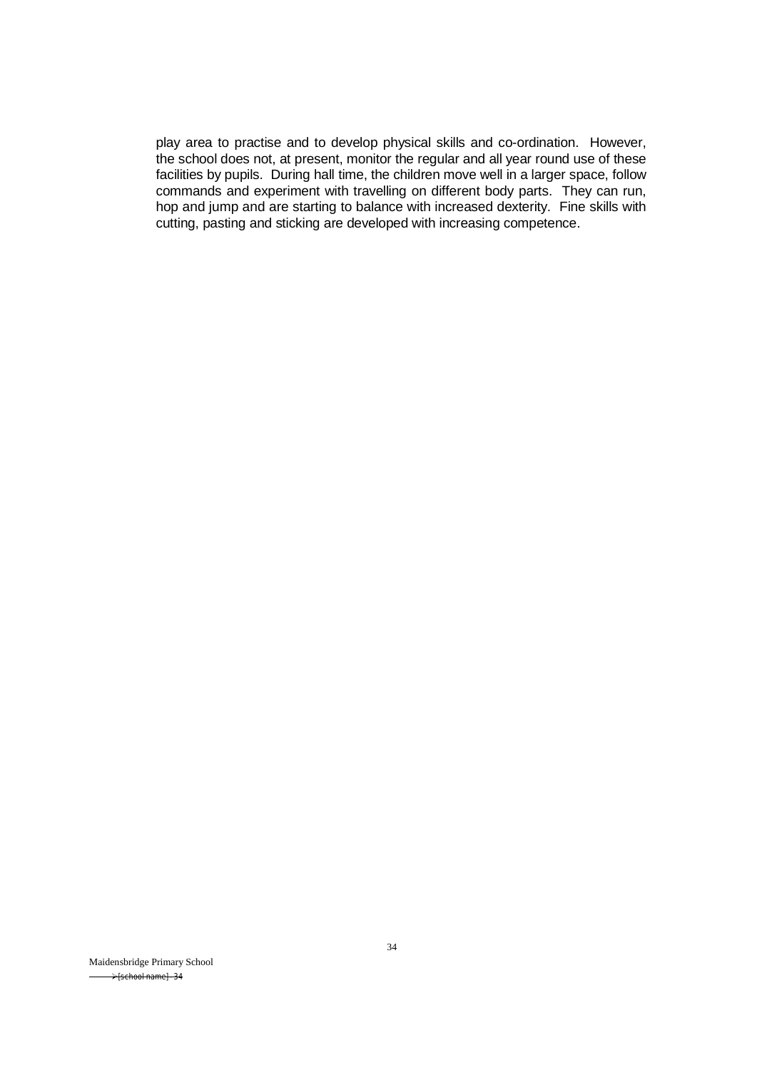play area to practise and to develop physical skills and co-ordination. However, the school does not, at present, monitor the regular and all year round use of these facilities by pupils. During hall time, the children move well in a larger space, follow commands and experiment with travelling on different body parts. They can run, hop and jump and are starting to balance with increased dexterity. Fine skills with cutting, pasting and sticking are developed with increasing competence.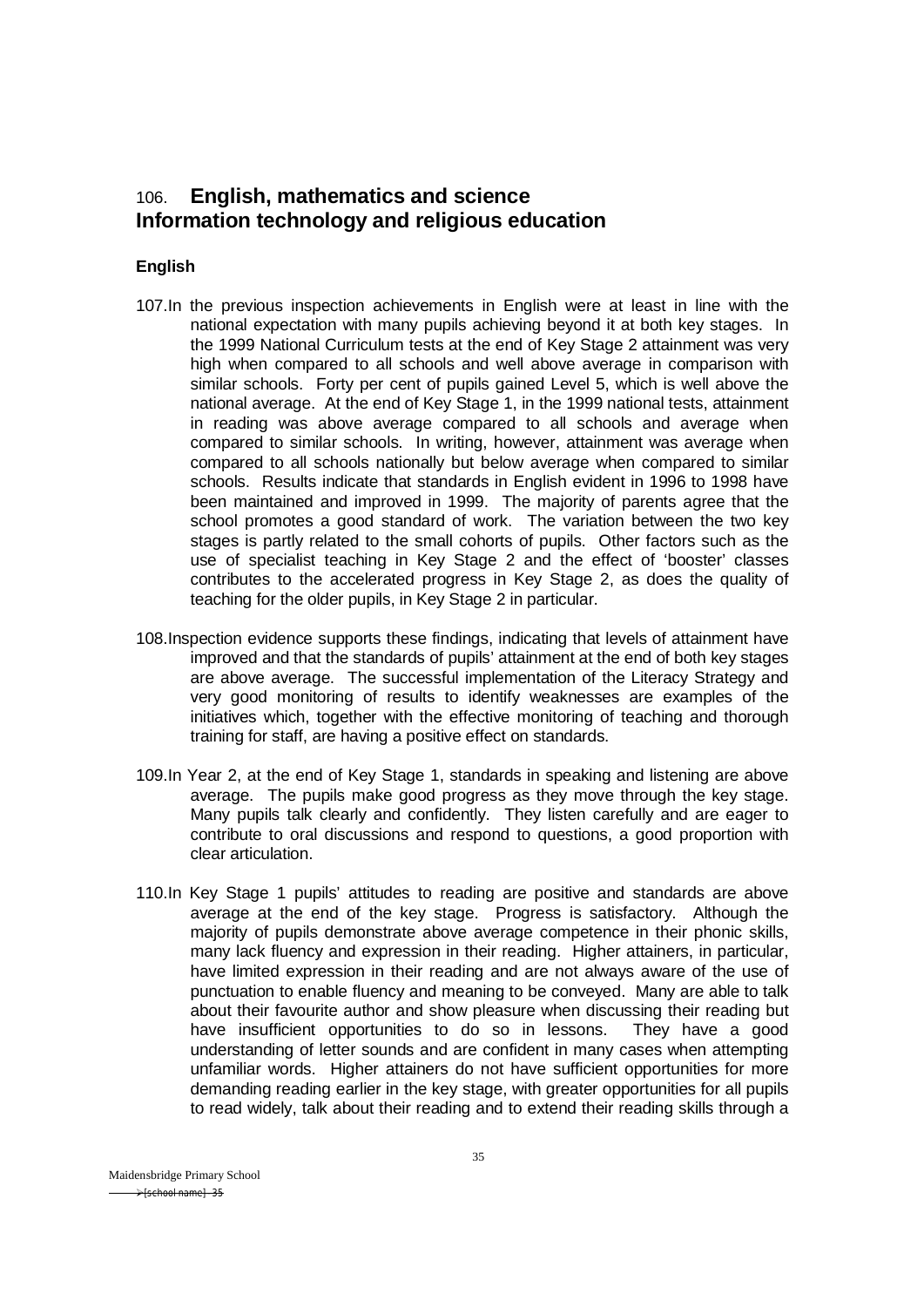## 106. English, mathematics and science Information technology and religious education

### English

107.In the previous inspection achievements in English were at least in line with the national expectation with many pupils achieving beyond it at both key stages. In the 1999 National Curriculum tests at the end of Key Stage 2 attainment was very high when compared to all schools and well above average in comparison with similar schools. Forty per cent of pupils gained Level 5, which is well above the national average. At the end of Key Stage 1, in the 1999 national tests, attainment in reading was above average compared to all schools and average when compared to similar schools. In writing, however, attainment was average when compared to all schools nationally but below average when compared to similar schools. Results indicate that standards in English evident in 1996 to 1998 have been maintained and improved in 1999. The majority of parents agree that the school promotes a good standard of work. The variation between the two key stages is partly related to the small cohorts of pupils. Other factors such as the use of specialist teaching in Key Stage 2 and the effect of 'booster' classes contributes to the accelerated progress in Key Stage 2, as does the quality of teaching for the older pupils, in Key Stage 2 in particular.

108.Inspection evidence supports these findings, indicating that levels of attainment have improved and that the standards of pupils' attainment at the end of both key stages are above average. The successful implementation of the Literacy Strategy and very good monitoring of results to identify weaknesses are examples of the initiatives which, together with the effective monitoring of teaching and thorough training for staff, are having a positive effect on standards.

109.In Year 2, at the end of Key Stage 1, standards in speaking and listening are above average. The pupils make good progress as they move through the key stage. Many pupils talk clearly and confidently. They listen carefully and are eager to contribute to oral discussions and respond to questions, a good proportion with clear articulation.

110.In Key Stage 1 pupils' attitudes to reading are positive and standards are above average at the end of the key stage. Progress is satisfactory. Although the majority of pupils demonstrate above average competence in their phonic skills, many lack fluency and expression in their reading. Higher attainers, in particular, have limited expression in their reading and are not always aware of the use of punctuation to enable fluency and meaning to be conveyed. Many are able to talk about their favourite author and show pleasure when discussing their reading but have insufficient opportunities to do so in lessons. They have a good understanding of letter sounds and are confident in many cases when attempting unfamiliar words. Higher attainers do not have sufficient opportunities for more demanding reading earlier in the key stage, with greater opportunities for all pupils to read widely, talk about their reading and to extend their reading skills through a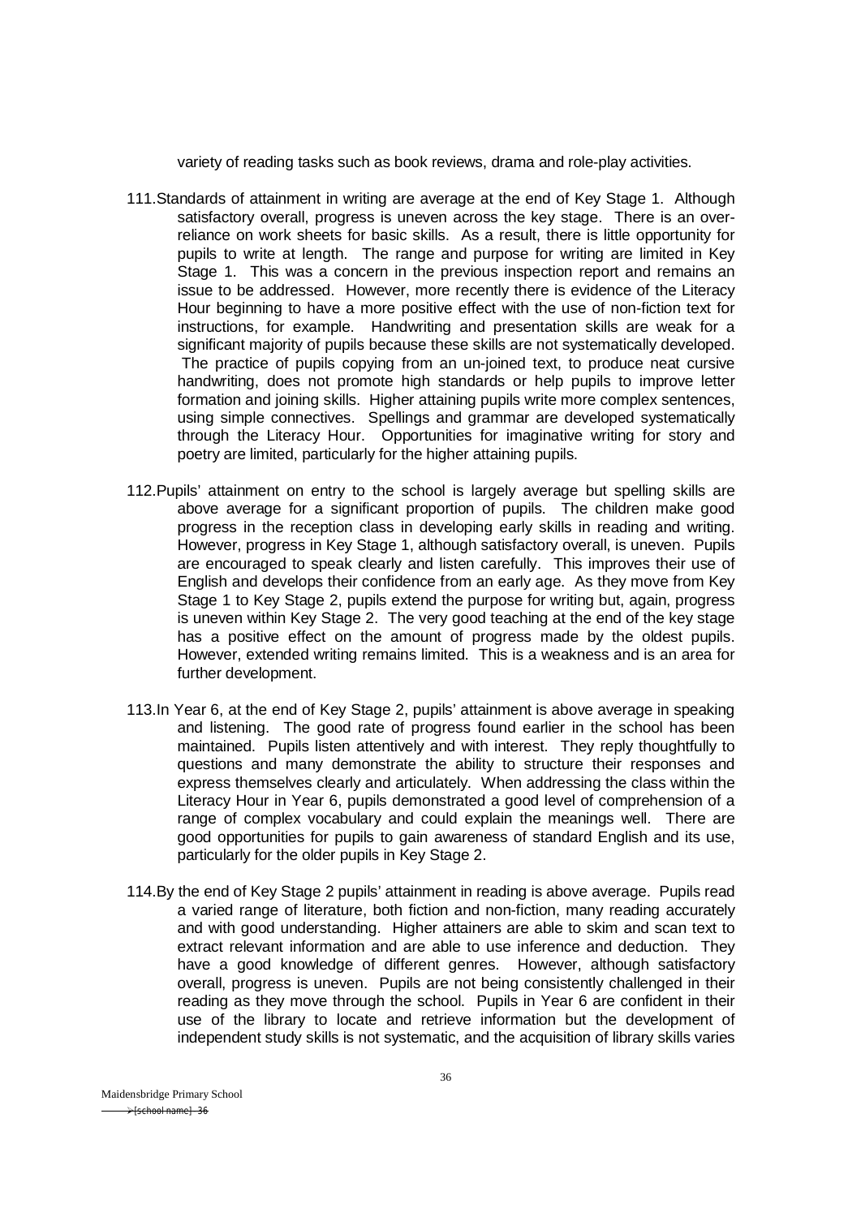variety of reading tasks such as book reviews, drama and role-play activities.

111. Standards of attainment in writing are average at the end of Key Stage 1. Although satisfactory overall, progress is uneven across the key stage. There is an over-reliance on work sheets for basic skills. As a result, there is little opportunity for pupils to write at length. The range and purpose for writing are limited in Key Stage 1. This was a concern in the previous inspection report and remains an issue to be addressed. However, more recently there is evidence of the Literacy Hour beginning to have a more positive effect with the use of non-fiction text for instructions, for example. Handwriting and presentation skills are weak for a significant majority of pupils because these skills are not systematically developed. The practice of pupils copying from an un-joined text, to produce neat cursive handwriting, does not promote high standards or help pupils to improve letter formation and joining skills. Higher attaining pupils write more complex sentences, using simple connectives. Spellings and grammar are developed systematically through the Literacy Hour. Opportunities for imaginative writing for story and poetry are limited, particularly for the higher attaining pupils.

112. Pupils' attainment on entry to the school is largely average but spelling skills are above average for a significant proportion of pupils. The children make good progress in the reception class in developing early skills in reading and writing. However, progress in Key Stage 1, although satisfactory overall, is uneven. Pupils are encouraged to speak clearly and listen carefully. This improves their use of English and develops their confidence from an early age. As they move from Key Stage 1 to Key Stage 2, pupils extend the purpose for writing but, again, progress is uneven within Key Stage 2. The very good teaching at the end of the key stage has a positive effect on the amount of progress made by the oldest pupils. However, extended writing remains limited. This is a weakness and is an area for further development.

113. In Year 6, at the end of Key Stage 2, pupils' attainment is above average in speaking and listening. The good rate of progress found earlier in the school has been maintained. Pupils listen attentively and with interest. They reply thoughtfully to questions and many demonstrate the ability to structure their responses and express themselves clearly and articulately. When addressing the class within the Literacy Hour in Year 6, pupils demonstrated a good level of comprehension of a range of complex vocabulary and could explain the meanings well. There are good opportunities for pupils to gain awareness of standard English and its use, particularly for the older pupils in Key Stage 2.

114. By the end of Key Stage 2 pupils' attainment in reading is above average. Pupils read a varied range of literature, both fiction and non-fiction, many reading accurately and with good understanding. Higher attainers are able to skim and scan text to extract relevant information and are able to use inference and deduction. They have a good knowledge of different genres. However, although satisfactory overall, progress is uneven. Pupils are not being consistently challenged in their reading as they move through the school. Pupils in Year 6 are confident in their use of the library to locate and retrieve information but the development of independent study skills is not systematic, and the acquisition of library skills varies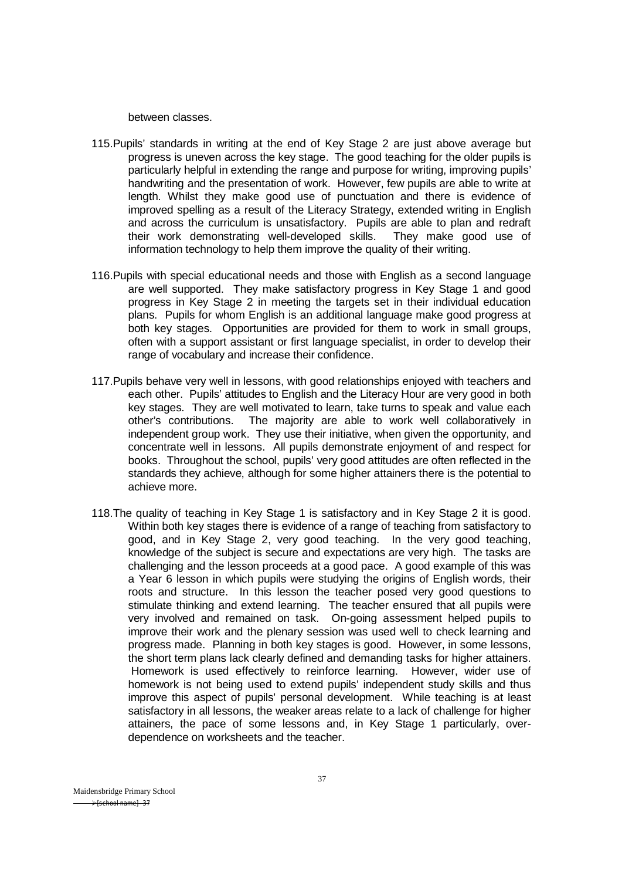between classes.

115. Pupils' standards in writing at the end of Key Stage 2 are just above average but progress is uneven across the key stage. The good teaching for the older pupils is particularly helpful in extending the range and purpose for writing, improving pupils' handwriting and the presentation of work. However, few pupils are able to write at length. Whilst they make good use of punctuation and there is evidence of improved spelling as a result of the Literacy Strategy, extended writing in English and across the curriculum is unsatisfactory. Pupils are able to plan and redraft their work demonstrating well-developed skills. They make good use of information technology to help them improve the quality of their writing.

116. Pupils with special educational needs and those with English as a second language are well supported. They make satisfactory progress in Key Stage 1 and good progress in Key Stage 2 in meeting the targets set in their individual education plans. Pupils for whom English is an additional language make good progress at both key stages. Opportunities are provided for them to work in small groups, often with a support assistant or first language specialist, in order to develop their range of vocabulary and increase their confidence.

117. Pupils behave very well in lessons, with good relationships enjoyed with teachers and each other. Pupils' attitudes to English and the Literacy Hour are very good in both key stages. They are well motivated to learn, take turns to speak and value each other's contributions. The majority are able to work well collaboratively in independent group work. They use their initiative, when given the opportunity, and concentrate well in lessons. All pupils demonstrate enjoyment of and respect for books. Throughout the school, pupils' very good attitudes are often reflected in the standards they achieve, although for some higher attainers there is the potential to achieve more.

118. The quality of teaching in Key Stage 1 is satisfactory and in Key Stage 2 it is good. Within both key stages there is evidence of a range of teaching from satisfactory to good, and in Key Stage 2, very good teaching. In the very good teaching, knowledge of the subject is secure and expectations are very high. The tasks are challenging and the lesson proceeds at a good pace. A good example of this was a Year 6 lesson in which pupils were studying the origins of English words, their roots and structure. In this lesson the teacher posed very good questions to stimulate thinking and extend learning. The teacher ensured that all pupils were very involved and remained on task. On-going assessment helped pupils to improve their work and the plenary session was used well to check learning and progress made. Planning in both key stages is good. However, in some lessons, the short term plans lack clearly defined and demanding tasks for higher attainers. Homework is used effectively to reinforce learning. However, wider use of homework is not being used to extend pupils' independent study skills and thus improve this aspect of pupils' personal development. While teaching is at least satisfactory in all lessons, the weaker areas relate to a lack of challenge for higher attainers, the pace of some lessons and, in Key Stage 1 particularly, over-dependence on worksheets and the teacher.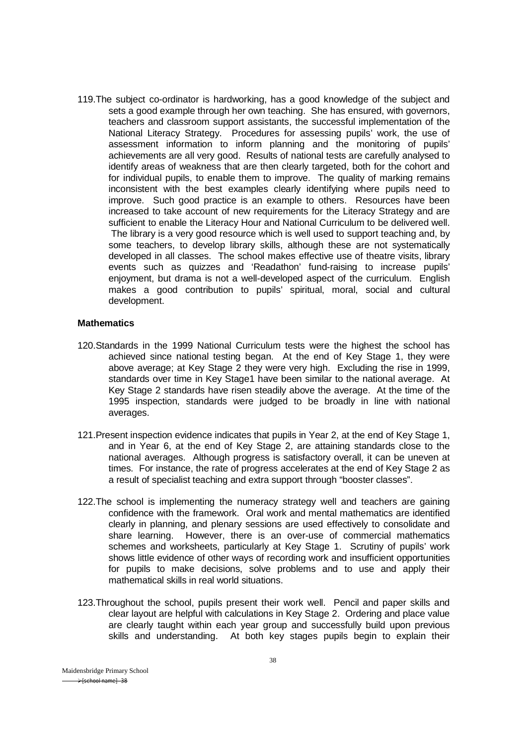119. The subject co-ordinator is hardworking, has a good knowledge of the subject and sets a good example through her own teaching. She has ensured, with governors, teachers and classroom support assistants, the successful implementation of the National Literacy Strategy. Procedures for assessing pupils' work, the use of assessment information to inform planning and the monitoring of pupils' achievements are all very good. Results of national tests are carefully analysed to identify areas of weakness that are then clearly targeted, both for the cohort and for individual pupils, to enable them to improve. The quality of marking remains inconsistent with the best examples clearly identifying where pupils need to improve. Such good practice is an example to others. Resources have been increased to take account of new requirements for the Literacy Strategy and are sufficient to enable the Literacy Hour and National Curriculum to be delivered well. The library is a very good resource which is well used to support teaching and, by some teachers, to develop library skills, although these are not systematically developed in all classes. The school makes effective use of theatre visits, library events such as quizzes and 'Readathon' fund-raising to increase pupils' enjoyment, but drama is not a well-developed aspect of the curriculum. English makes a good contribution to pupils' spiritual, moral, social and cultural development.

**Mathematics**

120. Standards in the 1999 National Curriculum tests were the highest the school has achieved since national testing began. At the end of Key Stage 1, they were above average; at Key Stage 2 they were very high. Excluding the rise in 1999, standards over time in Key Stage1 have been similar to the national average. At Key Stage 2 standards have risen steadily above the average. At the time of the 1995 inspection, standards were judged to be broadly in line with national averages.

121. Present inspection evidence indicates that pupils in Year 2, at the end of Key Stage 1, and in Year 6, at the end of Key Stage 2, are attaining standards close to the national averages. Although progress is satisfactory overall, it can be uneven at times. For instance, the rate of progress accelerates at the end of Key Stage 2 as a result of specialist teaching and extra support through "booster classes".

122. The school is implementing the numeracy strategy well and teachers are gaining confidence with the framework. Oral work and mental mathematics are identified clearly in planning, and plenary sessions are used effectively to consolidate and share learning. However, there is an over-use of commercial mathematics schemes and worksheets, particularly at Key Stage 1. Scrutiny of pupils' work shows little evidence of other ways of recording work and insufficient opportunities for pupils to make decisions, solve problems and to use and apply their mathematical skills in real world situations.

123. Throughout the school, pupils present their work well. Pencil and paper skills and clear layout are helpful with calculations in Key Stage 2. Ordering and place value are clearly taught within each year group and successfully build upon previous skills and understanding. At both key stages pupils begin to explain their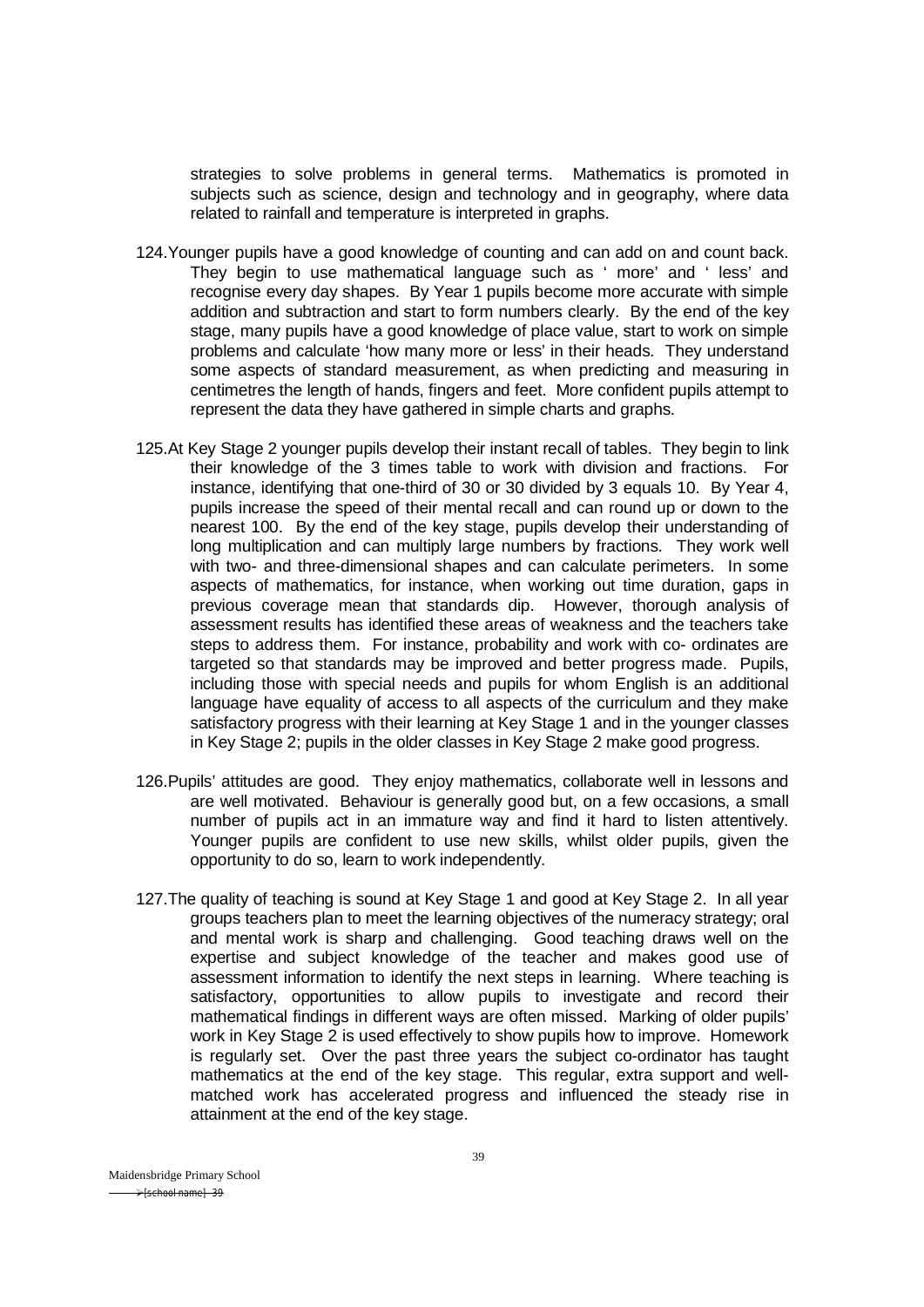strategies to solve problems in general terms. Mathematics is promoted in subjects such as science, design and technology and in geography, where data related to rainfall and temperature is interpreted in graphs.

124. Younger pupils have a good knowledge of counting and can add on and count back. They begin to use mathematical language such as ' more' and ' less' and recognise every day shapes. By Year 1 pupils become more accurate with simple addition and subtraction and start to form numbers clearly. By the end of the key stage, many pupils have a good knowledge of place value, start to work on simple problems and calculate 'how many more or less' in their heads. They understand some aspects of standard measurement, as when predicting and measuring in centimetres the length of hands, fingers and feet. More confident pupils attempt to represent the data they have gathered in simple charts and graphs.

125. At Key Stage 2 younger pupils develop their instant recall of tables. They begin to link their knowledge of the 3 times table to work with division and fractions. For instance, identifying that one-third of 30 or 30 divided by 3 equals 10. By Year 4, pupils increase the speed of their mental recall and can round up or down to the nearest 100. By the end of the key stage, pupils develop their understanding of long multiplication and can multiply large numbers by fractions. They work well with two- and three-dimensional shapes and can calculate perimeters. In some aspects of mathematics, for instance, when working out time duration, gaps in previous coverage mean that standards dip. However, thorough analysis of assessment results has identified these areas of weakness and the teachers take steps to address them. For instance, probability and work with co- ordinates are targeted so that standards may be improved and better progress made. Pupils, including those with special needs and pupils for whom English is an additional language have equality of access to all aspects of the curriculum and they make satisfactory progress with their learning at Key Stage 1 and in the younger classes in Key Stage 2; pupils in the older classes in Key Stage 2 make good progress.

126. Pupils' attitudes are good. They enjoy mathematics, collaborate well in lessons and are well motivated. Behaviour is generally good but, on a few occasions, a small number of pupils act in an immature way and find it hard to listen attentively. Younger pupils are confident to use new skills, whilst older pupils, given the opportunity to do so, learn to work independently.

127. The quality of teaching is sound at Key Stage 1 and good at Key Stage 2. In all year groups teachers plan to meet the learning objectives of the numeracy strategy; oral and mental work is sharp and challenging. Good teaching draws well on the expertise and subject knowledge of the teacher and makes good use of assessment information to identify the next steps in learning. Where teaching is satisfactory, opportunities to allow pupils to investigate and record their mathematical findings in different ways are often missed. Marking of older pupils' work in Key Stage 2 is used effectively to show pupils how to improve. Homework is regularly set. Over the past three years the subject co-ordinator has taught mathematics at the end of the key stage. This regular, extra support and well-matched work has accelerated progress and influenced the steady rise in attainment at the end of the key stage.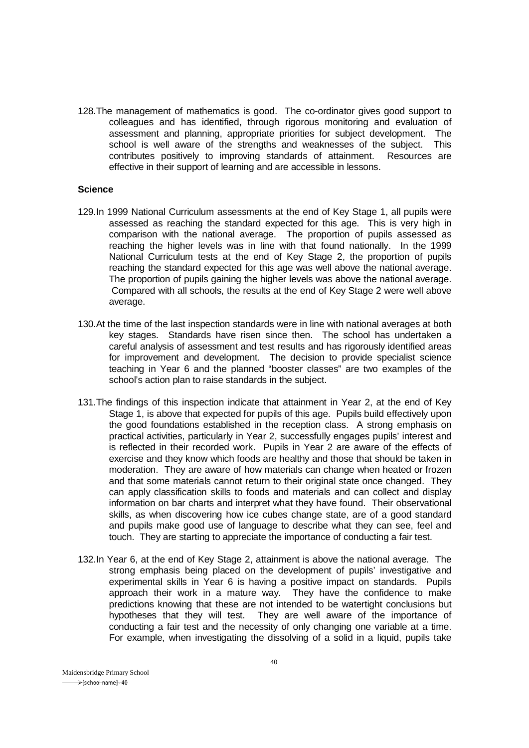128.The management of mathematics is good. The co-ordinator gives good support to colleagues and has identified, through rigorous monitoring and evaluation of assessment and planning, appropriate priorities for subject development. The school is well aware of the strengths and weaknesses of the subject. This contributes positively to improving standards of attainment. Resources are effective in their support of learning and are accessible in lessons.

### Science

129.In 1999 National Curriculum assessments at the end of Key Stage 1, all pupils were assessed as reaching the standard expected for this age. This is very high in comparison with the national average. The proportion of pupils assessed as reaching the higher levels was in line with that found nationally. In the 1999 National Curriculum tests at the end of Key Stage 2, the proportion of pupils reaching the standard expected for this age was well above the national average. The proportion of pupils gaining the higher levels was above the national average. Compared with all schools, the results at the end of Key Stage 2 were well above average.

130.At the time of the last inspection standards were in line with national averages at both key stages. Standards have risen since then. The school has undertaken a careful analysis of assessment and test results and has rigorously identified areas for improvement and development. The decision to provide specialist science teaching in Year 6 and the planned "booster classes" are two examples of the school's action plan to raise standards in the subject.

131.The findings of this inspection indicate that attainment in Year 2, at the end of Key Stage 1, is above that expected for pupils of this age. Pupils build effectively upon the good foundations established in the reception class. A strong emphasis on practical activities, particularly in Year 2, successfully engages pupils' interest and is reflected in their recorded work. Pupils in Year 2 are aware of the effects of exercise and they know which foods are healthy and those that should be taken in moderation. They are aware of how materials can change when heated or frozen and that some materials cannot return to their original state once changed. They can apply classification skills to foods and materials and can collect and display information on bar charts and interpret what they have found. Their observational skills, as when discovering how ice cubes change state, are of a good standard and pupils make good use of language to describe what they can see, feel and touch. They are starting to appreciate the importance of conducting a fair test.

132.In Year 6, at the end of Key Stage 2, attainment is above the national average. The strong emphasis being placed on the development of pupils' investigative and experimental skills in Year 6 is having a positive impact on standards. Pupils approach their work in a mature way. They have the confidence to make predictions knowing that these are not intended to be watertight conclusions but hypotheses that they will test. They are well aware of the importance of conducting a fair test and the necessity of only changing one variable at a time. For example, when investigating the dissolving of a solid in a liquid, pupils take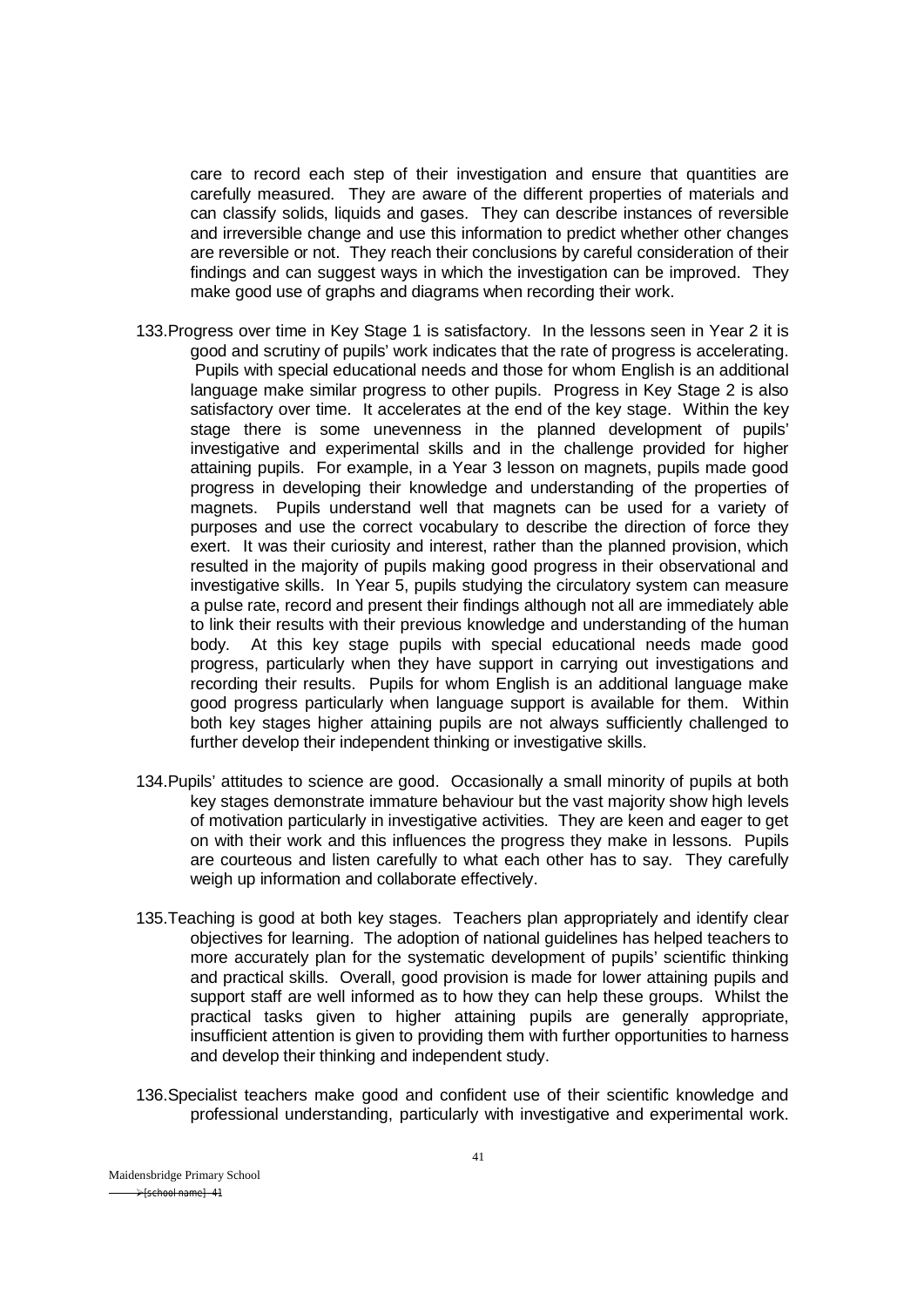care to record each step of their investigation and ensure that quantities are carefully measured. They are aware of the different properties of materials and can classify solids, liquids and gases. They can describe instances of reversible and irreversible change and use this information to predict whether other changes are reversible or not. They reach their conclusions by careful consideration of their findings and can suggest ways in which the investigation can be improved. They make good use of graphs and diagrams when recording their work.

133. Progress over time in Key Stage 1 is satisfactory. In the lessons seen in Year 2 it is good and scrutiny of pupils' work indicates that the rate of progress is accelerating. Pupils with special educational needs and those for whom English is an additional language make similar progress to other pupils. Progress in Key Stage 2 is also satisfactory over time. It accelerates at the end of the key stage. Within the key stage there is some unevenness in the planned development of pupils' investigative and experimental skills and in the challenge provided for higher attaining pupils. For example, in a Year 3 lesson on magnets, pupils made good progress in developing their knowledge and understanding of the properties of magnets. Pupils understand well that magnets can be used for a variety of purposes and use the correct vocabulary to describe the direction of force they exert. It was their curiosity and interest, rather than the planned provision, which resulted in the majority of pupils making good progress in their observational and investigative skills. In Year 5, pupils studying the circulatory system can measure a pulse rate, record and present their findings although not all are immediately able to link their results with their previous knowledge and understanding of the human body. At this key stage pupils with special educational needs made good progress, particularly when they have support in carrying out investigations and recording their results. Pupils for whom English is an additional language make good progress particularly when language support is available for them. Within both key stages higher attaining pupils are not always sufficiently challenged to further develop their independent thinking or investigative skills.

134. Pupils' attitudes to science are good. Occasionally a small minority of pupils at both key stages demonstrate immature behaviour but the vast majority show high levels of motivation particularly in investigative activities. They are keen and eager to get on with their work and this influences the progress they make in lessons. Pupils are courteous and listen carefully to what each other has to say. They carefully weigh up information and collaborate effectively.

135. Teaching is good at both key stages. Teachers plan appropriately and identify clear objectives for learning. The adoption of national guidelines has helped teachers to more accurately plan for the systematic development of pupils' scientific thinking and practical skills. Overall, good provision is made for lower attaining pupils and support staff are well informed as to how they can help these groups. Whilst the practical tasks given to higher attaining pupils are generally appropriate, insufficient attention is given to providing them with further opportunities to harness and develop their thinking and independent study.

136. Specialist teachers make good and confident use of their scientific knowledge and professional understanding, particularly with investigative and experimental work.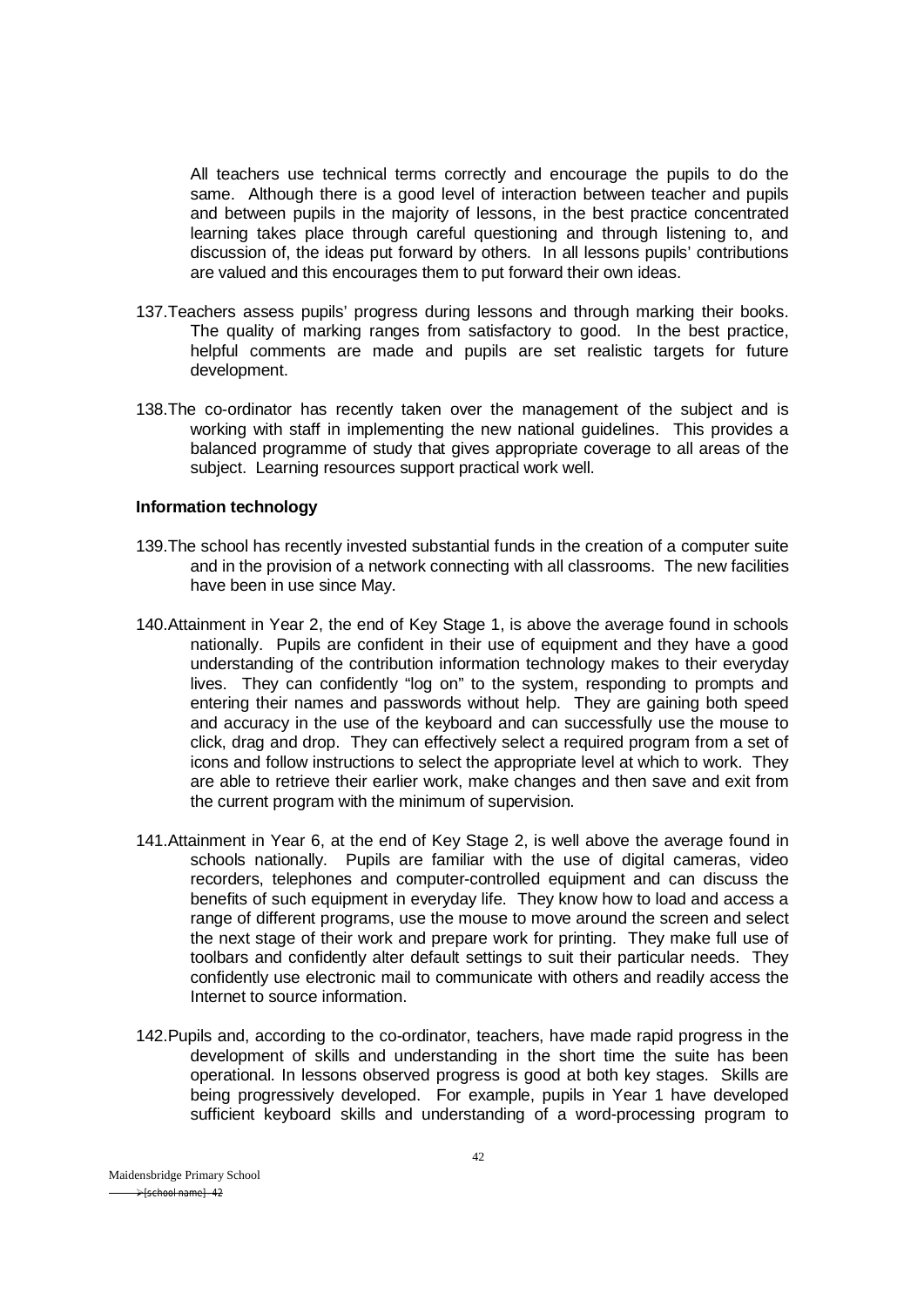All teachers use technical terms correctly and encourage the pupils to do the same. Although there is a good level of interaction between teacher and pupils and between pupils in the majority of lessons, in the best practice concentrated learning takes place through careful questioning and through listening to, and discussion of, the ideas put forward by others. In all lessons pupils' contributions are valued and this encourages them to put forward their own ideas.

137. Teachers assess pupils' progress during lessons and through marking their books. The quality of marking ranges from satisfactory to good. In the best practice, helpful comments are made and pupils are set realistic targets for future development.

138. The co-ordinator has recently taken over the management of the subject and is working with staff in implementing the new national guidelines. This provides a balanced programme of study that gives appropriate coverage to all areas of the subject. Learning resources support practical work well.

**Information technology**

139. The school has recently invested substantial funds in the creation of a computer suite and in the provision of a network connecting with all classrooms. The new facilities have been in use since May.

140. Attainment in Year 2, the end of Key Stage 1, is above the average found in schools nationally. Pupils are confident in their use of equipment and they have a good understanding of the contribution information technology makes to their everyday lives. They can confidently "log on" to the system, responding to prompts and entering their names and passwords without help. They are gaining both speed and accuracy in the use of the keyboard and can successfully use the mouse to click, drag and drop. They can effectively select a required program from a set of icons and follow instructions to select the appropriate level at which to work. They are able to retrieve their earlier work, make changes and then save and exit from the current program with the minimum of supervision.

141. Attainment in Year 6, at the end of Key Stage 2, is well above the average found in schools nationally. Pupils are familiar with the use of digital cameras, video recorders, telephones and computer-controlled equipment and can discuss the benefits of such equipment in everyday life. They know how to load and access a range of different programs, use the mouse to move around the screen and select the next stage of their work and prepare work for printing. They make full use of toolbars and confidently alter default settings to suit their particular needs. They confidently use electronic mail to communicate with others and readily access the Internet to source information.

142. Pupils and, according to the co-ordinator, teachers, have made rapid progress in the development of skills and understanding in the short time the suite has been operational. In lessons observed progress is good at both key stages. Skills are being progressively developed. For example, pupils in Year 1 have developed sufficient keyboard skills and understanding of a word-processing program to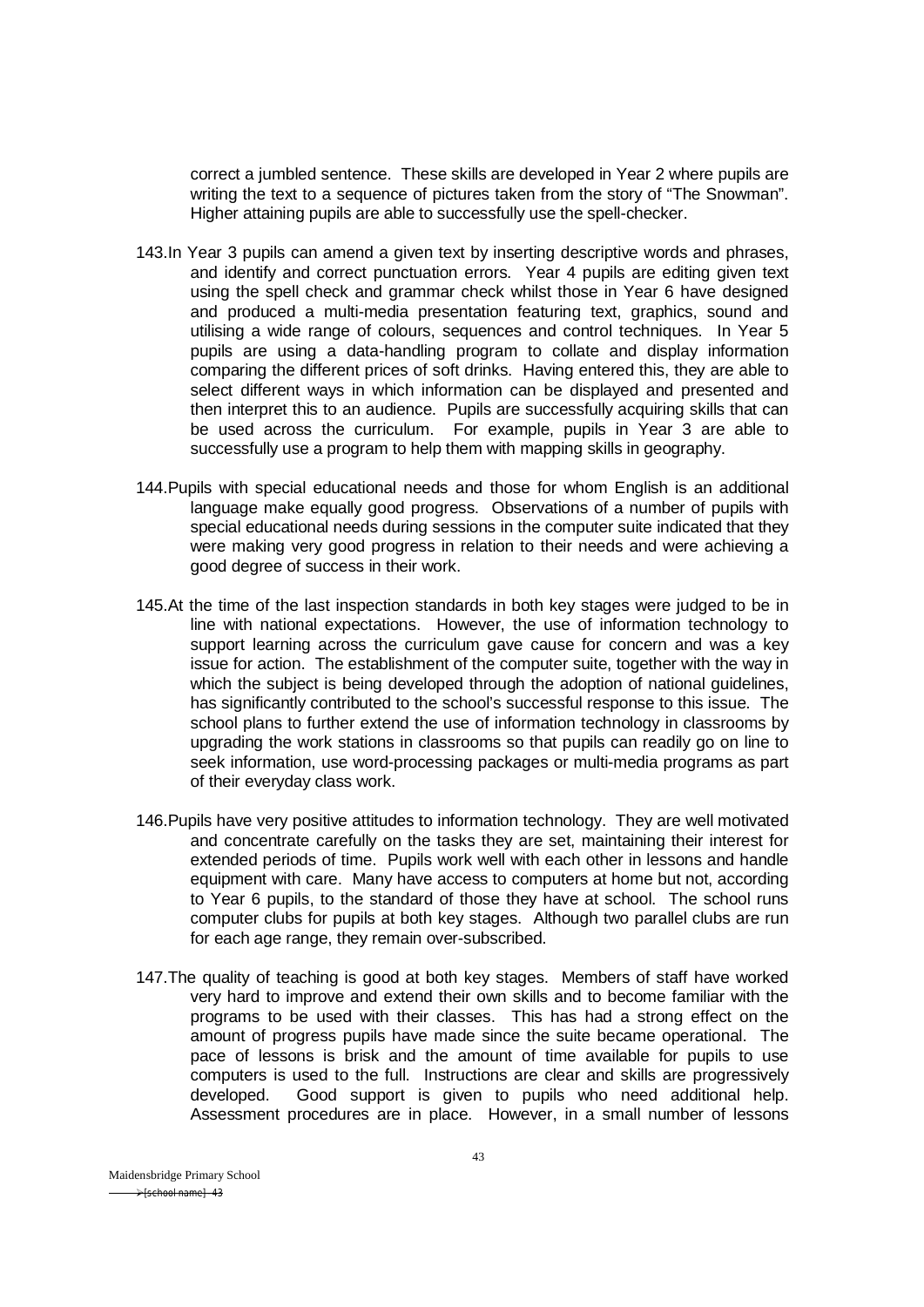correct a jumbled sentence. These skills are developed in Year 2 where pupils are writing the text to a sequence of pictures taken from the story of "The Snowman". Higher attaining pupils are able to successfully use the spell-checker.

143. In Year 3 pupils can amend a given text by inserting descriptive words and phrases, and identify and correct punctuation errors. Year 4 pupils are editing given text using the spell check and grammar check whilst those in Year 6 have designed and produced a multi-media presentation featuring text, graphics, sound and utilising a wide range of colours, sequences and control techniques. In Year 5 pupils are using a data-handling program to collate and display information comparing the different prices of soft drinks. Having entered this, they are able to select different ways in which information can be displayed and presented and then interpret this to an audience. Pupils are successfully acquiring skills that can be used across the curriculum. For example, pupils in Year 3 are able to successfully use a program to help them with mapping skills in geography.

144. Pupils with special educational needs and those for whom English is an additional language make equally good progress. Observations of a number of pupils with special educational needs during sessions in the computer suite indicated that they were making very good progress in relation to their needs and were achieving a good degree of success in their work.

145. At the time of the last inspection standards in both key stages were judged to be in line with national expectations. However, the use of information technology to support learning across the curriculum gave cause for concern and was a key issue for action. The establishment of the computer suite, together with the way in which the subject is being developed through the adoption of national guidelines, has significantly contributed to the school's successful response to this issue. The school plans to further extend the use of information technology in classrooms by upgrading the work stations in classrooms so that pupils can readily go on line to seek information, use word-processing packages or multi-media programs as part of their everyday class work.

146. Pupils have very positive attitudes to information technology. They are well motivated and concentrate carefully on the tasks they are set, maintaining their interest for extended periods of time. Pupils work well with each other in lessons and handle equipment with care. Many have access to computers at home but not, according to Year 6 pupils, to the standard of those they have at school. The school runs computer clubs for pupils at both key stages. Although two parallel clubs are run for each age range, they remain over-subscribed.

147. The quality of teaching is good at both key stages. Members of staff have worked very hard to improve and extend their own skills and to become familiar with the programs to be used with their classes. This has had a strong effect on the amount of progress pupils have made since the suite became operational. The pace of lessons is brisk and the amount of time available for pupils to use computers is used to the full. Instructions are clear and skills are progressively developed. Good support is given to pupils who need additional help. Assessment procedures are in place. However, in a small number of lessons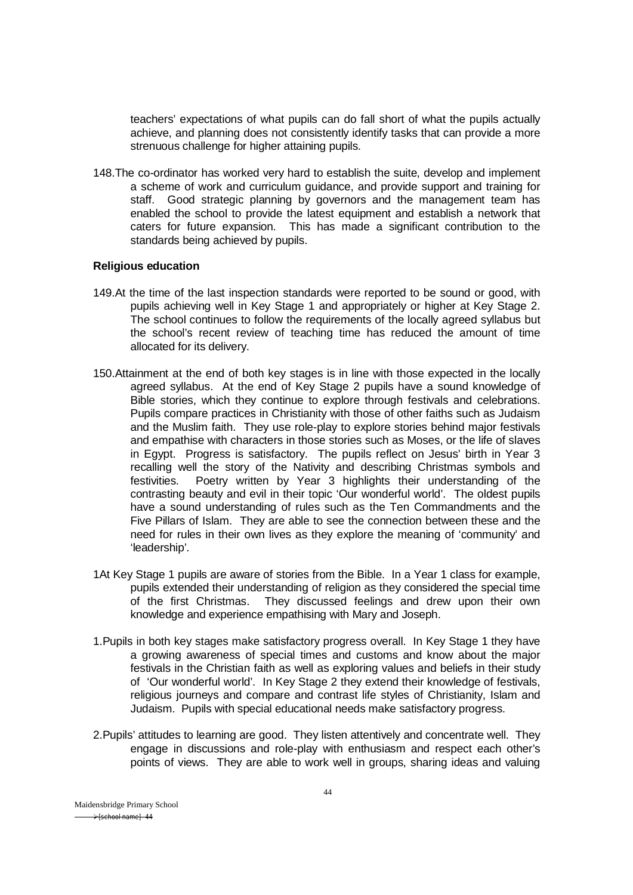teachers' expectations of what pupils can do fall short of what the pupils actually achieve, and planning does not consistently identify tasks that can provide a more strenuous challenge for higher attaining pupils.

148.The co-ordinator has worked very hard to establish the suite, develop and implement a scheme of work and curriculum guidance, and provide support and training for staff. Good strategic planning by governors and the management team has enabled the school to provide the latest equipment and establish a network that caters for future expansion. This has made a significant contribution to the standards being achieved by pupils.

**Religious education**

149.At the time of the last inspection standards were reported to be sound or good, with pupils achieving well in Key Stage 1 and appropriately or higher at Key Stage 2. The school continues to follow the requirements of the locally agreed syllabus but the school's recent review of teaching time has reduced the amount of time allocated for its delivery.

150.Attainment at the end of both key stages is in line with those expected in the locally agreed syllabus. At the end of Key Stage 2 pupils have a sound knowledge of Bible stories, which they continue to explore through festivals and celebrations. Pupils compare practices in Christianity with those of other faiths such as Judaism and the Muslim faith. They use role-play to explore stories behind major festivals and empathise with characters in those stories such as Moses, or the life of slaves in Egypt. Progress is satisfactory. The pupils reflect on Jesus' birth in Year 3 recalling well the story of the Nativity and describing Christmas symbols and festivities. Poetry written by Year 3 highlights their understanding of the contrasting beauty and evil in their topic 'Our wonderful world'. The oldest pupils have a sound understanding of rules such as the Ten Commandments and the Five Pillars of Islam. They are able to see the connection between these and the need for rules in their own lives as they explore the meaning of 'community' and 'leadership'.

1At Key Stage 1 pupils are aware of stories from the Bible. In a Year 1 class for example, pupils extended their understanding of religion as they considered the special time of the first Christmas. They discussed feelings and drew upon their own knowledge and experience empathising with Mary and Joseph.

1.Pupils in both key stages make satisfactory progress overall. In Key Stage 1 they have a growing awareness of special times and customs and know about the major festivals in the Christian faith as well as exploring values and beliefs in their study of 'Our wonderful world'. In Key Stage 2 they extend their knowledge of festivals, religious journeys and compare and contrast life styles of Christianity, Islam and Judaism. Pupils with special educational needs make satisfactory progress.

2.Pupils' attitudes to learning are good. They listen attentively and concentrate well. They engage in discussions and role-play with enthusiasm and respect each other's points of views. They are able to work well in groups, sharing ideas and valuing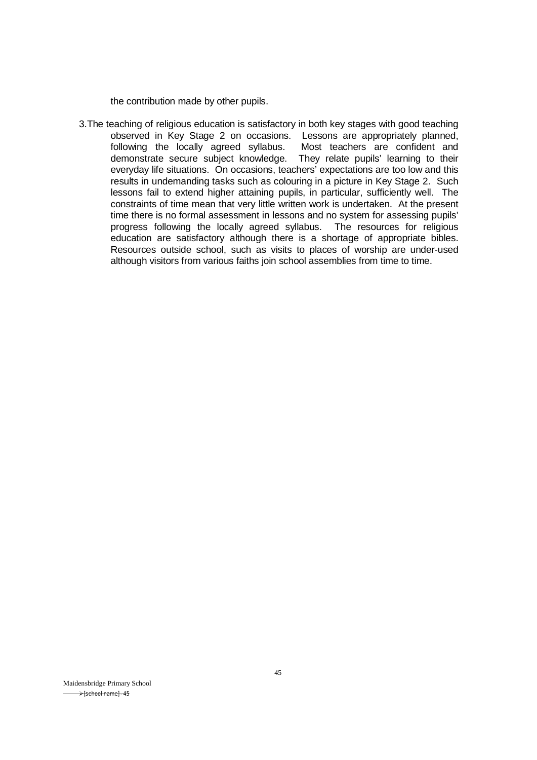the contribution made by other pupils.

3. The teaching of religious education is satisfactory in both key stages with good teaching observed in Key Stage 2 on occasions. Lessons are appropriately planned, following the locally agreed syllabus. Most teachers are confident and demonstrate secure subject knowledge. They relate pupils' learning to their everyday life situations. On occasions, teachers' expectations are too low and this results in undemanding tasks such as colouring in a picture in Key Stage 2. Such lessons fail to extend higher attaining pupils, in particular, sufficiently well. The constraints of time mean that very little written work is undertaken. At the present time there is no formal assessment in lessons and no system for assessing pupils' progress following the locally agreed syllabus. The resources for religious education are satisfactory although there is a shortage of appropriate bibles. Resources outside school, such as visits to places of worship are under-used although visitors from various faiths join school assemblies from time to time.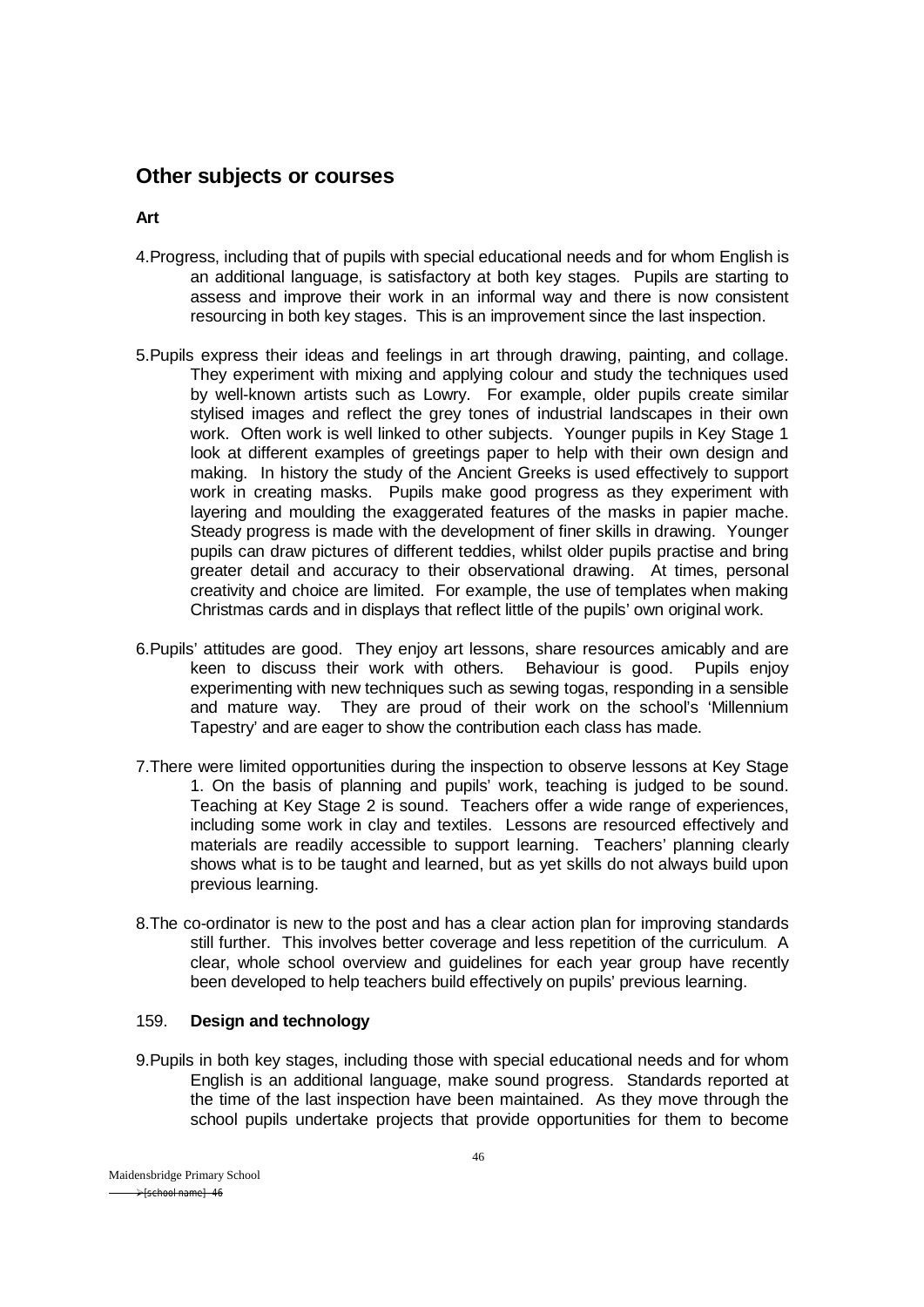## Other subjects or courses

### Art

4. Progress, including that of pupils with special educational needs and for whom English is an additional language, is satisfactory at both key stages. Pupils are starting to assess and improve their work in an informal way and there is now consistent resourcing in both key stages. This is an improvement since the last inspection.

5. Pupils express their ideas and feelings in art through drawing, painting, and collage. They experiment with mixing and applying colour and study the techniques used by well-known artists such as Lowry. For example, older pupils create similar stylised images and reflect the grey tones of industrial landscapes in their own work. Often work is well linked to other subjects. Younger pupils in Key Stage 1 look at different examples of greetings paper to help with their own design and making. In history the study of the Ancient Greeks is used effectively to support work in creating masks. Pupils make good progress as they experiment with layering and moulding the exaggerated features of the masks in papier mache. Steady progress is made with the development of finer skills in drawing. Younger pupils can draw pictures of different teddies, whilst older pupils practise and bring greater detail and accuracy to their observational drawing. At times, personal creativity and choice are limited. For example, the use of templates when making Christmas cards and in displays that reflect little of the pupils' own original work.

6. Pupils' attitudes are good. They enjoy art lessons, share resources amicably and are keen to discuss their work with others. Behaviour is good. Pupils enjoy experimenting with new techniques such as sewing togas, responding in a sensible and mature way. They are proud of their work on the school's 'Millennium Tapestry' and are eager to show the contribution each class has made.

7. There were limited opportunities during the inspection to observe lessons at Key Stage 1. On the basis of planning and pupils' work, teaching is judged to be sound. Teaching at Key Stage 2 is sound. Teachers offer a wide range of experiences, including some work in clay and textiles. Lessons are resourced effectively and materials are readily accessible to support learning. Teachers' planning clearly shows what is to be taught and learned, but as yet skills do not always build upon previous learning.

8. The co-ordinator is new to the post and has a clear action plan for improving standards still further. This involves better coverage and less repetition of the curriculum. A clear, whole school overview and guidelines for each year group have recently been developed to help teachers build effectively on pupils' previous learning.

### 159. Design and technology

9. Pupils in both key stages, including those with special educational needs and for whom English is an additional language, make sound progress. Standards reported at the time of the last inspection have been maintained. As they move through the school pupils undertake projects that provide opportunities for them to become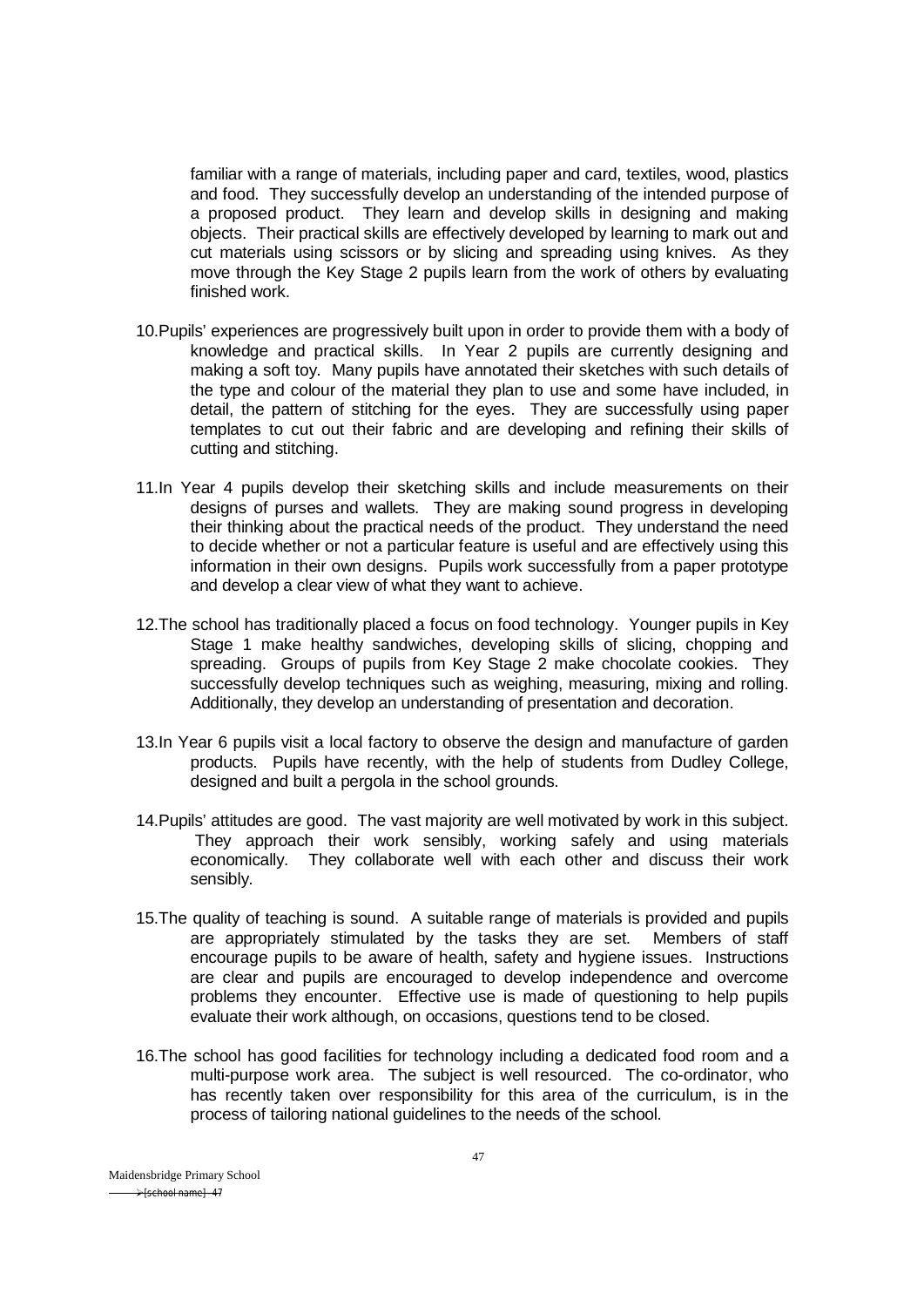familiar with a range of materials, including paper and card, textiles, wood, plastics and food. They successfully develop an understanding of the intended purpose of a proposed product. They learn and develop skills in designing and making objects. Their practical skills are effectively developed by learning to mark out and cut materials using scissors or by slicing and spreading using knives. As they move through the Key Stage 2 pupils learn from the work of others by evaluating finished work.

10. Pupils' experiences are progressively built upon in order to provide them with a body of knowledge and practical skills. In Year 2 pupils are currently designing and making a soft toy. Many pupils have annotated their sketches with such details of the type and colour of the material they plan to use and some have included, in detail, the pattern of stitching for the eyes. They are successfully using paper templates to cut out their fabric and are developing and refining their skills of cutting and stitching.

11. In Year 4 pupils develop their sketching skills and include measurements on their designs of purses and wallets. They are making sound progress in developing their thinking about the practical needs of the product. They understand the need to decide whether or not a particular feature is useful and are effectively using this information in their own designs. Pupils work successfully from a paper prototype and develop a clear view of what they want to achieve.

12. The school has traditionally placed a focus on food technology. Younger pupils in Key Stage 1 make healthy sandwiches, developing skills of slicing, chopping and spreading. Groups of pupils from Key Stage 2 make chocolate cookies. They successfully develop techniques such as weighing, measuring, mixing and rolling. Additionally, they develop an understanding of presentation and decoration.

13. In Year 6 pupils visit a local factory to observe the design and manufacture of garden products. Pupils have recently, with the help of students from Dudley College, designed and built a pergola in the school grounds.

14. Pupils' attitudes are good. The vast majority are well motivated by work in this subject. They approach their work sensibly, working safely and using materials economically. They collaborate well with each other and discuss their work sensibly.

15. The quality of teaching is sound. A suitable range of materials is provided and pupils are appropriately stimulated by the tasks they are set. Members of staff encourage pupils to be aware of health, safety and hygiene issues. Instructions are clear and pupils are encouraged to develop independence and overcome problems they encounter. Effective use is made of questioning to help pupils evaluate their work although, on occasions, questions tend to be closed.

16. The school has good facilities for technology including a dedicated food room and a multi-purpose work area. The subject is well resourced. The co-ordinator, who has recently taken over responsibility for this area of the curriculum, is in the process of tailoring national guidelines to the needs of the school.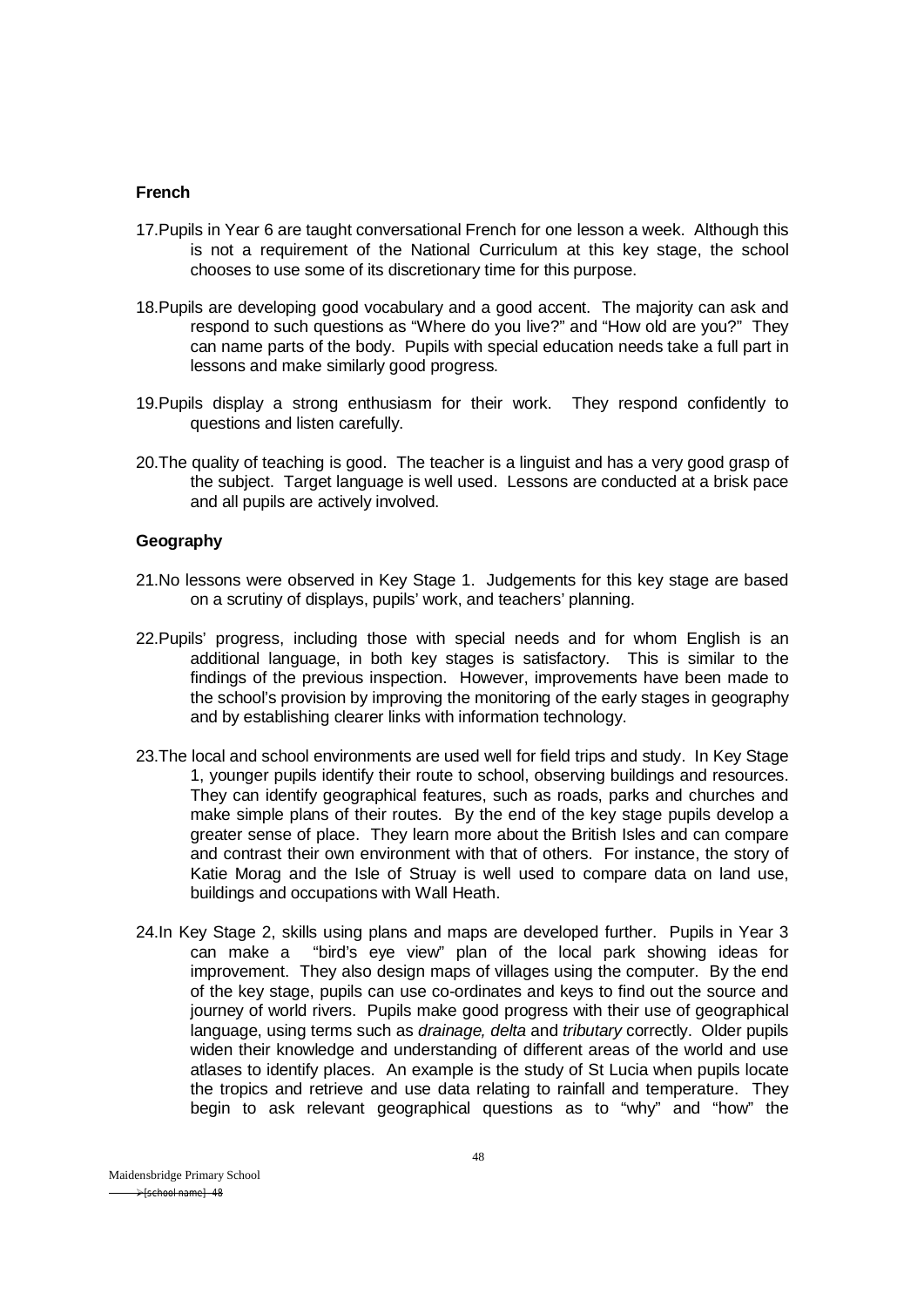### French

17. Pupils in Year 6 are taught conversational French for one lesson a week. Although this is not a requirement of the National Curriculum at this key stage, the school chooses to use some of its discretionary time for this purpose.

18. Pupils are developing good vocabulary and a good accent. The majority can ask and respond to such questions as "Where do you live?" and "How old are you?" They can name parts of the body. Pupils with special education needs take a full part in lessons and make similarly good progress.

19. Pupils display a strong enthusiasm for their work. They respond confidently to questions and listen carefully.

20. The quality of teaching is good. The teacher is a linguist and has a very good grasp of the subject. Target language is well used. Lessons are conducted at a brisk pace and all pupils are actively involved.

### Geography

21. No lessons were observed in Key Stage 1. Judgements for this key stage are based on a scrutiny of displays, pupils' work, and teachers' planning.

22. Pupils' progress, including those with special needs and for whom English is an additional language, in both key stages is satisfactory. This is similar to the findings of the previous inspection. However, improvements have been made to the school's provision by improving the monitoring of the early stages in geography and by establishing clearer links with information technology.

23. The local and school environments are used well for field trips and study. In Key Stage 1, younger pupils identify their route to school, observing buildings and resources. They can identify geographical features, such as roads, parks and churches and make simple plans of their routes. By the end of the key stage pupils develop a greater sense of place. They learn more about the British Isles and can compare and contrast their own environment with that of others. For instance, the story of Katie Morag and the Isle of Struay is well used to compare data on land use, buildings and occupations with Wall Heath.

24. In Key Stage 2, skills using plans and maps are developed further. Pupils in Year 3 can make a "bird's eye view" plan of the local park showing ideas for improvement. They also design maps of villages using the computer. By the end of the key stage, pupils can use co-ordinates and keys to find out the source and journey of world rivers. Pupils make good progress with their use of geographical language, using terms such as *drainage, delta* and *tributary* correctly. Older pupils widen their knowledge and understanding of different areas of the world and use atlases to identify places. An example is the study of St Lucia when pupils locate the tropics and retrieve and use data relating to rainfall and temperature. They begin to ask relevant geographical questions as to "why" and "how" the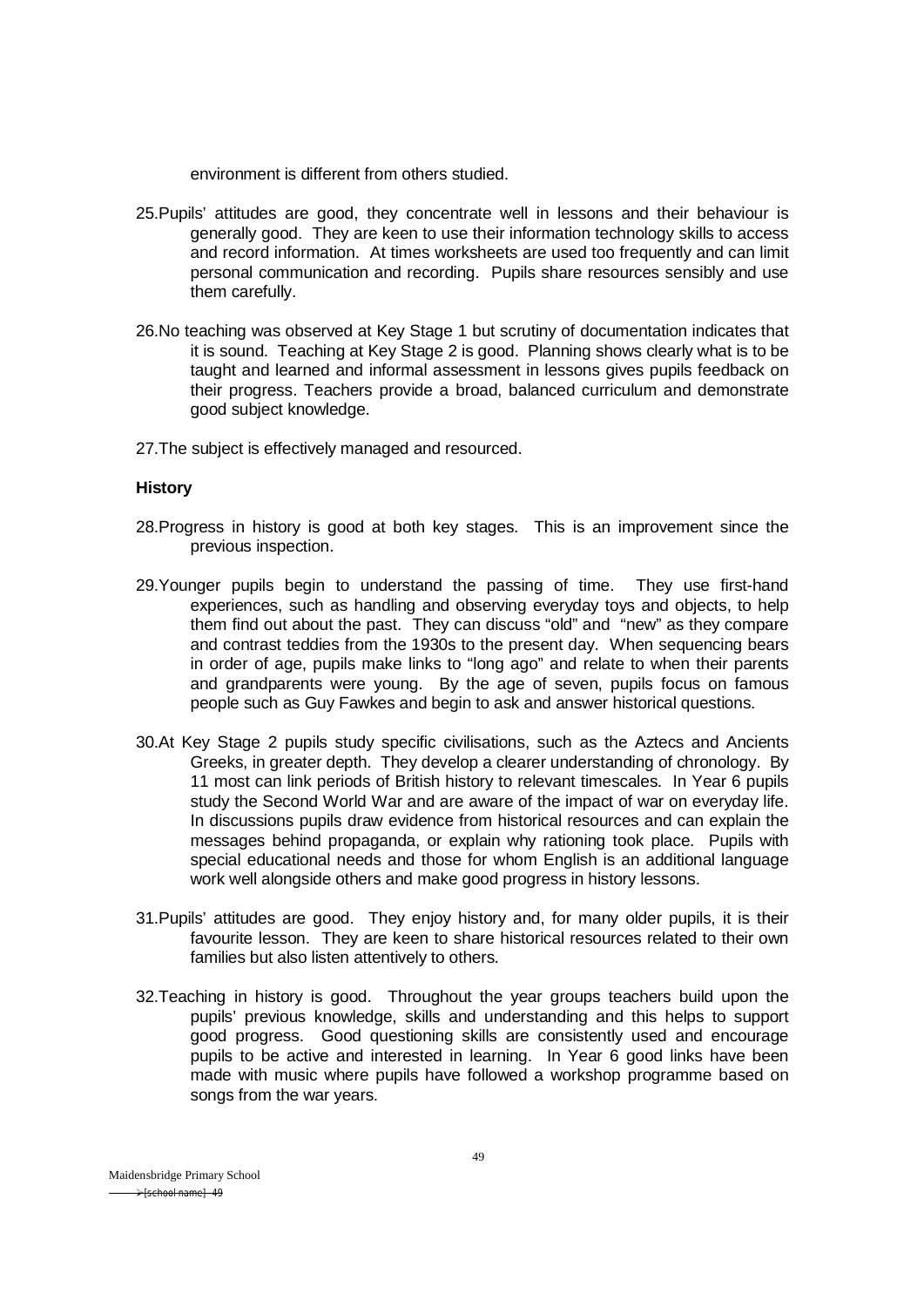environment is different from others studied.

25.Pupils' attitudes are good, they concentrate well in lessons and their behaviour is generally good. They are keen to use their information technology skills to access and record information. At times worksheets are used too frequently and can limit personal communication and recording. Pupils share resources sensibly and use them carefully.

26.No teaching was observed at Key Stage 1 but scrutiny of documentation indicates that it is sound. Teaching at Key Stage 2 is good. Planning shows clearly what is to be taught and learned and informal assessment in lessons gives pupils feedback on their progress. Teachers provide a broad, balanced curriculum and demonstrate good subject knowledge.

27.The subject is effectively managed and resourced.

**History**

28.Progress in history is good at both key stages. This is an improvement since the previous inspection.

29.Younger pupils begin to understand the passing of time. They use first-hand experiences, such as handling and observing everyday toys and objects, to help them find out about the past. They can discuss "old" and "new" as they compare and contrast teddies from the 1930s to the present day. When sequencing bears in order of age, pupils make links to "long ago" and relate to when their parents and grandparents were young. By the age of seven, pupils focus on famous people such as Guy Fawkes and begin to ask and answer historical questions.

30.At Key Stage 2 pupils study specific civilisations, such as the Aztecs and Ancients Greeks, in greater depth. They develop a clearer understanding of chronology. By 11 most can link periods of British history to relevant timescales. In Year 6 pupils study the Second World War and are aware of the impact of war on everyday life. In discussions pupils draw evidence from historical resources and can explain the messages behind propaganda, or explain why rationing took place. Pupils with special educational needs and those for whom English is an additional language work well alongside others and make good progress in history lessons.

31.Pupils' attitudes are good. They enjoy history and, for many older pupils, it is their favourite lesson. They are keen to share historical resources related to their own families but also listen attentively to others.

32.Teaching in history is good. Throughout the year groups teachers build upon the pupils' previous knowledge, skills and understanding and this helps to support good progress. Good questioning skills are consistently used and encourage pupils to be active and interested in learning. In Year 6 good links have been made with music where pupils have followed a workshop programme based on songs from the war years.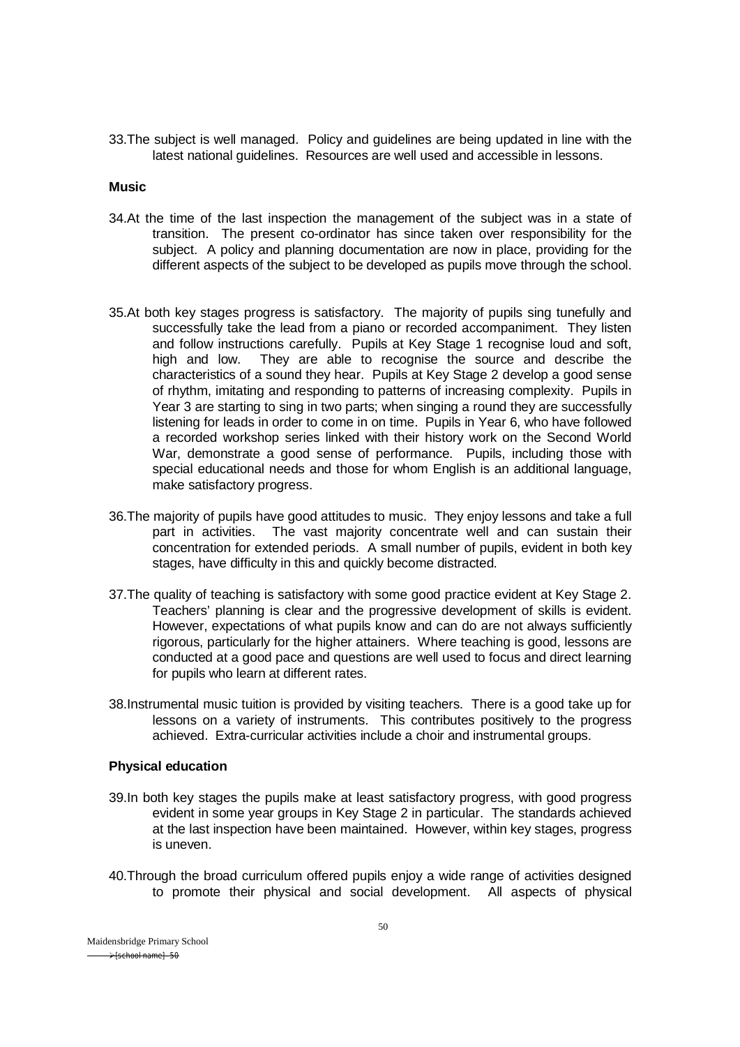33.The subject is well managed. Policy and guidelines are being updated in line with the latest national guidelines. Resources are well used and accessible in lessons.

### Music

34.At the time of the last inspection the management of the subject was in a state of transition. The present co-ordinator has since taken over responsibility for the subject. A policy and planning documentation are now in place, providing for the different aspects of the subject to be developed as pupils move through the school.

35.At both key stages progress is satisfactory. The majority of pupils sing tunefully and successfully take the lead from a piano or recorded accompaniment. They listen and follow instructions carefully. Pupils at Key Stage 1 recognise loud and soft, high and low. They are able to recognise the source and describe the characteristics of a sound they hear. Pupils at Key Stage 2 develop a good sense of rhythm, imitating and responding to patterns of increasing complexity. Pupils in Year 3 are starting to sing in two parts; when singing a round they are successfully listening for leads in order to come in on time. Pupils in Year 6, who have followed a recorded workshop series linked with their history work on the Second World War, demonstrate a good sense of performance. Pupils, including those with special educational needs and those for whom English is an additional language, make satisfactory progress.

36.The majority of pupils have good attitudes to music. They enjoy lessons and take a full part in activities. The vast majority concentrate well and can sustain their concentration for extended periods. A small number of pupils, evident in both key stages, have difficulty in this and quickly become distracted.

37.The quality of teaching is satisfactory with some good practice evident at Key Stage 2. Teachers' planning is clear and the progressive development of skills is evident. However, expectations of what pupils know and can do are not always sufficiently rigorous, particularly for the higher attainers. Where teaching is good, lessons are conducted at a good pace and questions are well used to focus and direct learning for pupils who learn at different rates.

38.Instrumental music tuition is provided by visiting teachers. There is a good take up for lessons on a variety of instruments. This contributes positively to the progress achieved. Extra-curricular activities include a choir and instrumental groups.

### Physical education

39.In both key stages the pupils make at least satisfactory progress, with good progress evident in some year groups in Key Stage 2 in particular. The standards achieved at the last inspection have been maintained. However, within key stages, progress is uneven.

40.Through the broad curriculum offered pupils enjoy a wide range of activities designed to promote their physical and social development. All aspects of physical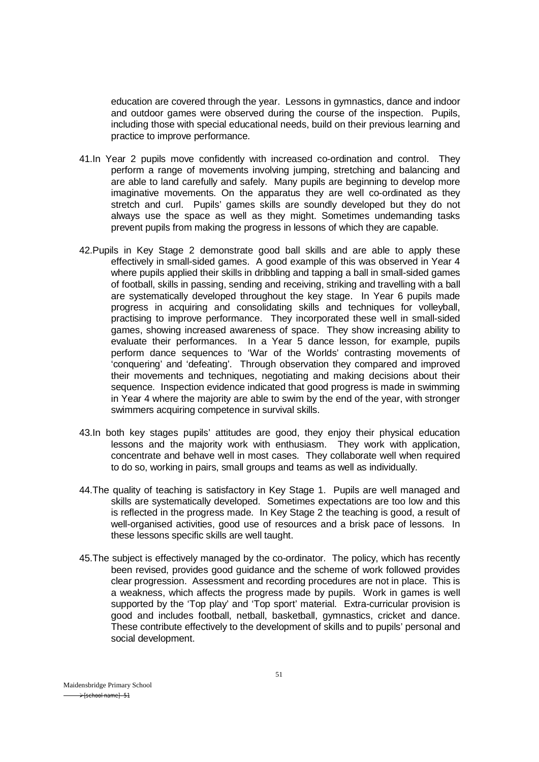education are covered through the year. Lessons in gymnastics, dance and indoor and outdoor games were observed during the course of the inspection. Pupils, including those with special educational needs, build on their previous learning and practice to improve performance.

41. In Year 2 pupils move confidently with increased co-ordination and control. They perform a range of movements involving jumping, stretching and balancing and are able to land carefully and safely. Many pupils are beginning to develop more imaginative movements. On the apparatus they are well co-ordinated as they stretch and curl. Pupils' games skills are soundly developed but they do not always use the space as well as they might. Sometimes undemanding tasks prevent pupils from making the progress in lessons of which they are capable.

42. Pupils in Key Stage 2 demonstrate good ball skills and are able to apply these effectively in small-sided games. A good example of this was observed in Year 4 where pupils applied their skills in dribbling and tapping a ball in small-sided games of football, skills in passing, sending and receiving, striking and travelling with a ball are systematically developed throughout the key stage. In Year 6 pupils made progress in acquiring and consolidating skills and techniques for volleyball, practising to improve performance. They incorporated these well in small-sided games, showing increased awareness of space. They show increasing ability to evaluate their performances. In a Year 5 dance lesson, for example, pupils perform dance sequences to 'War of the Worlds' contrasting movements of 'conquering' and 'defeating'. Through observation they compared and improved their movements and techniques, negotiating and making decisions about their sequence. Inspection evidence indicated that good progress is made in swimming in Year 4 where the majority are able to swim by the end of the year, with stronger swimmers acquiring competence in survival skills.

43. In both key stages pupils' attitudes are good, they enjoy their physical education lessons and the majority work with enthusiasm. They work with application, concentrate and behave well in most cases. They collaborate well when required to do so, working in pairs, small groups and teams as well as individually.

44. The quality of teaching is satisfactory in Key Stage 1. Pupils are well managed and skills are systematically developed. Sometimes expectations are too low and this is reflected in the progress made. In Key Stage 2 the teaching is good, a result of well-organised activities, good use of resources and a brisk pace of lessons. In these lessons specific skills are well taught.

45. The subject is effectively managed by the co-ordinator. The policy, which has recently been revised, provides good guidance and the scheme of work followed provides clear progression. Assessment and recording procedures are not in place. This is a weakness, which affects the progress made by pupils. Work in games is well supported by the 'Top play' and 'Top sport' material. Extra-curricular provision is good and includes football, netball, basketball, gymnastics, cricket and dance. These contribute effectively to the development of skills and to pupils' personal and social development.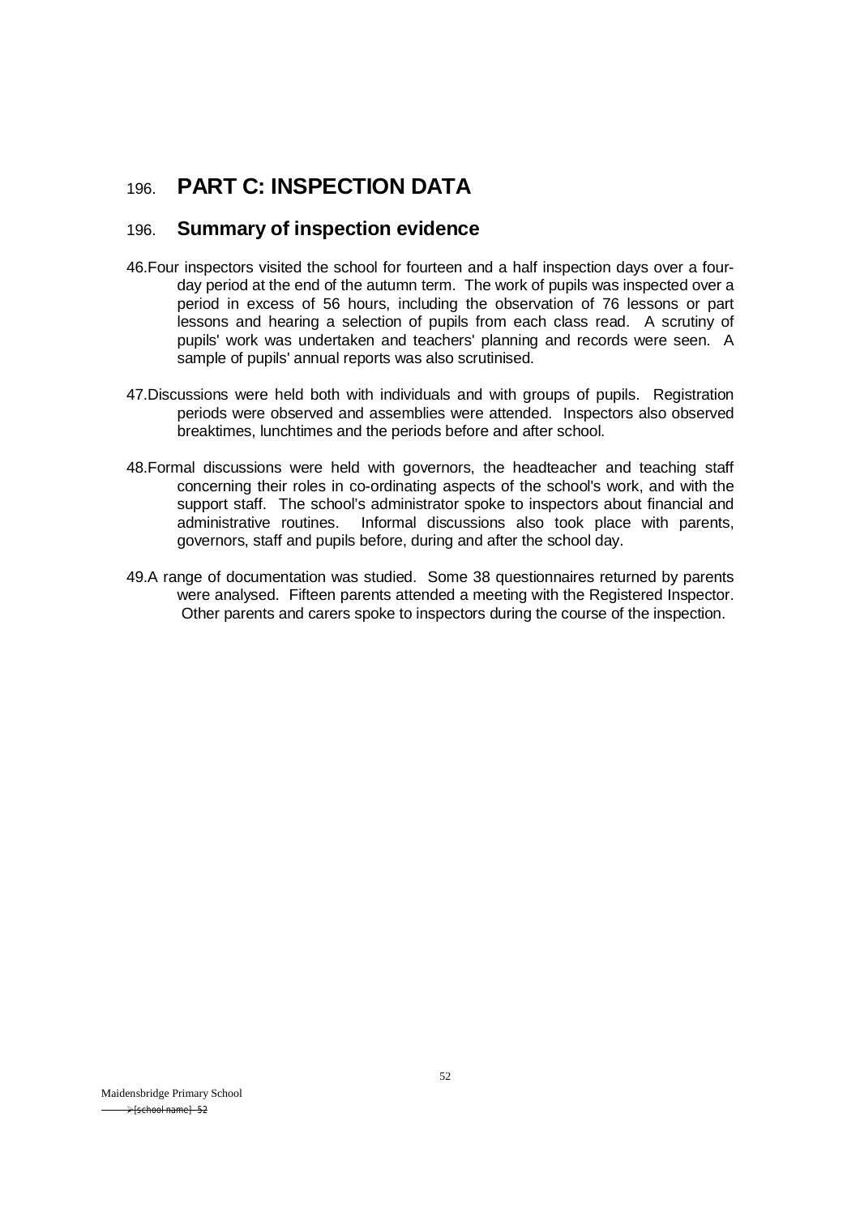## 196. **PART C: INSPECTION DATA**

### 196. **Summary of inspection evidence**

46.Four inspectors visited the school for fourteen and a half inspection days over a four-day period at the end of the autumn term. The work of pupils was inspected over a period in excess of 56 hours, including the observation of 76 lessons or part lessons and hearing a selection of pupils from each class read. A scrutiny of pupils' work was undertaken and teachers' planning and records were seen. A sample of pupils' annual reports was also scrutinised.

47.Discussions were held both with individuals and with groups of pupils. Registration periods were observed and assemblies were attended. Inspectors also observed breaktimes, lunchtimes and the periods before and after school.

48.Formal discussions were held with governors, the headteacher and teaching staff concerning their roles in co-ordinating aspects of the school's work, and with the support staff. The school's administrator spoke to inspectors about financial and administrative routines. Informal discussions also took place with parents, governors, staff and pupils before, during and after the school day.

49.A range of documentation was studied. Some 38 questionnaires returned by parents were analysed. Fifteen parents attended a meeting with the Registered Inspector. Other parents and carers spoke to inspectors during the course of the inspection.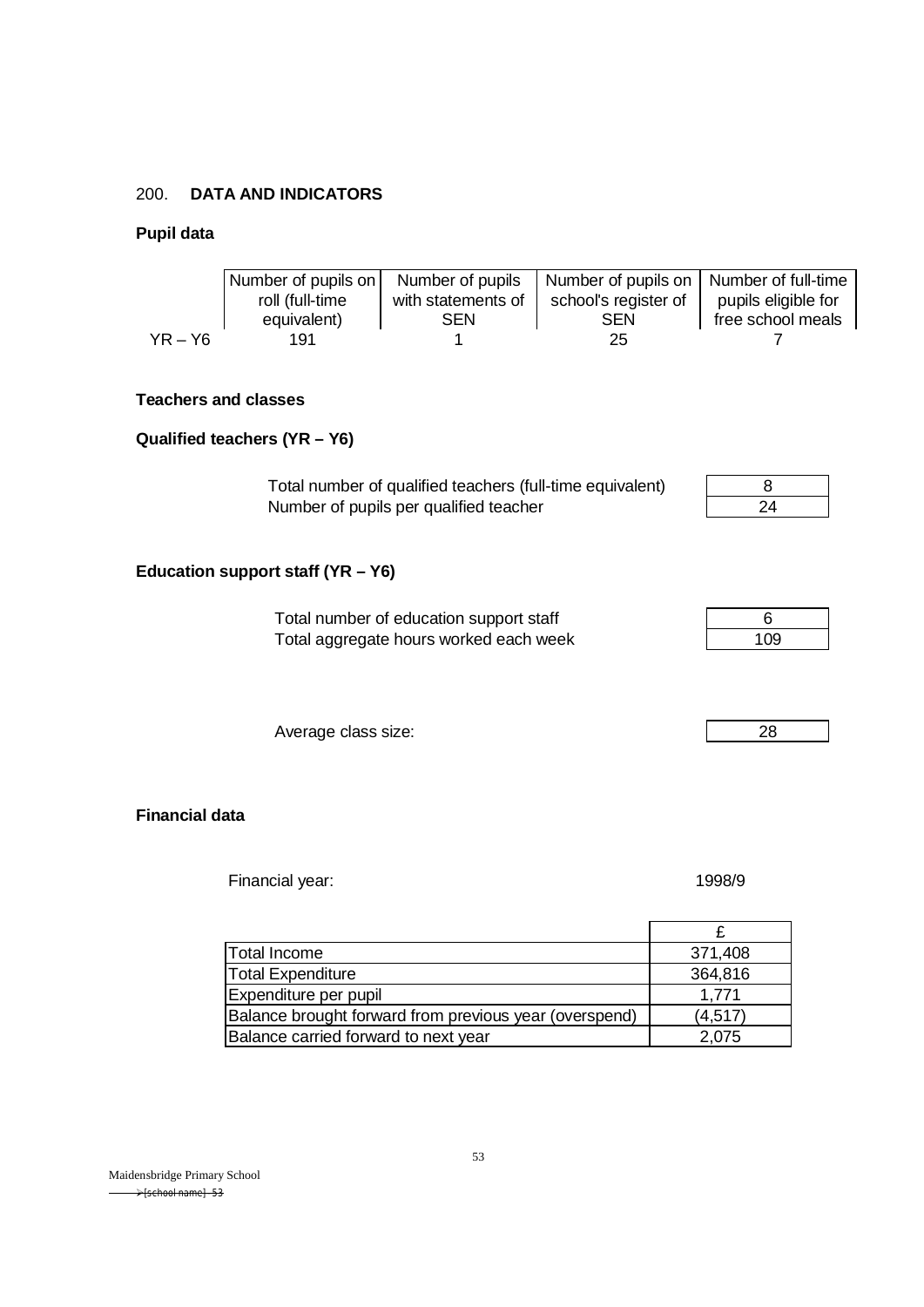200. **DATA AND INDICATORS**

**Pupil data**

| | Number of pupils on roll (full-time equivalent) | Number of pupils with statements of SEN | Number of pupils on school's register of SEN | Number of full-time pupils eligible for free school meals |
|---|---|---|---|---|
| YR – Y6 | 191 | 1 | 25 | 7 |

**Teachers and classes**

**Qualified teachers (YR – Y6)**

| | |
|---|---|
| Total number of qualified teachers (full-time equivalent) | 8 |
| Number of pupils per qualified teacher | 24 |

**Education support staff (YR – Y6)**

| | |
|---|---|
| Total number of education support staff | 6 |
| Total aggregate hours worked each week | 109 |

| | |
|---|---|
| Average class size: | 28 |

**Financial data**

Financial year: 1998/9

| | £ |
|---|---|
| Total Income | 371,408 |
| Total Expenditure | 364,816 |
| Expenditure per pupil | 1,771 |
| Balance brought forward from previous year (overspend) | (4,517) |
| Balance carried forward to next year | 2,075 |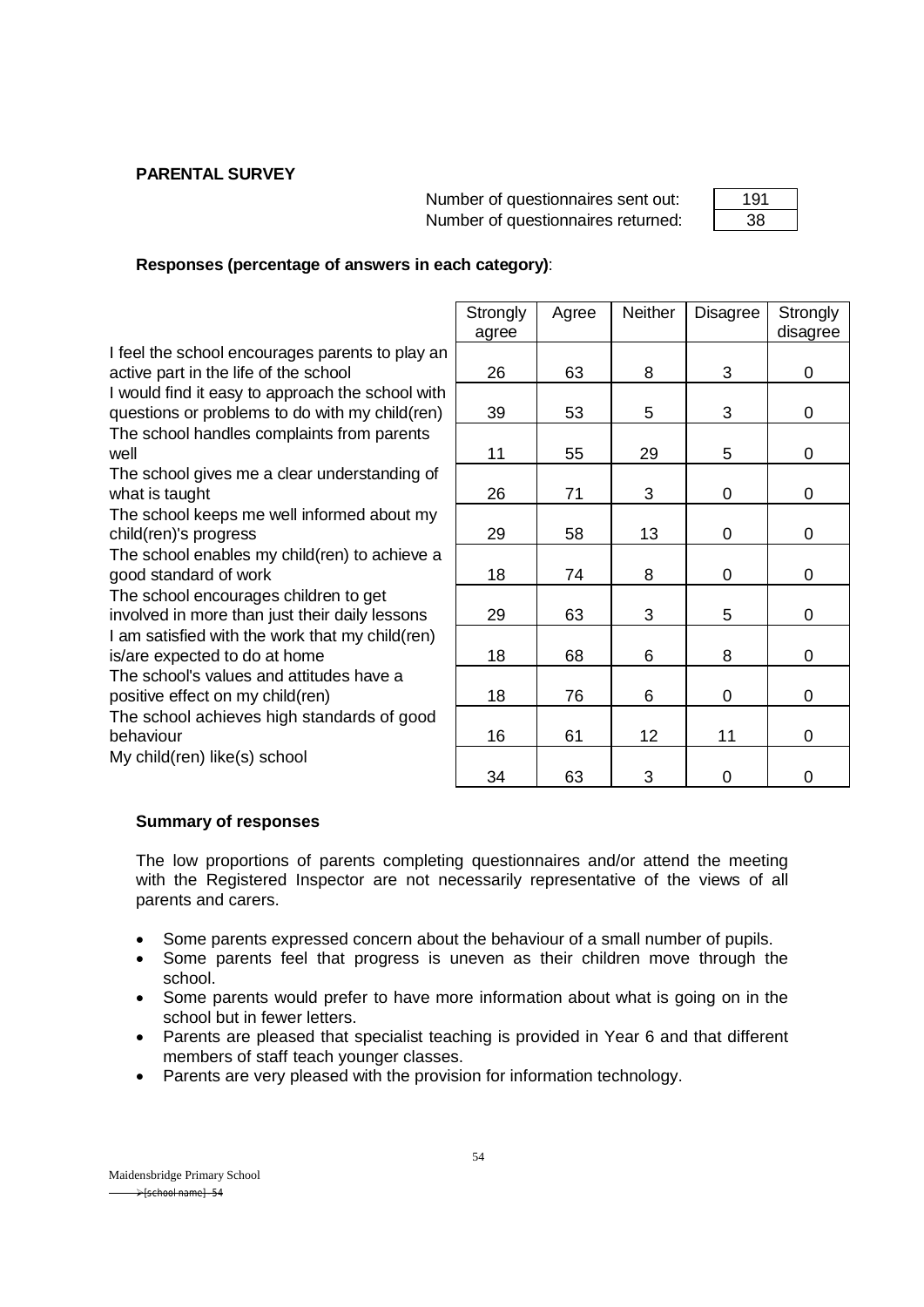**PARENTAL SURVEY**

| | |
|---|---|
| Number of questionnaires sent out: | 191 |
| Number of questionnaires returned: | 38 |

**Responses (percentage of answers in each category)**:

| | Strongly agree | Agree | Neither | Disagree | Strongly disagree |
|---|---|---|---|---|---|
| I feel the school encourages parents to play an active part in the life of the school | 26 | 63 | 8 | 3 | 0 |
| I would find it easy to approach the school with questions or problems to do with my child(ren) | 39 | 53 | 5 | 3 | 0 |
| The school handles complaints from parents well | 11 | 55 | 29 | 5 | 0 |
| The school gives me a clear understanding of what is taught | 26 | 71 | 3 | 0 | 0 |
| The school keeps me well informed about my child(ren)'s progress | 29 | 58 | 13 | 0 | 0 |
| The school enables my child(ren) to achieve a good standard of work | 18 | 74 | 8 | 0 | 0 |
| The school encourages children to get involved in more than just their daily lessons | 29 | 63 | 3 | 5 | 0 |
| I am satisfied with the work that my child(ren) is/are expected to do at home | 18 | 68 | 6 | 8 | 0 |
| The school's values and attitudes have a positive effect on my child(ren) | 18 | 76 | 6 | 0 | 0 |
| The school achieves high standards of good behaviour | 16 | 61 | 12 | 11 | 0 |
| My child(ren) like(s) school | 34 | 63 | 3 | 0 | 0 |

**Summary of responses**

The low proportions of parents completing questionnaires and/or attend the meeting with the Registered Inspector are not necessarily representative of the views of all parents and carers.

- Some parents expressed concern about the behaviour of a small number of pupils.
- Some parents feel that progress is uneven as their children move through the school.
- Some parents would prefer to have more information about what is going on in the school but in fewer letters.
- Parents are pleased that specialist teaching is provided in Year 6 and that different members of staff teach younger classes.
- Parents are very pleased with the provision for information technology.